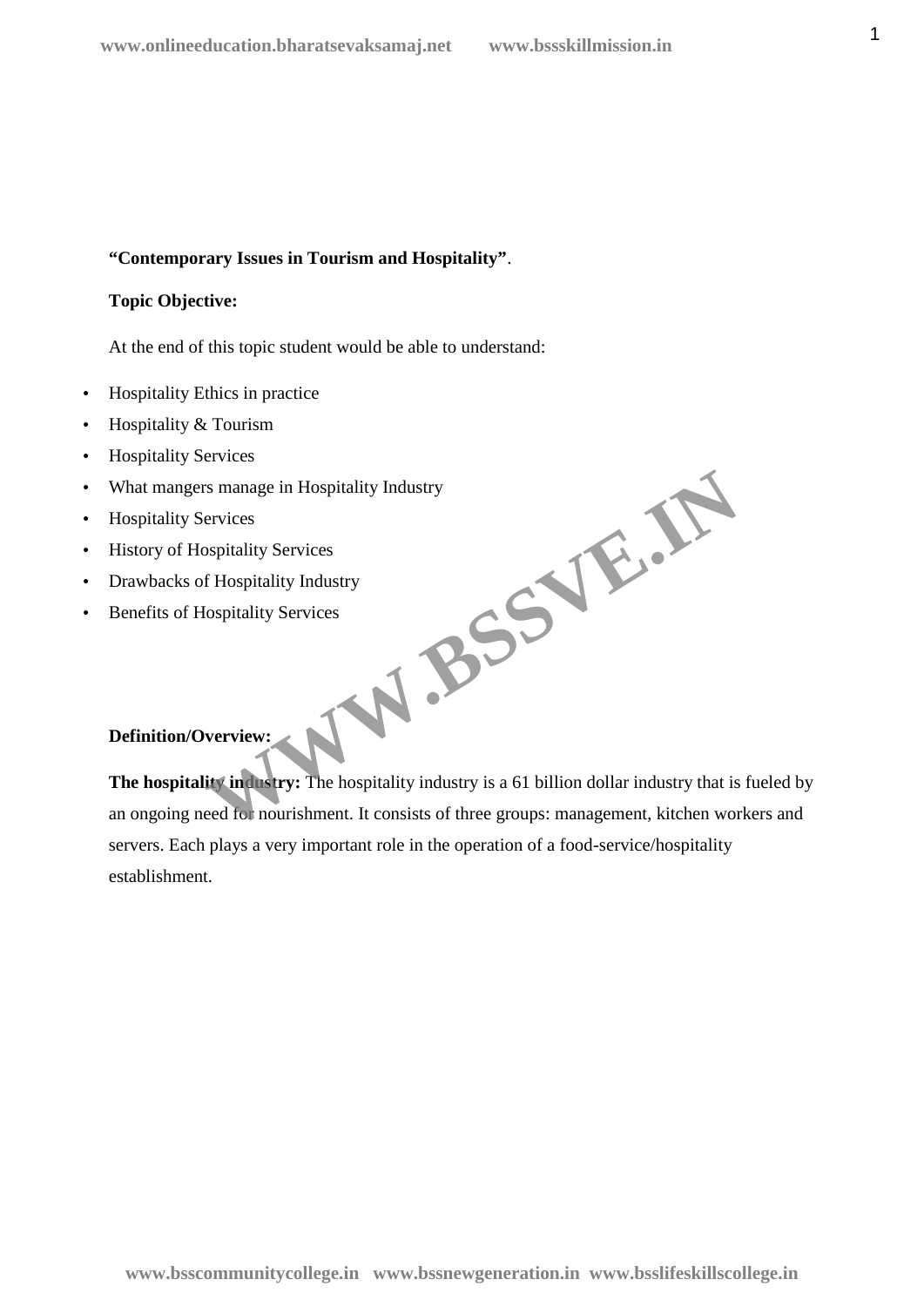**"Contemporary Issues in Tourism and Hospitality"**.

**Topic Objective:**

At the end of this topic student would be able to understand:

- Hospitality Ethics in practice
- Hospitality & Tourism
- Hospitality Services
- What mangers manage in Hospitality Industry
- Hospitality Services
- History of Hospitality Services
- Drawbacks of Hospitality Industry
- Benefits of Hospitality Services

**Definition/Overview:**

**The hospitality industry:** The hospitality industry is a 61 billion dollar industry that is fueled by an ongoing need for nourishment. It consists of three groups: management, kitchen workers and servers. Each plays a very important role in the operation of a food-service/hospitality establishment.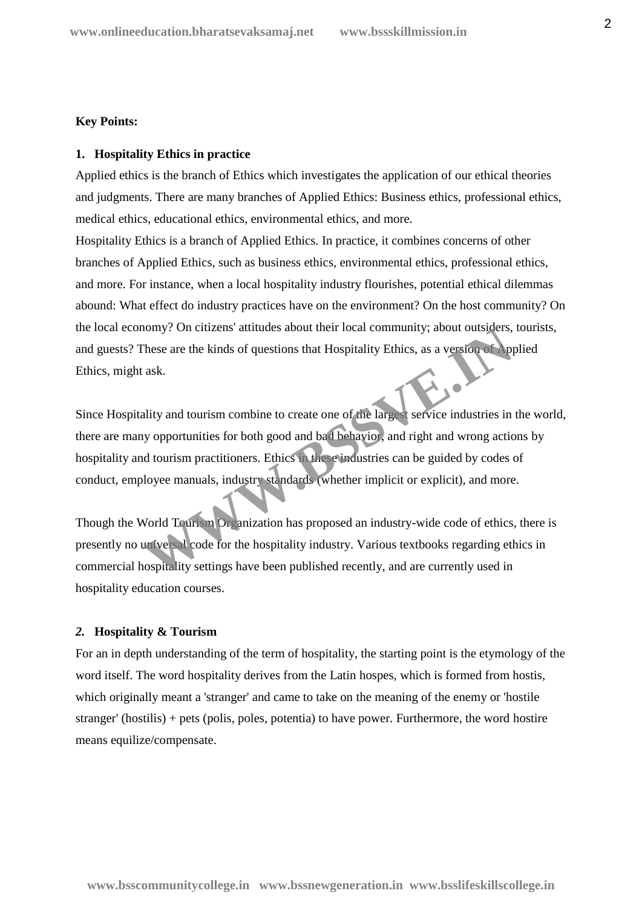**Key Points:**

### 1. Hospitality Ethics in practice

Applied ethics is the branch of Ethics which investigates the application of our ethical theories and judgments. There are many branches of Applied Ethics: Business ethics, professional ethics, medical ethics, educational ethics, environmental ethics, and more.

Hospitality Ethics is a branch of Applied Ethics. In practice, it combines concerns of other branches of Applied Ethics, such as business ethics, environmental ethics, professional ethics, and more. For instance, when a local hospitality industry flourishes, potential ethical dilemmas abound: What effect do industry practices have on the environment? On the host community? On the local economy? On citizens' attitudes about their local community; about outsiders, tourists, and guests? These are the kinds of questions that Hospitality Ethics, as a version of Applied Ethics, might ask.

Since Hospitality and tourism combine to create one of the largest service industries in the world, there are many opportunities for both good and bad behavior, and right and wrong actions by hospitality and tourism practitioners. Ethics in these industries can be guided by codes of conduct, employee manuals, industry standards (whether implicit or explicit), and more.

Though the World Tourism Organization has proposed an industry-wide code of ethics, there is presently no universal code for the hospitality industry. Various textbooks regarding ethics in commercial hospitality settings have been published recently, and are currently used in hospitality education courses.

### *2.* Hospitality & Tourism

For an in depth understanding of the term of hospitality, the starting point is the etymology of the word itself. The word hospitality derives from the Latin hospes, which is formed from hostis, which originally meant a 'stranger' and came to take on the meaning of the enemy or 'hostile stranger' (hostilis) + pets (polis, poles, potentia) to have power. Furthermore, the word hostire means equilize/compensate.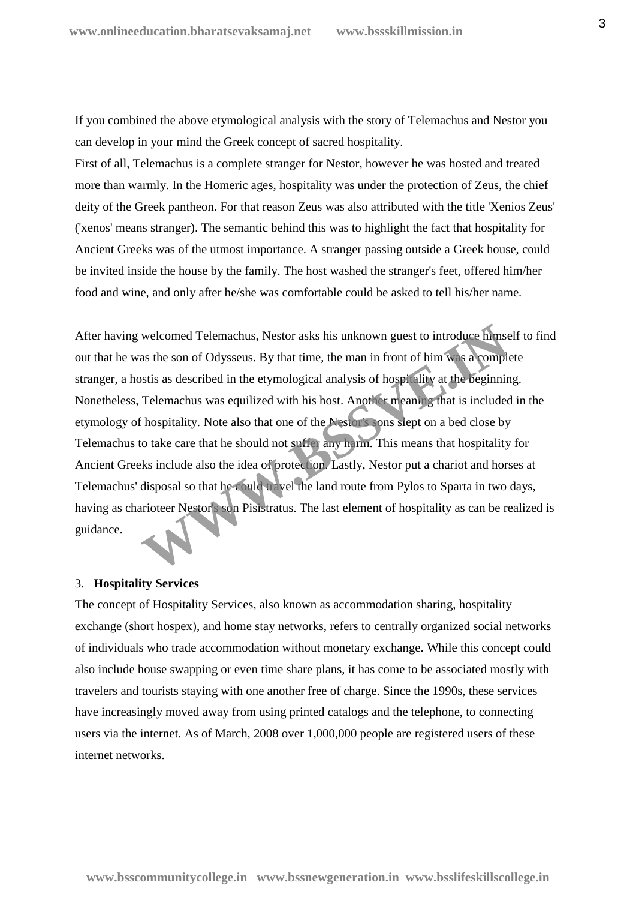If you combined the above etymological analysis with the story of Telemachus and Nestor you can develop in your mind the Greek concept of sacred hospitality.

First of all, Telemachus is a complete stranger for Nestor, however he was hosted and treated more than warmly. In the Homeric ages, hospitality was under the protection of Zeus, the chief deity of the Greek pantheon. For that reason Zeus was also attributed with the title 'Xenios Zeus' ('xenos' means stranger). The semantic behind this was to highlight the fact that hospitality for Ancient Greeks was of the utmost importance. A stranger passing outside a Greek house, could be invited inside the house by the family. The host washed the stranger's feet, offered him/her food and wine, and only after he/she was comfortable could be asked to tell his/her name.

After having welcomed Telemachus, Nestor asks his unknown guest to introduce himself to find out that he was the son of Odysseus. By that time, the man in front of him was a complete stranger, a hostis as described in the etymological analysis of hospitality at the beginning. Nonetheless, Telemachus was equilized with his host. Another meaning that is included in the etymology of hospitality. Note also that one of the Nestor's sons slept on a bed close by Telemachus to take care that he should not suffer any harm. This means that hospitality for Ancient Greeks include also the idea of protection. Lastly, Nestor put a chariot and horses at Telemachus' disposal so that he could travel the land route from Pylos to Sparta in two days, having as charioteer Nestor's son Pisistratus. The last element of hospitality as can be realized is guidance.

3. **Hospitality Services**

The concept of Hospitality Services, also known as accommodation sharing, hospitality exchange (short hospex), and home stay networks, refers to centrally organized social networks of individuals who trade accommodation without monetary exchange. While this concept could also include house swapping or even time share plans, it has come to be associated mostly with travelers and tourists staying with one another free of charge. Since the 1990s, these services have increasingly moved away from using printed catalogs and the telephone, to connecting users via the internet. As of March, 2008 over 1,000,000 people are registered users of these internet networks.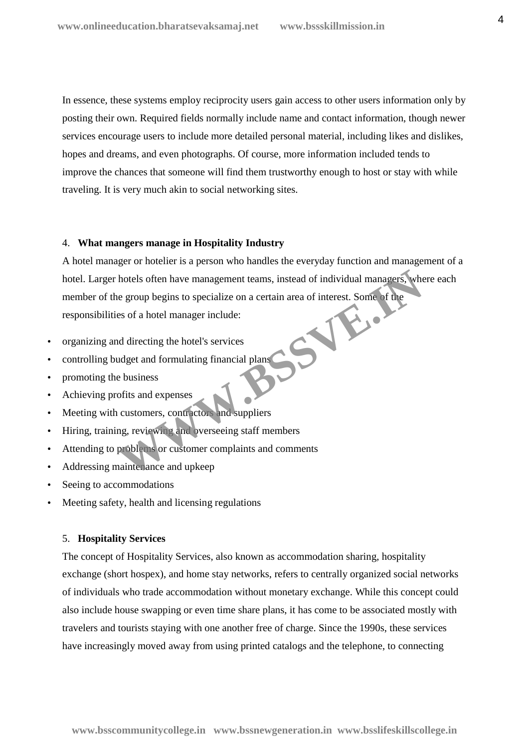In essence, these systems employ reciprocity users gain access to other users information only by posting their own. Required fields normally include name and contact information, though newer services encourage users to include more detailed personal material, including likes and dislikes, hopes and dreams, and even photographs. Of course, more information included tends to improve the chances that someone will find them trustworthy enough to host or stay with while traveling. It is very much akin to social networking sites.

### 4. What mangers manage in Hospitality Industry

A hotel manager or hotelier is a person who handles the everyday function and management of a hotel. Larger hotels often have management teams, instead of individual managers, where each member of the group begins to specialize on a certain area of interest. Some of the responsibilities of a hotel manager include:

- organizing and directing the hotel's services
- controlling budget and formulating financial plans
- promoting the business
- Achieving profits and expenses
- Meeting with customers, contractors and suppliers
- Hiring, training, reviewing and overseeing staff members
- Attending to problems or customer complaints and comments
- Addressing maintenance and upkeep
- Seeing to accommodations
- Meeting safety, health and licensing regulations

### 5. Hospitality Services

The concept of Hospitality Services, also known as accommodation sharing, hospitality exchange (short hospex), and home stay networks, refers to centrally organized social networks of individuals who trade accommodation without monetary exchange. While this concept could also include house swapping or even time share plans, it has come to be associated mostly with travelers and tourists staying with one another free of charge. Since the 1990s, these services have increasingly moved away from using printed catalogs and the telephone, to connecting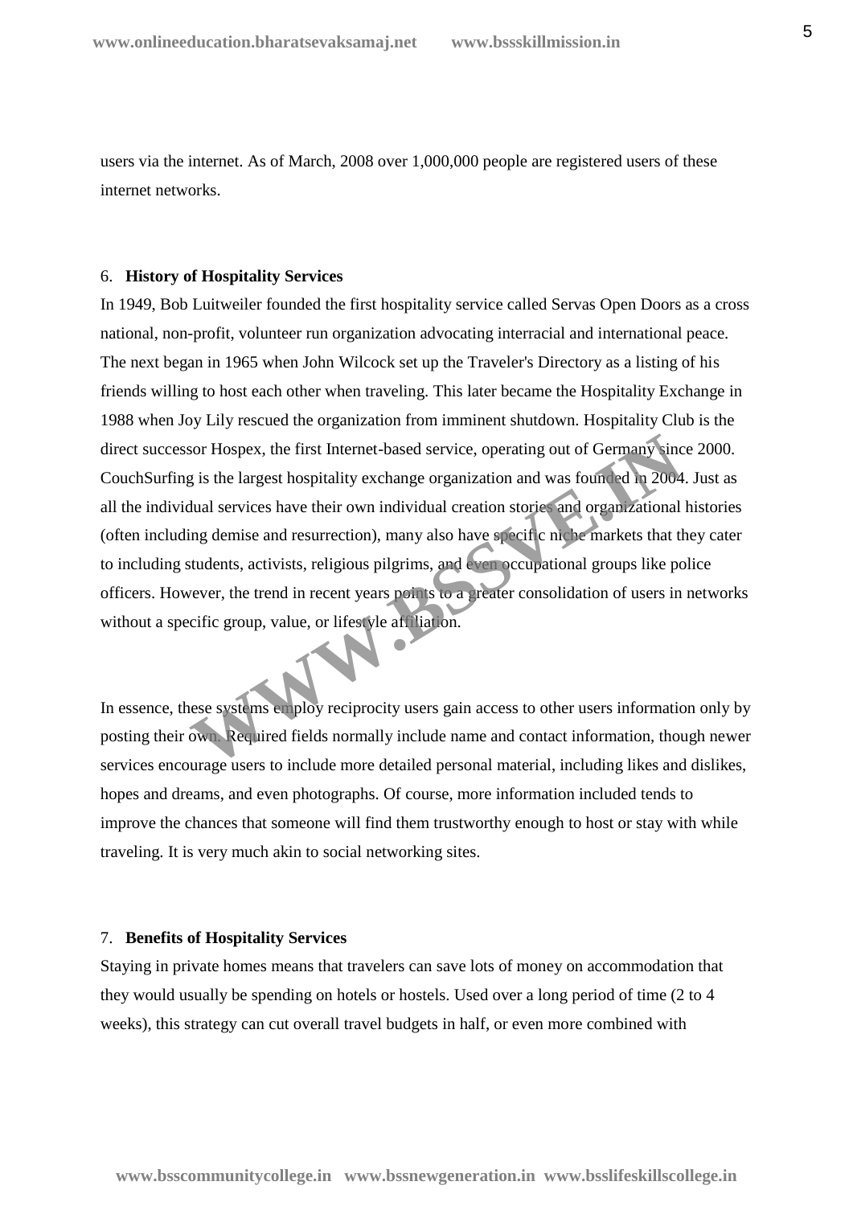users via the internet. As of March, 2008 over 1,000,000 people are registered users of these internet networks.

6. **History of Hospitality Services**

In 1949, Bob Luitweiler founded the first hospitality service called Servas Open Doors as a cross national, non-profit, volunteer run organization advocating interracial and international peace. The next began in 1965 when John Wilcock set up the Traveler's Directory as a listing of his friends willing to host each other when traveling. This later became the Hospitality Exchange in 1988 when Joy Lily rescued the organization from imminent shutdown. Hospitality Club is the direct successor Hospex, the first Internet-based service, operating out of Germany since 2000. CouchSurfing is the largest hospitality exchange organization and was founded in 2004. Just as all the individual services have their own individual creation stories and organizational histories (often including demise and resurrection), many also have specific niche markets that they cater to including students, activists, religious pilgrims, and even occupational groups like police officers. However, the trend in recent years points to a greater consolidation of users in networks without a specific group, value, or lifestyle affiliation.

In essence, these systems employ reciprocity users gain access to other users information only by posting their own. Required fields normally include name and contact information, though newer services encourage users to include more detailed personal material, including likes and dislikes, hopes and dreams, and even photographs. Of course, more information included tends to improve the chances that someone will find them trustworthy enough to host or stay with while traveling. It is very much akin to social networking sites.

7. **Benefits of Hospitality Services**

Staying in private homes means that travelers can save lots of money on accommodation that they would usually be spending on hotels or hostels. Used over a long period of time (2 to 4 weeks), this strategy can cut overall travel budgets in half, or even more combined with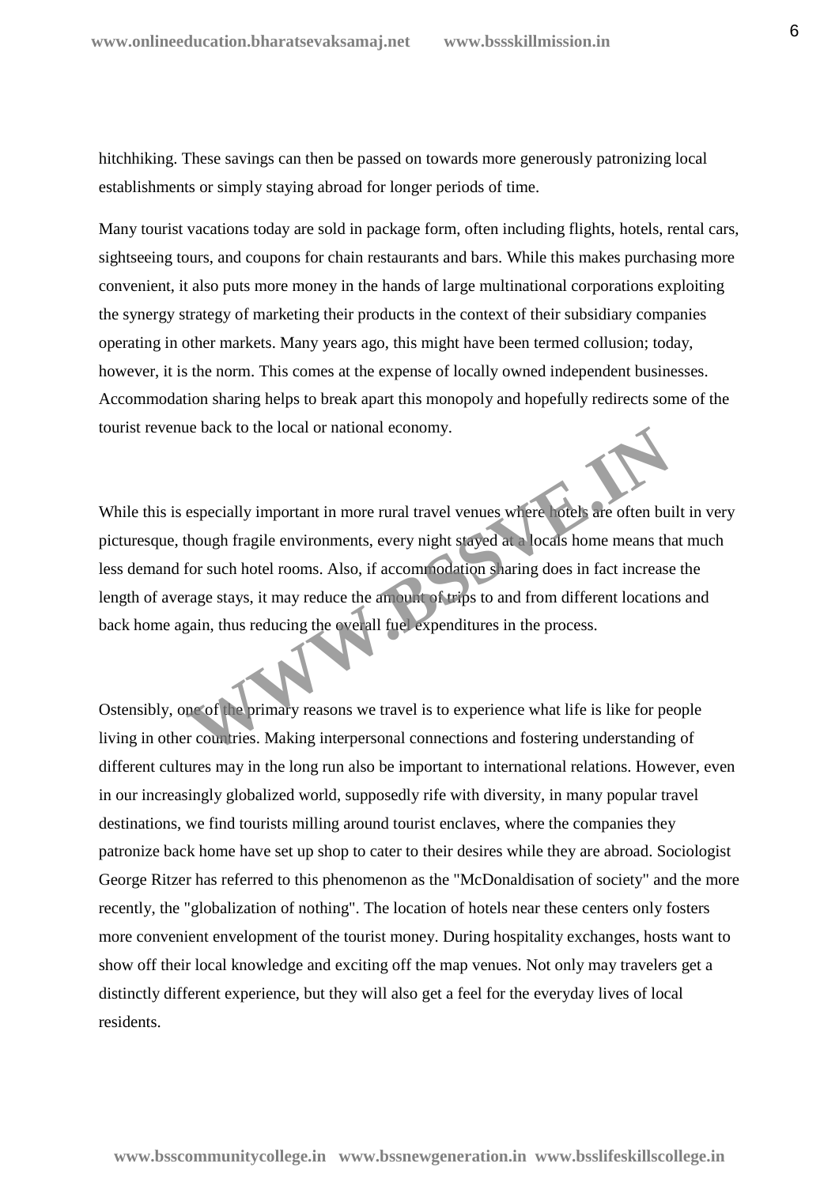hitchhiking. These savings can then be passed on towards more generously patronizing local establishments or simply staying abroad for longer periods of time.

Many tourist vacations today are sold in package form, often including flights, hotels, rental cars, sightseeing tours, and coupons for chain restaurants and bars. While this makes purchasing more convenient, it also puts more money in the hands of large multinational corporations exploiting the synergy strategy of marketing their products in the context of their subsidiary companies operating in other markets. Many years ago, this might have been termed collusion; today, however, it is the norm. This comes at the expense of locally owned independent businesses. Accommodation sharing helps to break apart this monopoly and hopefully redirects some of the tourist revenue back to the local or national economy.

While this is especially important in more rural travel venues where hotels are often built in very picturesque, though fragile environments, every night stayed at a locals home means that much less demand for such hotel rooms. Also, if accommodation sharing does in fact increase the length of average stays, it may reduce the amount of trips to and from different locations and back home again, thus reducing the overall fuel expenditures in the process.

Ostensibly, one of the primary reasons we travel is to experience what life is like for people living in other countries. Making interpersonal connections and fostering understanding of different cultures may in the long run also be important to international relations. However, even in our increasingly globalized world, supposedly rife with diversity, in many popular travel destinations, we find tourists milling around tourist enclaves, where the companies they patronize back home have set up shop to cater to their desires while they are abroad. Sociologist George Ritzer has referred to this phenomenon as the "McDonaldisation of society" and the more recently, the "globalization of nothing". The location of hotels near these centers only fosters more convenient envelopment of the tourist money. During hospitality exchanges, hosts want to show off their local knowledge and exciting off the map venues. Not only may travelers get a distinctly different experience, but they will also get a feel for the everyday lives of local residents.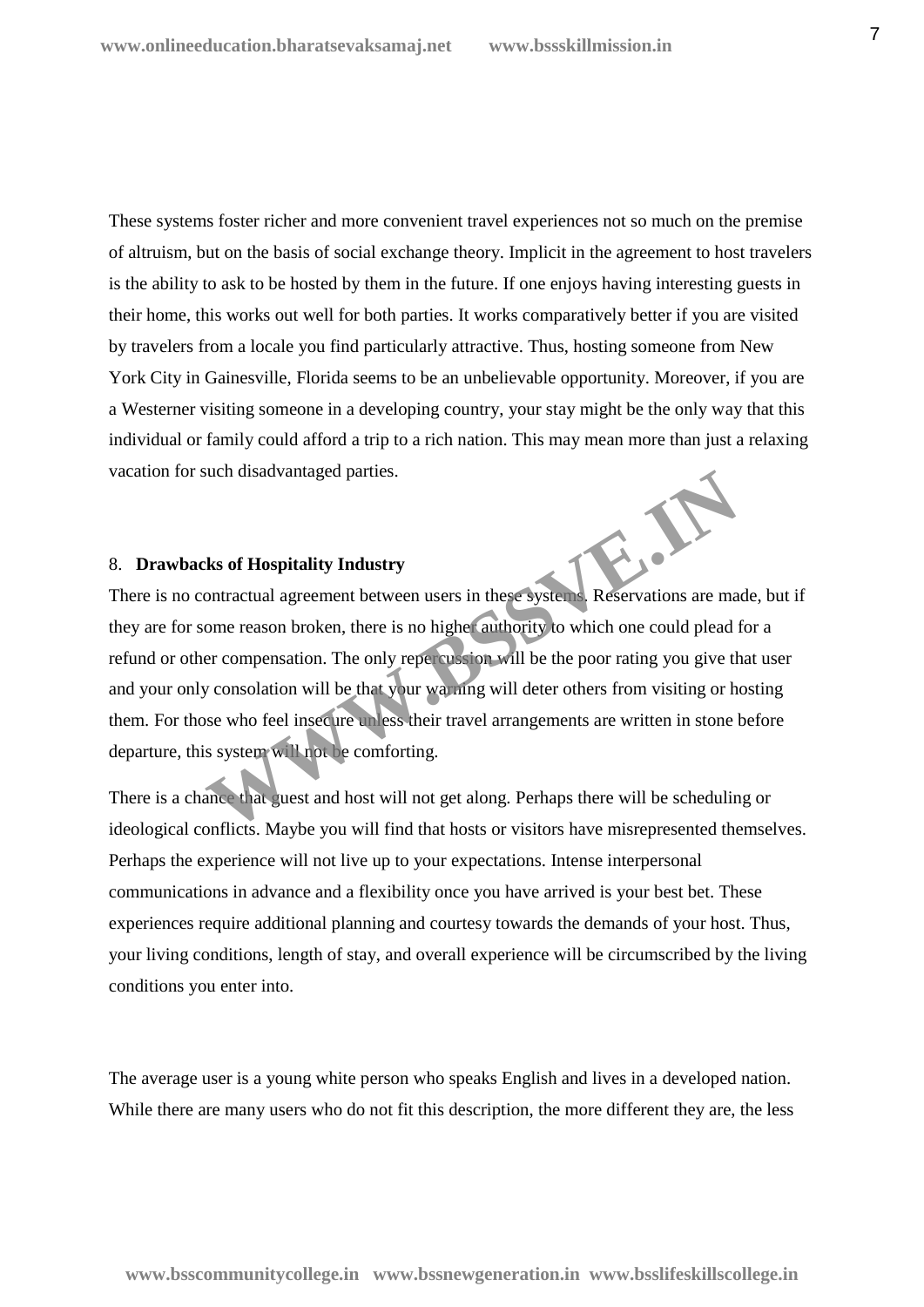These systems foster richer and more convenient travel experiences not so much on the premise of altruism, but on the basis of social exchange theory. Implicit in the agreement to host travelers is the ability to ask to be hosted by them in the future. If one enjoys having interesting guests in their home, this works out well for both parties. It works comparatively better if you are visited by travelers from a locale you find particularly attractive. Thus, hosting someone from New York City in Gainesville, Florida seems to be an unbelievable opportunity. Moreover, if you are a Westerner visiting someone in a developing country, your stay might be the only way that this individual or family could afford a trip to a rich nation. This may mean more than just a relaxing vacation for such disadvantaged parties.

## 8. **Drawbacks of Hospitality Industry**

There is no contractual agreement between users in these systems. Reservations are made, but if they are for some reason broken, there is no higher authority to which one could plead for a refund or other compensation. The only repercussion will be the poor rating you give that user and your only consolation will be that your warning will deter others from visiting or hosting them. For those who feel insecure unless their travel arrangements are written in stone before departure, this system will not be comforting.

There is a chance that guest and host will not get along. Perhaps there will be scheduling or ideological conflicts. Maybe you will find that hosts or visitors have misrepresented themselves. Perhaps the experience will not live up to your expectations. Intense interpersonal communications in advance and a flexibility once you have arrived is your best bet. These experiences require additional planning and courtesy towards the demands of your host. Thus, your living conditions, length of stay, and overall experience will be circumscribed by the living conditions you enter into.

The average user is a young white person who speaks English and lives in a developed nation. While there are many users who do not fit this description, the more different they are, the less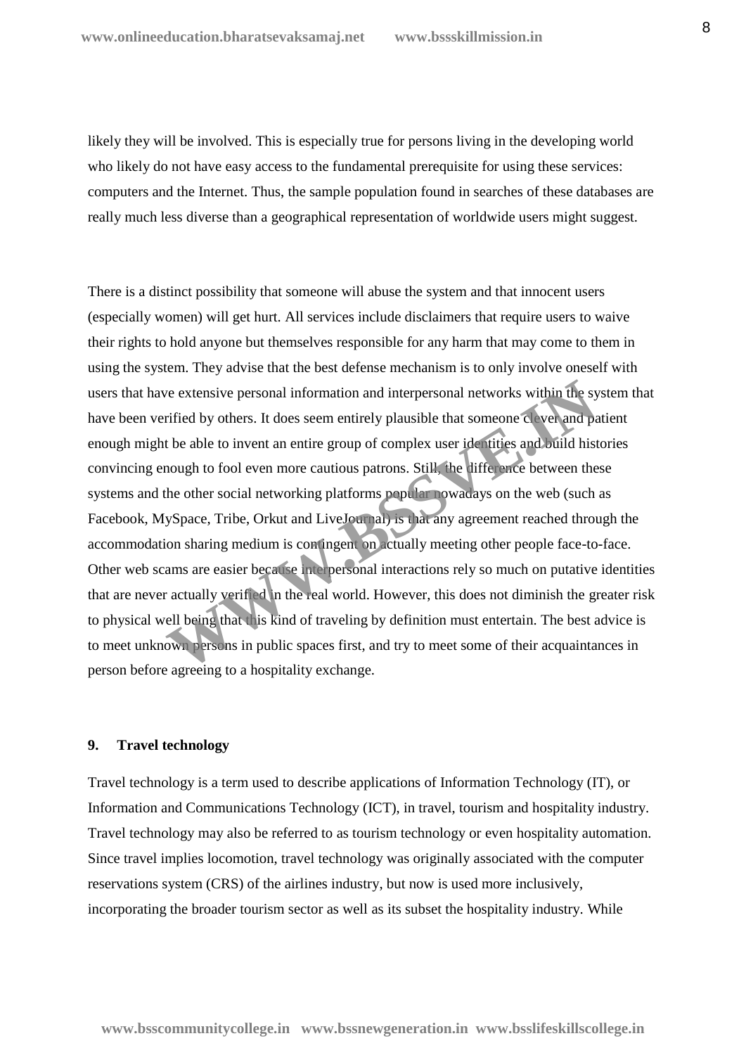likely they will be involved. This is especially true for persons living in the developing world who likely do not have easy access to the fundamental prerequisite for using these services: computers and the Internet. Thus, the sample population found in searches of these databases are really much less diverse than a geographical representation of worldwide users might suggest.

There is a distinct possibility that someone will abuse the system and that innocent users (especially women) will get hurt. All services include disclaimers that require users to waive their rights to hold anyone but themselves responsible for any harm that may come to them in using the system. They advise that the best defense mechanism is to only involve oneself with users that have extensive personal information and interpersonal networks within the system that have been verified by others. It does seem entirely plausible that someone clever and patient enough might be able to invent an entire group of complex user identities and build histories convincing enough to fool even more cautious patrons. Still, the difference between these systems and the other social networking platforms popular nowadays on the web (such as Facebook, MySpace, Tribe, Orkut and LiveJournal) is that any agreement reached through the accommodation sharing medium is contingent on actually meeting other people face-to-face. Other web scams are easier because interpersonal interactions rely so much on putative identities that are never actually verified in the real world. However, this does not diminish the greater risk to physical well being that this kind of traveling by definition must entertain. The best advice is to meet unknown persons in public spaces first, and try to meet some of their acquaintances in person before agreeing to a hospitality exchange.

## 9. Travel technology

Travel technology is a term used to describe applications of Information Technology (IT), or Information and Communications Technology (ICT), in travel, tourism and hospitality industry. Travel technology may also be referred to as tourism technology or even hospitality automation. Since travel implies locomotion, travel technology was originally associated with the computer reservations system (CRS) of the airlines industry, but now is used more inclusively, incorporating the broader tourism sector as well as its subset the hospitality industry. While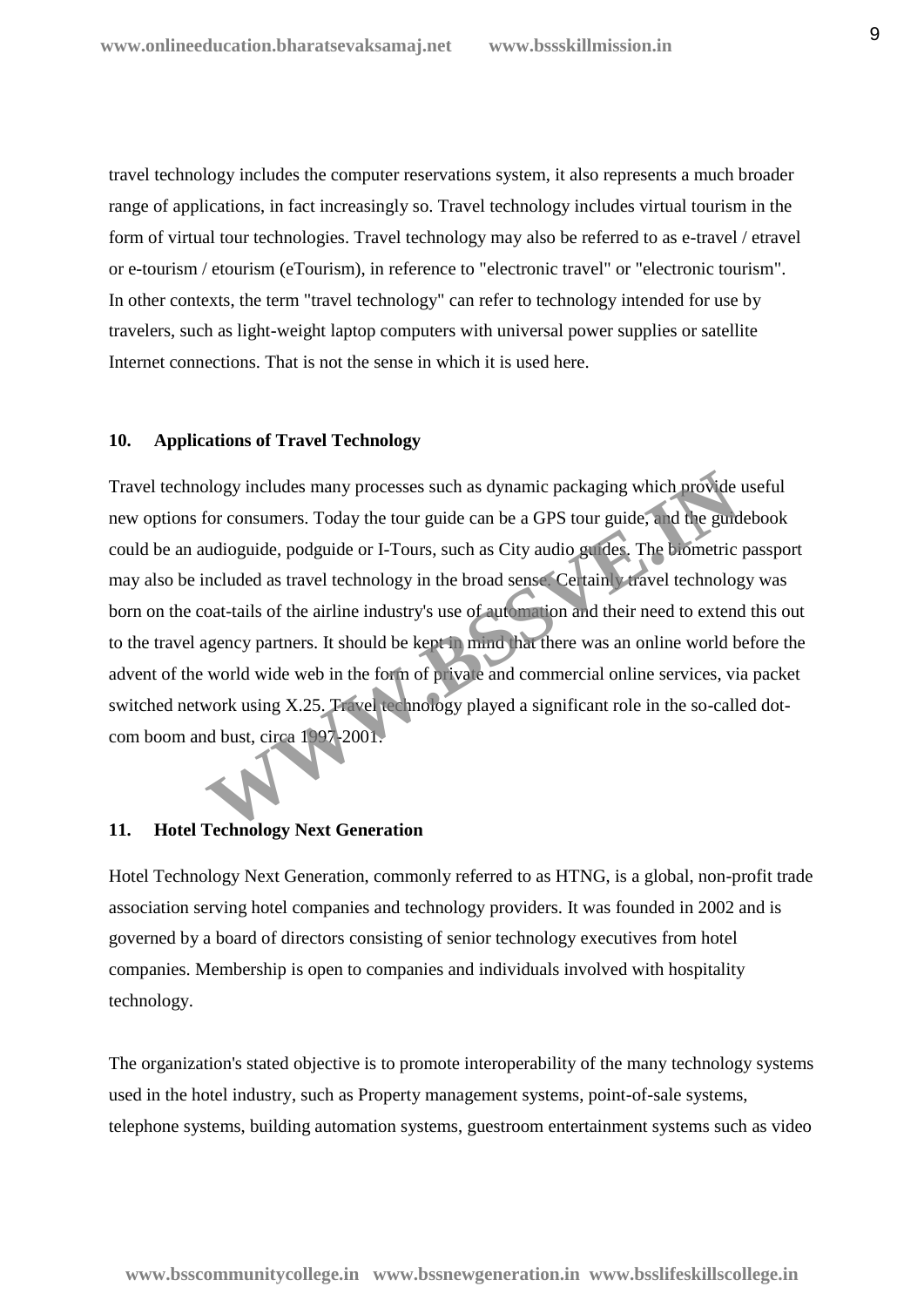travel technology includes the computer reservations system, it also represents a much broader range of applications, in fact increasingly so. Travel technology includes virtual tourism in the form of virtual tour technologies. Travel technology may also be referred to as e-travel / etravel or e-tourism / etourism (eTourism), in reference to "electronic travel" or "electronic tourism". In other contexts, the term "travel technology" can refer to technology intended for use by travelers, such as light-weight laptop computers with universal power supplies or satellite Internet connections. That is not the sense in which it is used here.

## 10. Applications of Travel Technology

Travel technology includes many processes such as dynamic packaging which provide useful new options for consumers. Today the tour guide can be a GPS tour guide, and the guidebook could be an audioguide, podguide or I-Tours, such as City audio guides. The biometric passport may also be included as travel technology in the broad sense. Certainly travel technology was born on the coat-tails of the airline industry's use of automation and their need to extend this out to the travel agency partners. It should be kept in mind that there was an online world before the advent of the world wide web in the form of private and commercial online services, via packet switched network using X.25. Travel technology played a significant role in the so-called dot-com boom and bust, circa 1997-2001.

## 11. Hotel Technology Next Generation

Hotel Technology Next Generation, commonly referred to as HTNG, is a global, non-profit trade association serving hotel companies and technology providers. It was founded in 2002 and is governed by a board of directors consisting of senior technology executives from hotel companies. Membership is open to companies and individuals involved with hospitality technology.

The organization's stated objective is to promote interoperability of the many technology systems used in the hotel industry, such as Property management systems, point-of-sale systems, telephone systems, building automation systems, guestroom entertainment systems such as video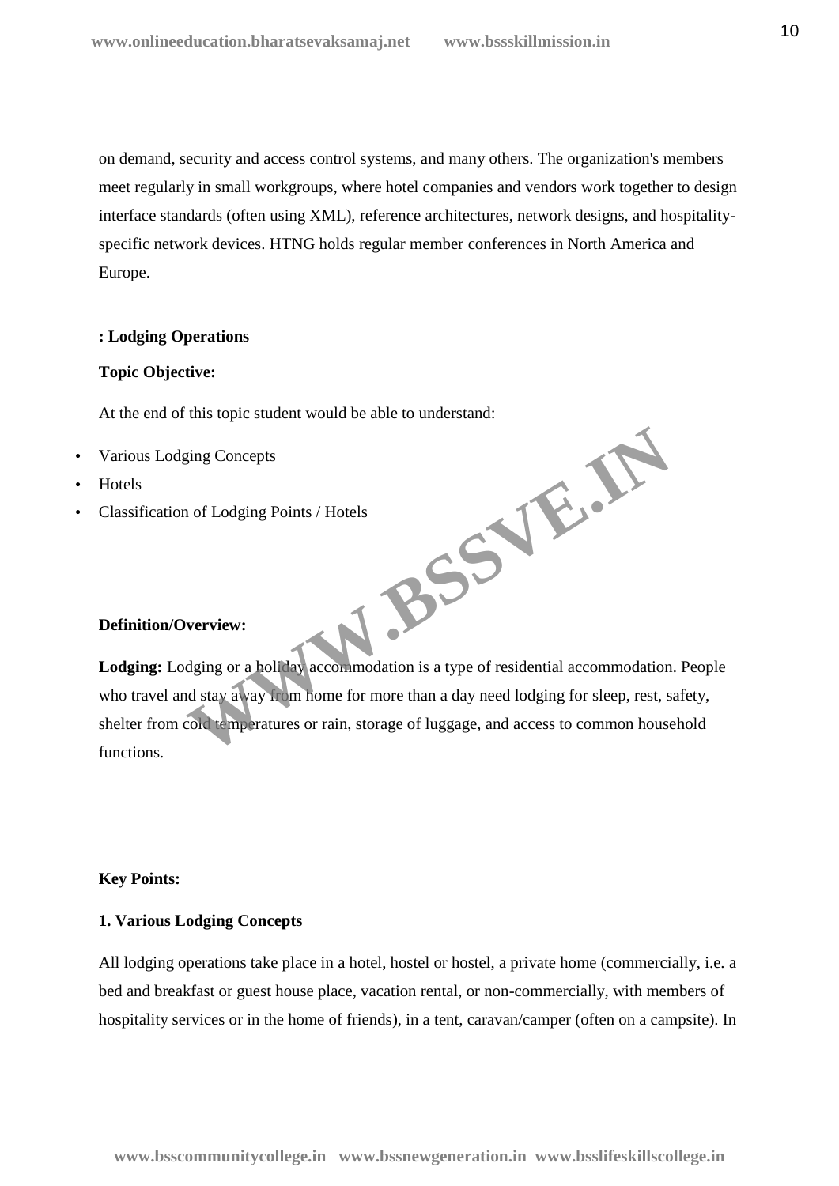on demand, security and access control systems, and many others. The organization's members meet regularly in small workgroups, where hotel companies and vendors work together to design interface standards (often using XML), reference architectures, network designs, and hospitality-specific network devices. HTNG holds regular member conferences in North America and Europe.

**: Lodging Operations**

**Topic Objective:**

At the end of this topic student would be able to understand:

- Various Lodging Concepts
- Hotels
- Classification of Lodging Points / Hotels

**Definition/Overview:**

**Lodging:** Lodging or a holiday accommodation is a type of residential accommodation. People who travel and stay away from home for more than a day need lodging for sleep, rest, safety, shelter from cold temperatures or rain, storage of luggage, and access to common household functions.

**Key Points:**

**1. Various Lodging Concepts**

All lodging operations take place in a hotel, hostel or hostel, a private home (commercially, i.e. a bed and breakfast or guest house place, vacation rental, or non-commercially, with members of hospitality services or in the home of friends), in a tent, caravan/camper (often on a campsite). In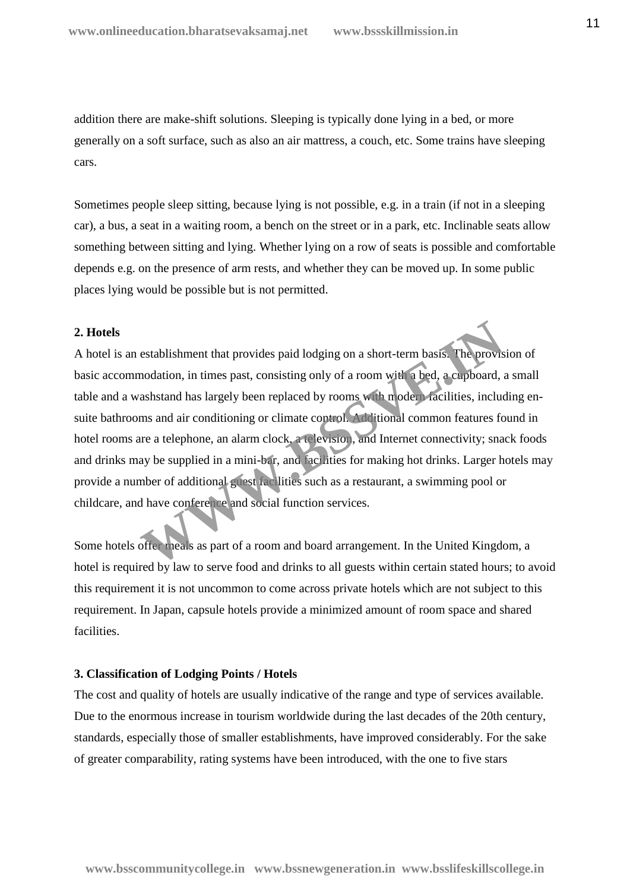addition there are make-shift solutions. Sleeping is typically done lying in a bed, or more generally on a soft surface, such as also an air mattress, a couch, etc. Some trains have sleeping cars.

Sometimes people sleep sitting, because lying is not possible, e.g. in a train (if not in a sleeping car), a bus, a seat in a waiting room, a bench on the street or in a park, etc. Inclinable seats allow something between sitting and lying. Whether lying on a row of seats is possible and comfortable depends e.g. on the presence of arm rests, and whether they can be moved up. In some public places lying would be possible but is not permitted.

**2. Hotels**

A hotel is an establishment that provides paid lodging on a short-term basis. The provision of basic accommodation, in times past, consisting only of a room with a bed, a cupboard, a small table and a washstand has largely been replaced by rooms with modern facilities, including en-suite bathrooms and air conditioning or climate control. Additional common features found in hotel rooms are a telephone, an alarm clock, a television, and Internet connectivity; snack foods and drinks may be supplied in a mini-bar, and facilities for making hot drinks. Larger hotels may provide a number of additional guest facilities such as a restaurant, a swimming pool or childcare, and have conference and social function services.

Some hotels offer meals as part of a room and board arrangement. In the United Kingdom, a hotel is required by law to serve food and drinks to all guests within certain stated hours; to avoid this requirement it is not uncommon to come across private hotels which are not subject to this requirement. In Japan, capsule hotels provide a minimized amount of room space and shared facilities.

**3. Classification of Lodging Points / Hotels**

The cost and quality of hotels are usually indicative of the range and type of services available. Due to the enormous increase in tourism worldwide during the last decades of the 20th century, standards, especially those of smaller establishments, have improved considerably. For the sake of greater comparability, rating systems have been introduced, with the one to five stars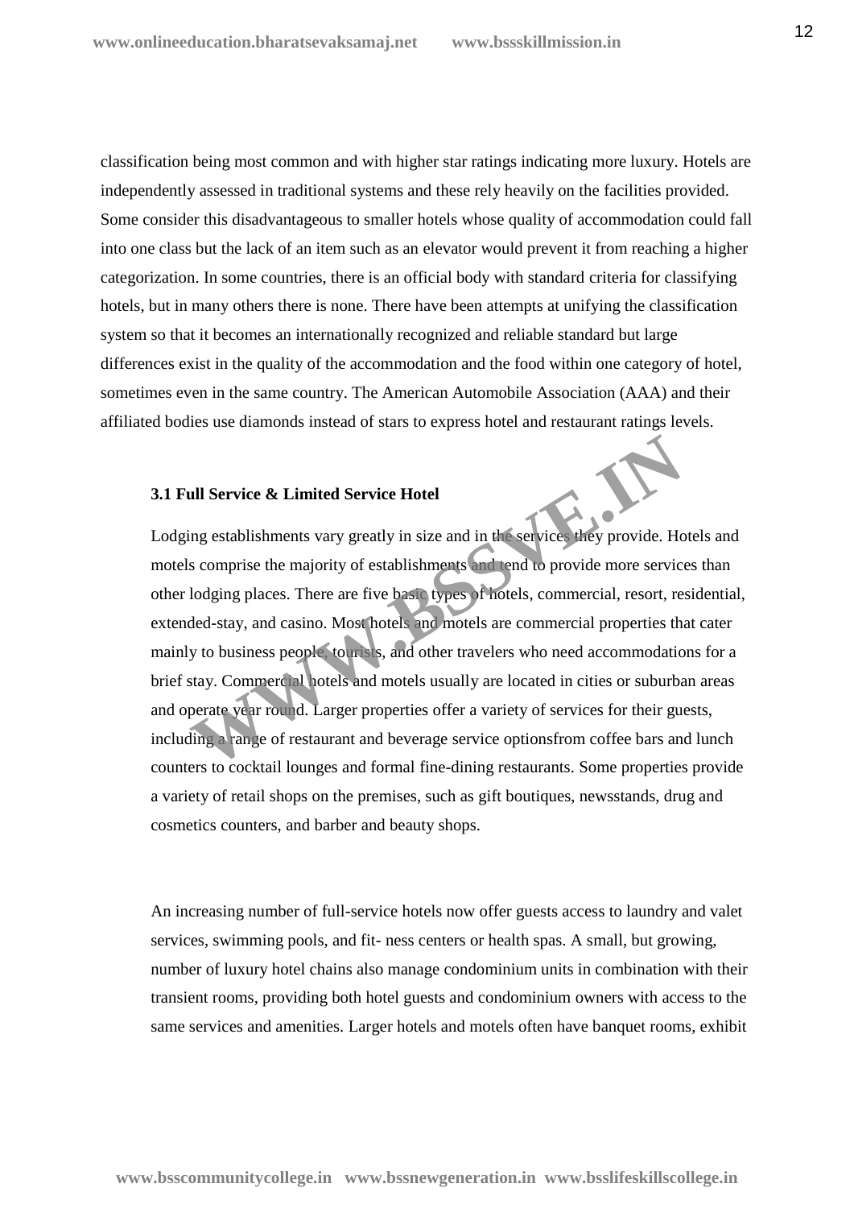classification being most common and with higher star ratings indicating more luxury. Hotels are independently assessed in traditional systems and these rely heavily on the facilities provided. Some consider this disadvantageous to smaller hotels whose quality of accommodation could fall into one class but the lack of an item such as an elevator would prevent it from reaching a higher categorization. In some countries, there is an official body with standard criteria for classifying hotels, but in many others there is none. There have been attempts at unifying the classification system so that it becomes an internationally recognized and reliable standard but large differences exist in the quality of the accommodation and the food within one category of hotel, sometimes even in the same country. The American Automobile Association (AAA) and their affiliated bodies use diamonds instead of stars to express hotel and restaurant ratings levels.

### 3.1 Full Service & Limited Service Hotel

Lodging establishments vary greatly in size and in the services they provide. Hotels and motels comprise the majority of establishments and tend to provide more services than other lodging places. There are five basic types of hotels, commercial, resort, residential, extended-stay, and casino. Most hotels and motels are commercial properties that cater mainly to business people, tourists, and other travelers who need accommodations for a brief stay. Commercial hotels and motels usually are located in cities or suburban areas and operate year round. Larger properties offer a variety of services for their guests, including a range of restaurant and beverage service optionsfrom coffee bars and lunch counters to cocktail lounges and formal fine-dining restaurants. Some properties provide a variety of retail shops on the premises, such as gift boutiques, newsstands, drug and cosmetics counters, and barber and beauty shops.

An increasing number of full-service hotels now offer guests access to laundry and valet services, swimming pools, and fit- ness centers or health spas. A small, but growing, number of luxury hotel chains also manage condominium units in combination with their transient rooms, providing both hotel guests and condominium owners with access to the same services and amenities. Larger hotels and motels often have banquet rooms, exhibit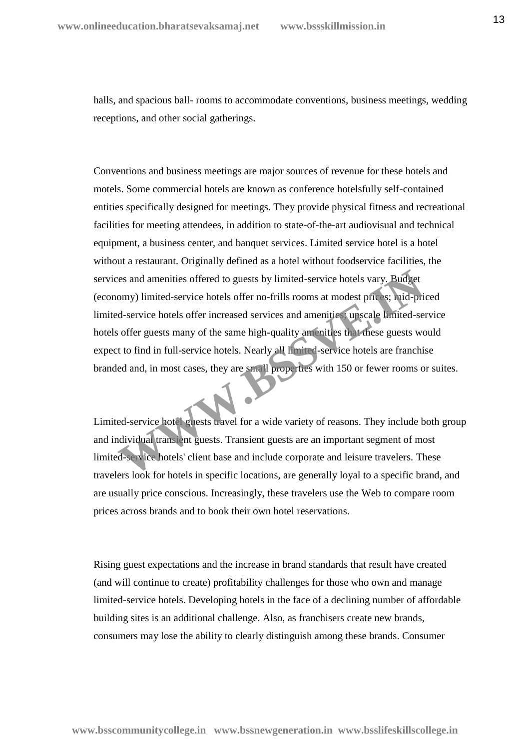halls, and spacious ball- rooms to accommodate conventions, business meetings, wedding receptions, and other social gatherings.

Conventions and business meetings are major sources of revenue for these hotels and motels. Some commercial hotels are known as conference hotelsfully self-contained entities specifically designed for meetings. They provide physical fitness and recreational facilities for meeting attendees, in addition to state-of-the-art audiovisual and technical equipment, a business center, and banquet services. Limited service hotel is a hotel without a restaurant. Originally defined as a hotel without foodservice facilities, the services and amenities offered to guests by limited-service hotels vary. Budget (economy) limited-service hotels offer no-frills rooms at modest prices; mid-priced limited-service hotels offer increased services and amenities; upscale limited-service hotels offer guests many of the same high-quality amenities that these guests would expect to find in full-service hotels. Nearly all limited-service hotels are franchise branded and, in most cases, they are small properties with 150 or fewer rooms or suites.

Limited-service hotel guests travel for a wide variety of reasons. They include both group and individual transient guests. Transient guests are an important segment of most limited-service hotels' client base and include corporate and leisure travelers. These travelers look for hotels in specific locations, are generally loyal to a specific brand, and are usually price conscious. Increasingly, these travelers use the Web to compare room prices across brands and to book their own hotel reservations.

Rising guest expectations and the increase in brand standards that result have created (and will continue to create) profitability challenges for those who own and manage limited-service hotels. Developing hotels in the face of a declining number of affordable building sites is an additional challenge. Also, as franchisers create new brands, consumers may lose the ability to clearly distinguish among these brands. Consumer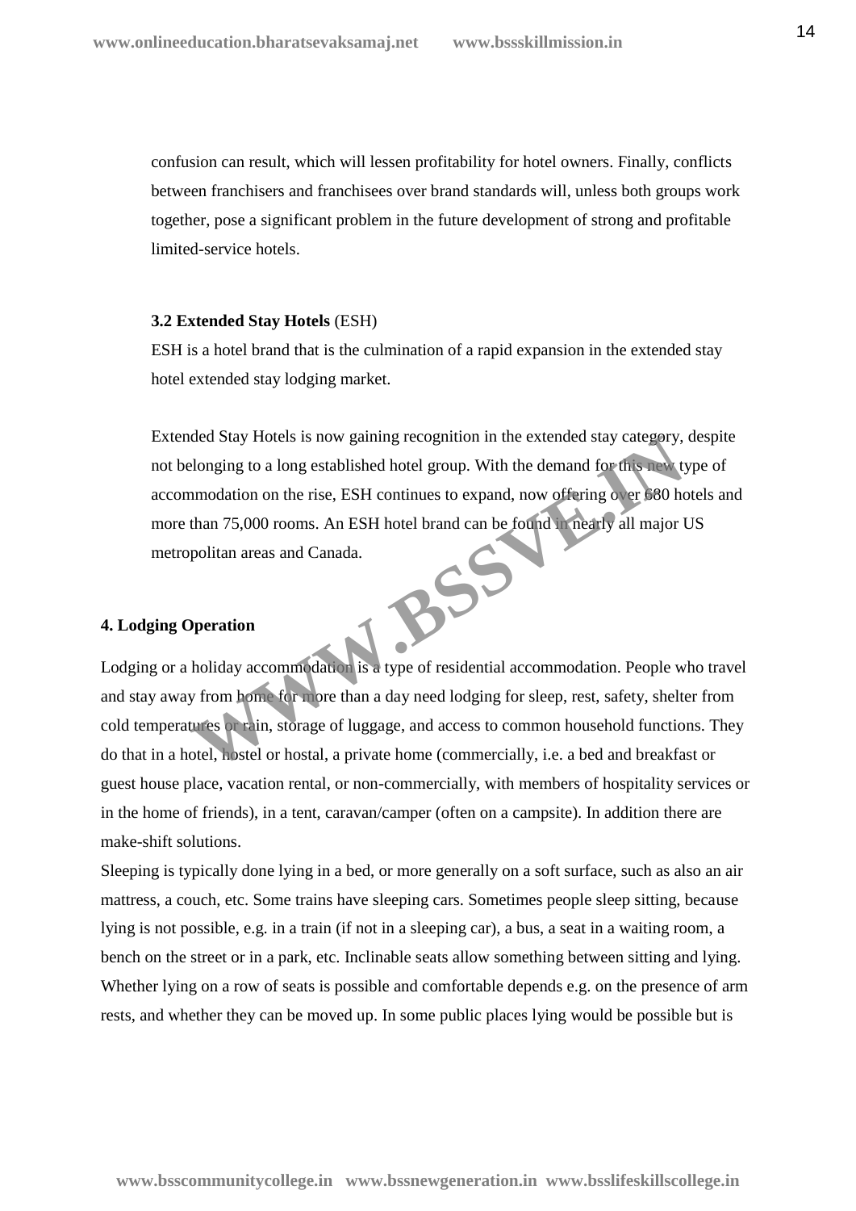confusion can result, which will lessen profitability for hotel owners. Finally, conflicts between franchisers and franchisees over brand standards will, unless both groups work together, pose a significant problem in the future development of strong and profitable limited-service hotels.

### 3.2 Extended Stay Hotels (ESH)

ESH is a hotel brand that is the culmination of a rapid expansion in the extended stay hotel extended stay lodging market.

Extended Stay Hotels is now gaining recognition in the extended stay category, despite not belonging to a long established hotel group. With the demand for this new type of accommodation on the rise, ESH continues to expand, now offering over 680 hotels and more than 75,000 rooms. An ESH hotel brand can be found in nearly all major US metropolitan areas and Canada.

## 4. Lodging Operation

Lodging or a holiday accommodation is a type of residential accommodation. People who travel and stay away from home for more than a day need lodging for sleep, rest, safety, shelter from cold temperatures or rain, storage of luggage, and access to common household functions. They do that in a hotel, hostel or hostal, a private home (commercially, i.e. a bed and breakfast or guest house place, vacation rental, or non-commercially, with members of hospitality services or in the home of friends), in a tent, caravan/camper (often on a campsite). In addition there are make-shift solutions.

Sleeping is typically done lying in a bed, or more generally on a soft surface, such as also an air mattress, a couch, etc. Some trains have sleeping cars. Sometimes people sleep sitting, because lying is not possible, e.g. in a train (if not in a sleeping car), a bus, a seat in a waiting room, a bench on the street or in a park, etc. Inclinable seats allow something between sitting and lying. Whether lying on a row of seats is possible and comfortable depends e.g. on the presence of arm rests, and whether they can be moved up. In some public places lying would be possible but is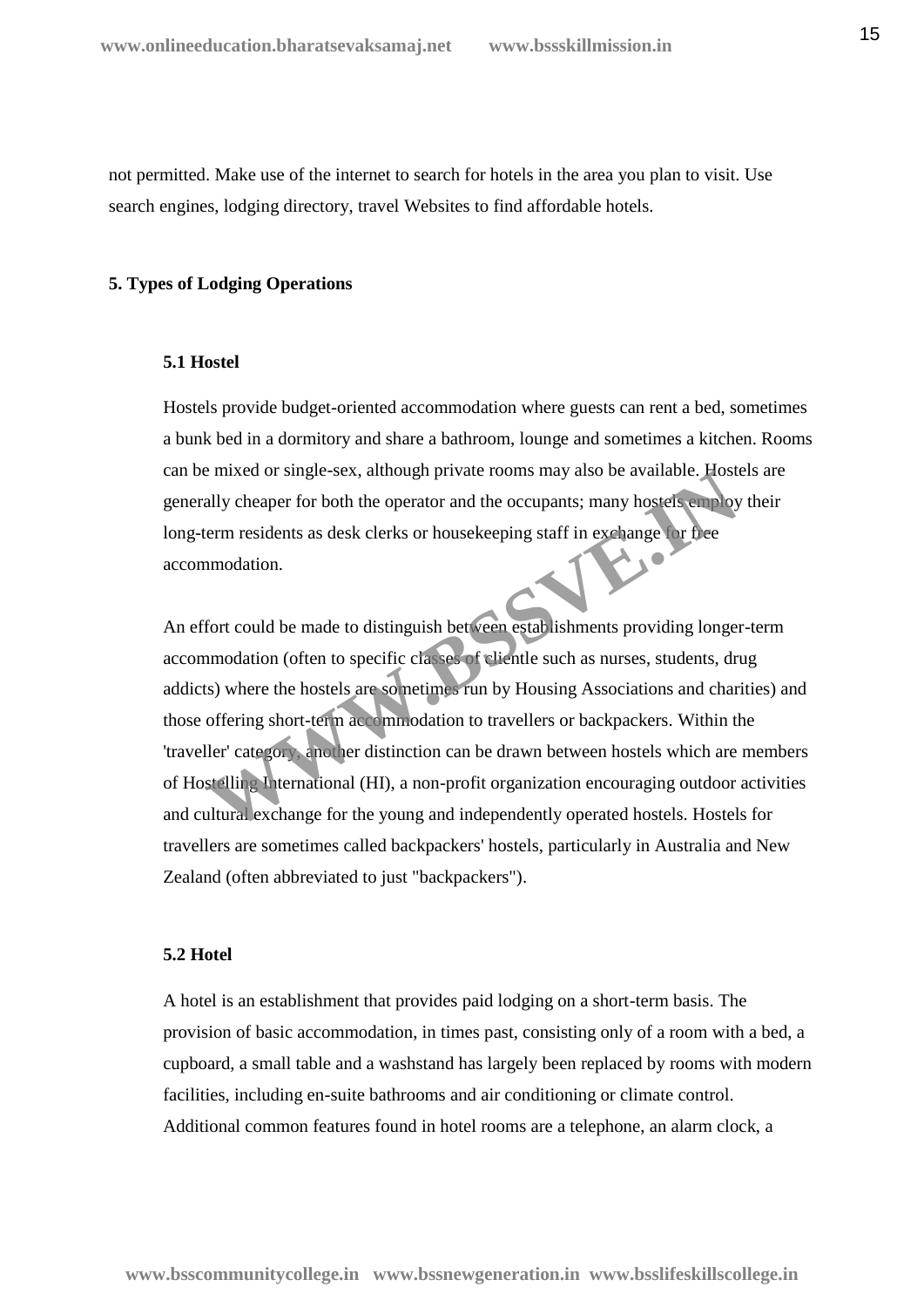not permitted. Make use of the internet to search for hotels in the area you plan to visit. Use search engines, lodging directory, travel Websites to find affordable hotels.

## 5. Types of Lodging Operations

### 5.1 Hostel

Hostels provide budget-oriented accommodation where guests can rent a bed, sometimes a bunk bed in a dormitory and share a bathroom, lounge and sometimes a kitchen. Rooms can be mixed or single-sex, although private rooms may also be available. Hostels are generally cheaper for both the operator and the occupants; many hostels employ their long-term residents as desk clerks or housekeeping staff in exchange for free accommodation.

An effort could be made to distinguish between establishments providing longer-term accommodation (often to specific classes of clientle such as nurses, students, drug addicts) where the hostels are sometimes run by Housing Associations and charities) and those offering short-term accommodation to travellers or backpackers. Within the 'traveller' category, another distinction can be drawn between hostels which are members of Hostelling International (HI), a non-profit organization encouraging outdoor activities and cultural exchange for the young and independently operated hostels. Hostels for travellers are sometimes called backpackers' hostels, particularly in Australia and New Zealand (often abbreviated to just "backpackers").

### 5.2 Hotel

A hotel is an establishment that provides paid lodging on a short-term basis. The provision of basic accommodation, in times past, consisting only of a room with a bed, a cupboard, a small table and a washstand has largely been replaced by rooms with modern facilities, including en-suite bathrooms and air conditioning or climate control. Additional common features found in hotel rooms are a telephone, an alarm clock, a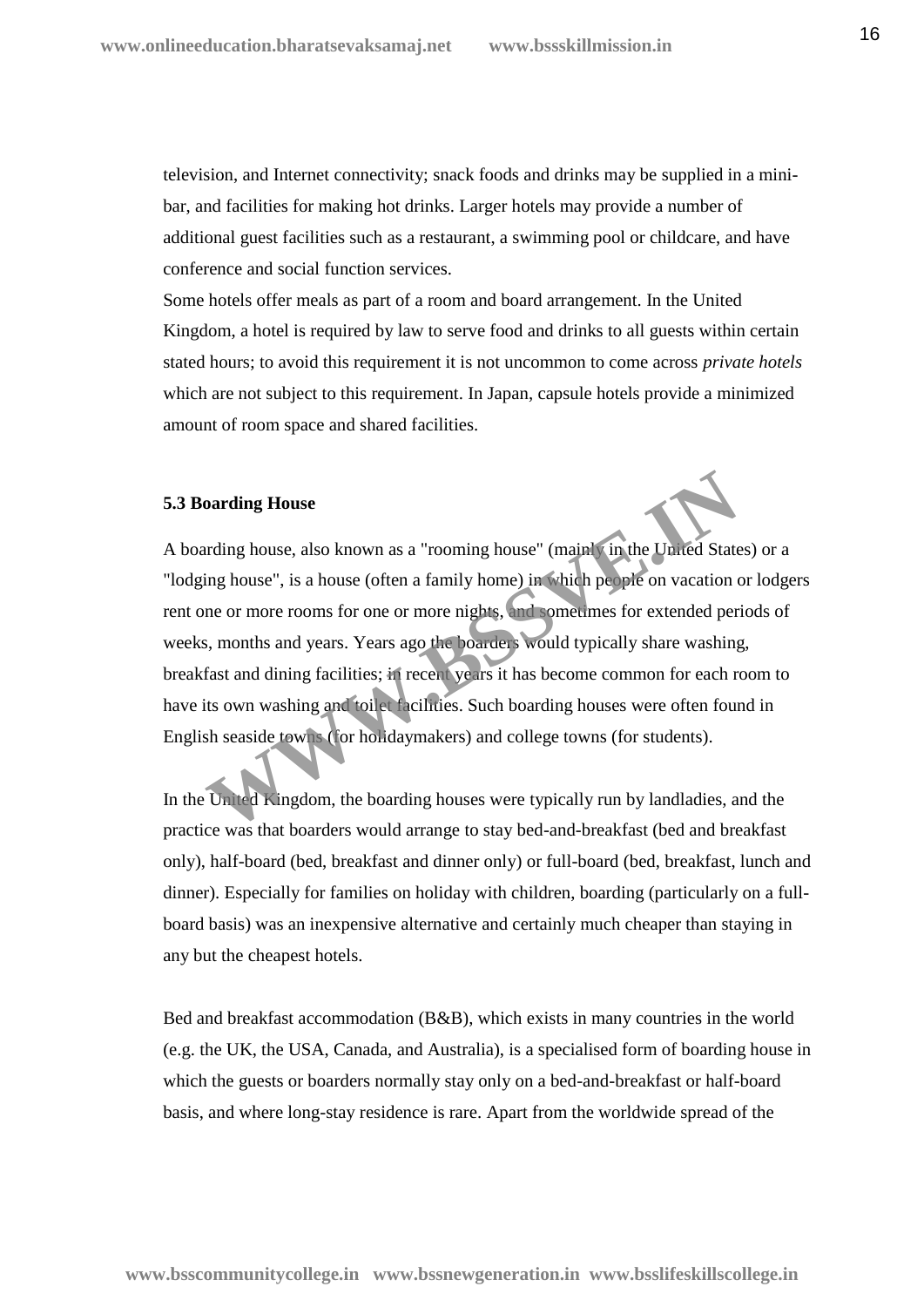television, and Internet connectivity; snack foods and drinks may be supplied in a mini-bar, and facilities for making hot drinks. Larger hotels may provide a number of additional guest facilities such as a restaurant, a swimming pool or childcare, and have conference and social function services.

Some hotels offer meals as part of a room and board arrangement. In the United Kingdom, a hotel is required by law to serve food and drinks to all guests within certain stated hours; to avoid this requirement it is not uncommon to come across *private hotels* which are not subject to this requirement. In Japan, capsule hotels provide a minimized amount of room space and shared facilities.

### 5.3 Boarding House

A boarding house, also known as a "rooming house" (mainly in the United States) or a "lodging house", is a house (often a family home) in which people on vacation or lodgers rent one or more rooms for one or more nights, and sometimes for extended periods of weeks, months and years. Years ago the boarders would typically share washing, breakfast and dining facilities; in recent years it has become common for each room to have its own washing and toilet facilities. Such boarding houses were often found in English seaside towns (for holidaymakers) and college towns (for students).

In the United Kingdom, the boarding houses were typically run by landladies, and the practice was that boarders would arrange to stay bed-and-breakfast (bed and breakfast only), half-board (bed, breakfast and dinner only) or full-board (bed, breakfast, lunch and dinner). Especially for families on holiday with children, boarding (particularly on a full-board basis) was an inexpensive alternative and certainly much cheaper than staying in any but the cheapest hotels.

Bed and breakfast accommodation (B&B), which exists in many countries in the world (e.g. the UK, the USA, Canada, and Australia), is a specialised form of boarding house in which the guests or boarders normally stay only on a bed-and-breakfast or half-board basis, and where long-stay residence is rare. Apart from the worldwide spread of the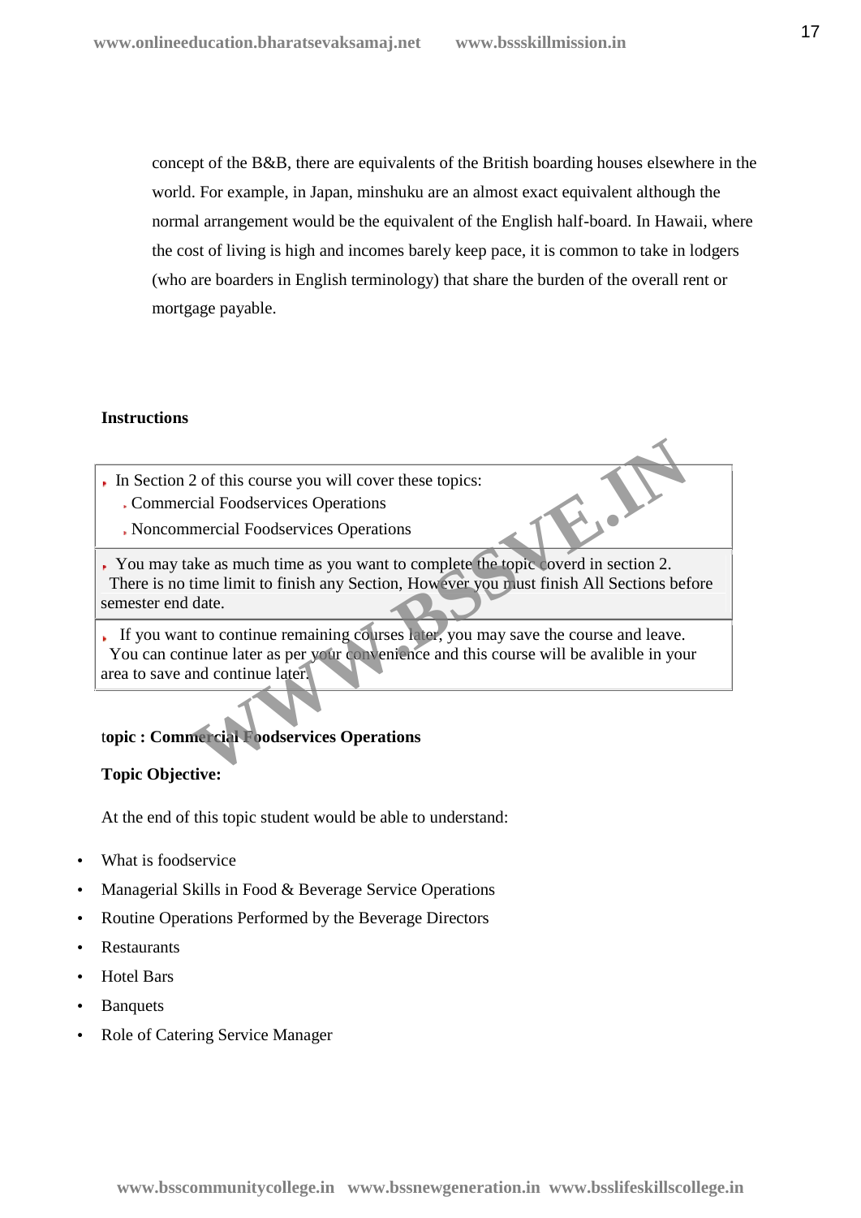concept of the B&B, there are equivalents of the British boarding houses elsewhere in the world. For example, in Japan, minshuku are an almost exact equivalent although the normal arrangement would be the equivalent of the English half-board. In Hawaii, where the cost of living is high and incomes barely keep pace, it is common to take in lodgers (who are boarders in English terminology) that share the burden of the overall rent or mortgage payable.

**Instructions**

- In Section 2 of this course you will cover these topics:
  - Commercial Foodservices Operations
  - Noncommercial Foodservices Operations
- You may take as much time as you want to complete the topic coverd in section 2. There is no time limit to finish any Section, However you must finish All Sections before semester end date.
- If you want to continue remaining courses later, you may save the course and leave. You can continue later as per your convenience and this course will be avalible in your area to save and continue later.

**topic : Commercial Foodservices Operations**

**Topic Objective:**

At the end of this topic student would be able to understand:

- What is foodservice
- Managerial Skills in Food & Beverage Service Operations
- Routine Operations Performed by the Beverage Directors
- Restaurants
- Hotel Bars
- Banquets
- Role of Catering Service Manager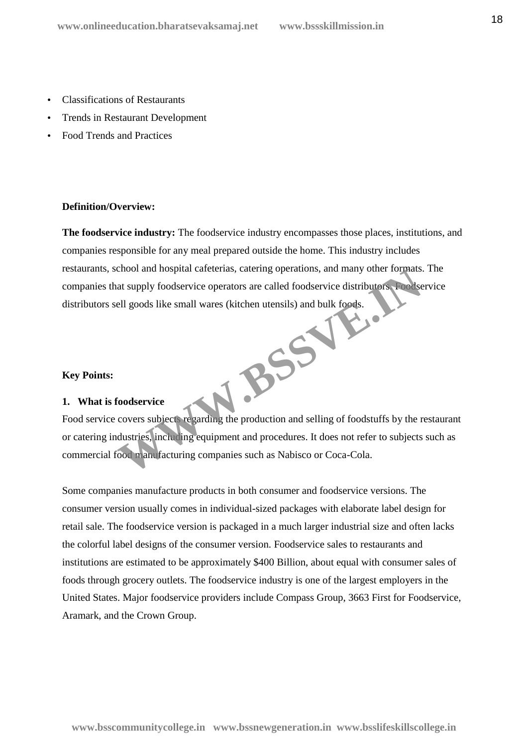- Classifications of Restaurants
- Trends in Restaurant Development
- Food Trends and Practices

**Definition/Overview:**

**The foodservice industry:** The foodservice industry encompasses those places, institutions, and companies responsible for any meal prepared outside the home. This industry includes restaurants, school and hospital cafeterias, catering operations, and many other formats. The companies that supply foodservice operators are called foodservice distributors. Foodservice distributors sell goods like small wares (kitchen utensils) and bulk foods.

**Key Points:**

**1. What is foodservice**

Food service covers subjects regarding the production and selling of foodstuffs by the restaurant or catering industries, including equipment and procedures. It does not refer to subjects such as commercial food manufacturing companies such as Nabisco or Coca-Cola.

Some companies manufacture products in both consumer and foodservice versions. The consumer version usually comes in individual-sized packages with elaborate label design for retail sale. The foodservice version is packaged in a much larger industrial size and often lacks the colorful label designs of the consumer version. Foodservice sales to restaurants and institutions are estimated to be approximately $400 Billion, about equal with consumer sales of foods through grocery outlets. The foodservice industry is one of the largest employers in the United States. Major foodservice providers include Compass Group, 3663 First for Foodservice, Aramark, and the Crown Group.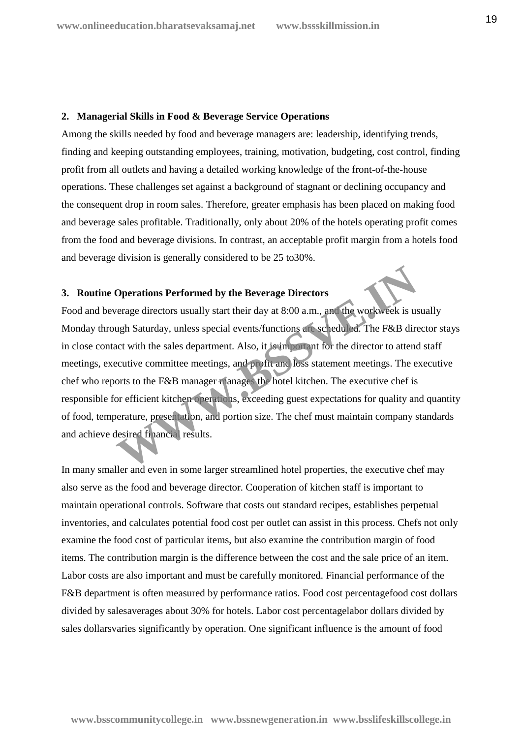## 2. Managerial Skills in Food & Beverage Service Operations

Among the skills needed by food and beverage managers are: leadership, identifying trends, finding and keeping outstanding employees, training, motivation, budgeting, cost control, finding profit from all outlets and having a detailed working knowledge of the front-of-the-house operations. These challenges set against a background of stagnant or declining occupancy and the consequent drop in room sales. Therefore, greater emphasis has been placed on making food and beverage sales profitable. Traditionally, only about 20% of the hotels operating profit comes from the food and beverage divisions. In contrast, an acceptable profit margin from a hotels food and beverage division is generally considered to be 25 to30%.

## 3. Routine Operations Performed by the Beverage Directors

Food and beverage directors usually start their day at 8:00 a.m., and the workweek is usually Monday through Saturday, unless special events/functions are scheduled. The F&B director stays in close contact with the sales department. Also, it is important for the director to attend staff meetings, executive committee meetings, and profit and loss statement meetings. The executive chef who reports to the F&B manager manages the hotel kitchen. The executive chef is responsible for efficient kitchen operations, exceeding guest expectations for quality and quantity of food, temperature, presentation, and portion size. The chef must maintain company standards and achieve desired financial results.

In many smaller and even in some larger streamlined hotel properties, the executive chef may also serve as the food and beverage director. Cooperation of kitchen staff is important to maintain operational controls. Software that costs out standard recipes, establishes perpetual inventories, and calculates potential food cost per outlet can assist in this process. Chefs not only examine the food cost of particular items, but also examine the contribution margin of food items. The contribution margin is the difference between the cost and the sale price of an item. Labor costs are also important and must be carefully monitored. Financial performance of the F&B department is often measured by performance ratios. Food cost percentagefood cost dollars divided by salesaverages about 30% for hotels. Labor cost percentagelabor dollars divided by sales dollarsvaries significantly by operation. One significant influence is the amount of food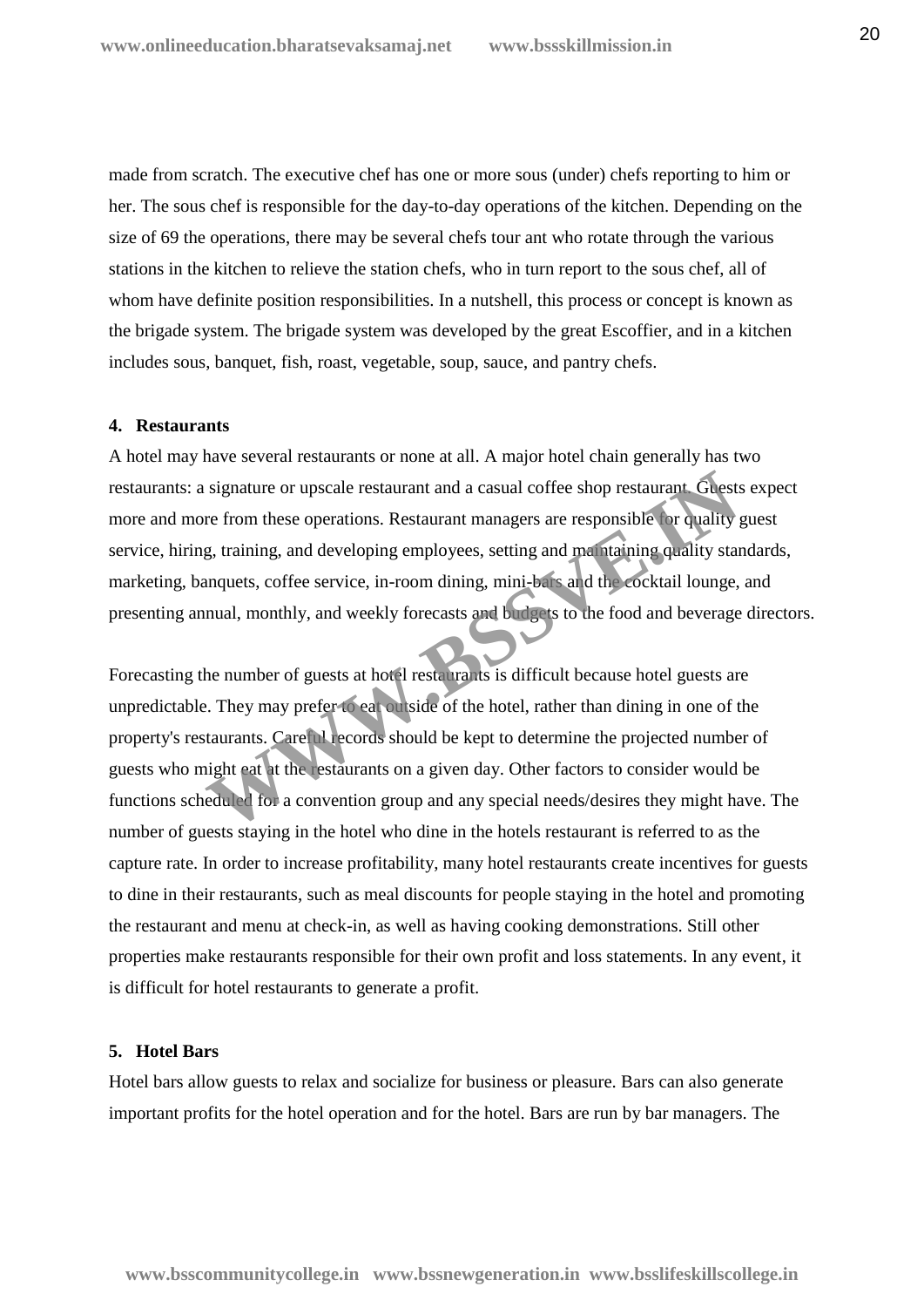made from scratch. The executive chef has one or more sous (under) chefs reporting to him or her. The sous chef is responsible for the day-to-day operations of the kitchen. Depending on the size of 69 the operations, there may be several chefs tour ant who rotate through the various stations in the kitchen to relieve the station chefs, who in turn report to the sous chef, all of whom have definite position responsibilities. In a nutshell, this process or concept is known as the brigade system. The brigade system was developed by the great Escoffier, and in a kitchen includes sous, banquet, fish, roast, vegetable, soup, sauce, and pantry chefs.

#### 4. Restaurants

A hotel may have several restaurants or none at all. A major hotel chain generally has two restaurants: a signature or upscale restaurant and a casual coffee shop restaurant. Guests expect more and more from these operations. Restaurant managers are responsible for quality guest service, hiring, training, and developing employees, setting and maintaining quality standards, marketing, banquets, coffee service, in-room dining, mini-bars and the cocktail lounge, and presenting annual, monthly, and weekly forecasts and budgets to the food and beverage directors.

Forecasting the number of guests at hotel restaurants is difficult because hotel guests are unpredictable. They may prefer to eat outside of the hotel, rather than dining in one of the property's restaurants. Careful records should be kept to determine the projected number of guests who might eat at the restaurants on a given day. Other factors to consider would be functions scheduled for a convention group and any special needs/desires they might have. The number of guests staying in the hotel who dine in the hotels restaurant is referred to as the capture rate. In order to increase profitability, many hotel restaurants create incentives for guests to dine in their restaurants, such as meal discounts for people staying in the hotel and promoting the restaurant and menu at check-in, as well as having cooking demonstrations. Still other properties make restaurants responsible for their own profit and loss statements. In any event, it is difficult for hotel restaurants to generate a profit.

#### 5. Hotel Bars

Hotel bars allow guests to relax and socialize for business or pleasure. Bars can also generate important profits for the hotel operation and for the hotel. Bars are run by bar managers. The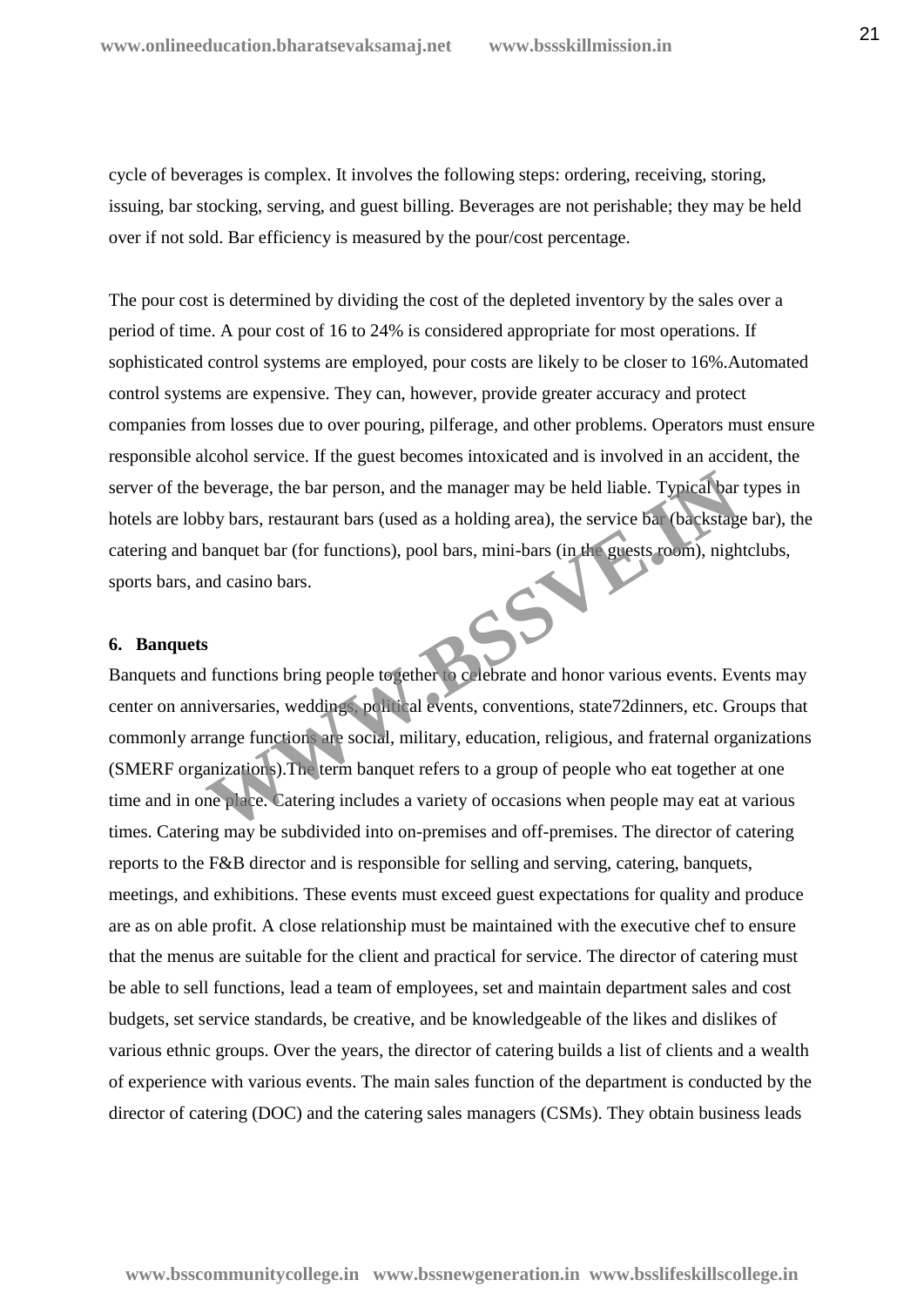cycle of beverages is complex. It involves the following steps: ordering, receiving, storing, issuing, bar stocking, serving, and guest billing. Beverages are not perishable; they may be held over if not sold. Bar efficiency is measured by the pour/cost percentage.

The pour cost is determined by dividing the cost of the depleted inventory by the sales over a period of time. A pour cost of 16 to 24% is considered appropriate for most operations. If sophisticated control systems are employed, pour costs are likely to be closer to 16%.Automated control systems are expensive. They can, however, provide greater accuracy and protect companies from losses due to over pouring, pilferage, and other problems. Operators must ensure responsible alcohol service. If the guest becomes intoxicated and is involved in an accident, the server of the beverage, the bar person, and the manager may be held liable. Typical bar types in hotels are lobby bars, restaurant bars (used as a holding area), the service bar (backstage bar), the catering and banquet bar (for functions), pool bars, mini-bars (in the guests room), nightclubs, sports bars, and casino bars.

**6. Banquets**

Banquets and functions bring people together to celebrate and honor various events. Events may center on anniversaries, weddings, political events, conventions, state72dinners, etc. Groups that commonly arrange functions are social, military, education, religious, and fraternal organizations (SMERF organizations).The term banquet refers to a group of people who eat together at one time and in one place. Catering includes a variety of occasions when people may eat at various times. Catering may be subdivided into on-premises and off-premises. The director of catering reports to the F&B director and is responsible for selling and serving, catering, banquets, meetings, and exhibitions. These events must exceed guest expectations for quality and produce are as on able profit. A close relationship must be maintained with the executive chef to ensure that the menus are suitable for the client and practical for service. The director of catering must be able to sell functions, lead a team of employees, set and maintain department sales and cost budgets, set service standards, be creative, and be knowledgeable of the likes and dislikes of various ethnic groups. Over the years, the director of catering builds a list of clients and a wealth of experience with various events. The main sales function of the department is conducted by the director of catering (DOC) and the catering sales managers (CSMs). They obtain business leads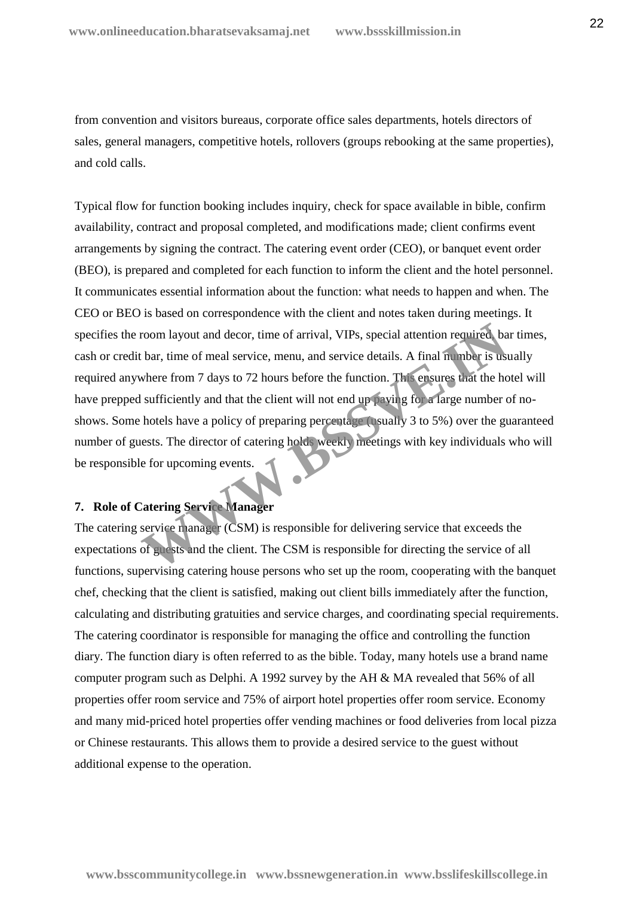from convention and visitors bureaus, corporate office sales departments, hotels directors of sales, general managers, competitive hotels, rollovers (groups rebooking at the same properties), and cold calls.

Typical flow for function booking includes inquiry, check for space available in bible, confirm availability, contract and proposal completed, and modifications made; client confirms event arrangements by signing the contract. The catering event order (CEO), or banquet event order (BEO), is prepared and completed for each function to inform the client and the hotel personnel. It communicates essential information about the function: what needs to happen and when. The CEO or BEO is based on correspondence with the client and notes taken during meetings. It specifies the room layout and decor, time of arrival, VIPs, special attention required, bar times, cash or credit bar, time of meal service, menu, and service details. A final number is usually required anywhere from 7 days to 72 hours before the function. This ensures that the hotel will have prepped sufficiently and that the client will not end up paying for a large number of no-shows. Some hotels have a policy of preparing percentage (usually 3 to 5%) over the guaranteed number of guests. The director of catering holds weekly meetings with key individuals who will be responsible for upcoming events.

**7. Role of Catering Service Manager**

The catering service manager (CSM) is responsible for delivering service that exceeds the expectations of guests and the client. The CSM is responsible for directing the service of all functions, supervising catering house persons who set up the room, cooperating with the banquet chef, checking that the client is satisfied, making out client bills immediately after the function, calculating and distributing gratuities and service charges, and coordinating special requirements. The catering coordinator is responsible for managing the office and controlling the function diary. The function diary is often referred to as the bible. Today, many hotels use a brand name computer program such as Delphi. A 1992 survey by the AH & MA revealed that 56% of all properties offer room service and 75% of airport hotel properties offer room service. Economy and many mid-priced hotel properties offer vending machines or food deliveries from local pizza or Chinese restaurants. This allows them to provide a desired service to the guest without additional expense to the operation.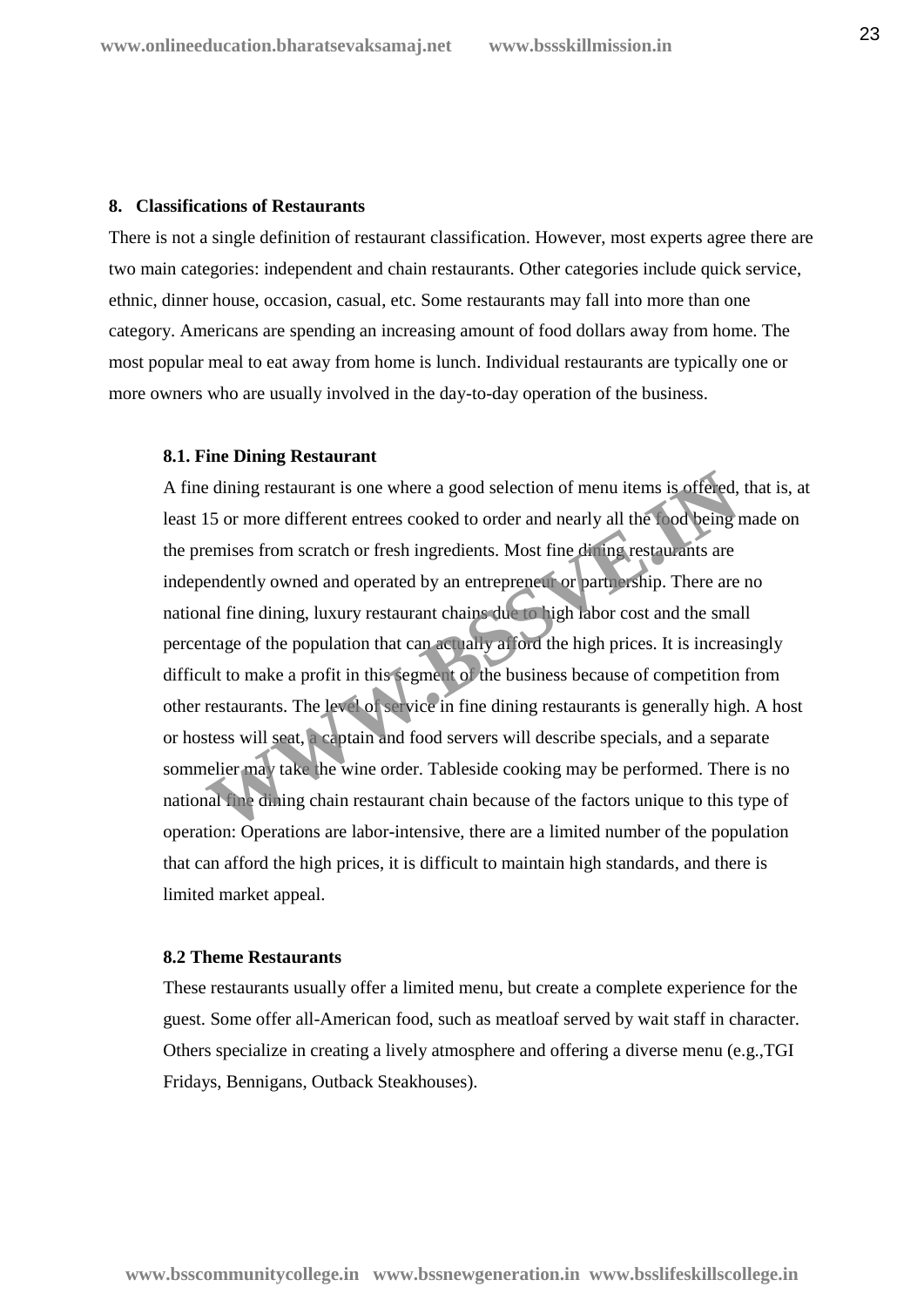## 8. Classifications of Restaurants

There is not a single definition of restaurant classification. However, most experts agree there are two main categories: independent and chain restaurants. Other categories include quick service, ethnic, dinner house, occasion, casual, etc. Some restaurants may fall into more than one category. Americans are spending an increasing amount of food dollars away from home. The most popular meal to eat away from home is lunch. Individual restaurants are typically one or more owners who are usually involved in the day-to-day operation of the business.

### 8.1. Fine Dining Restaurant

A fine dining restaurant is one where a good selection of menu items is offered, that is, at least 15 or more different entrees cooked to order and nearly all the food being made on the premises from scratch or fresh ingredients. Most fine dining restaurants are independently owned and operated by an entrepreneur or partnership. There are no national fine dining, luxury restaurant chains due to high labor cost and the small percentage of the population that can actually afford the high prices. It is increasingly difficult to make a profit in this segment of the business because of competition from other restaurants. The level of service in fine dining restaurants is generally high. A host or hostess will seat, a captain and food servers will describe specials, and a separate sommelier may take the wine order. Tableside cooking may be performed. There is no national fine dining chain restaurant chain because of the factors unique to this type of operation: Operations are labor-intensive, there are a limited number of the population that can afford the high prices, it is difficult to maintain high standards, and there is limited market appeal.

### 8.2 Theme Restaurants

These restaurants usually offer a limited menu, but create a complete experience for the guest. Some offer all-American food, such as meatloaf served by wait staff in character. Others specialize in creating a lively atmosphere and offering a diverse menu (e.g.,TGI Fridays, Bennigans, Outback Steakhouses).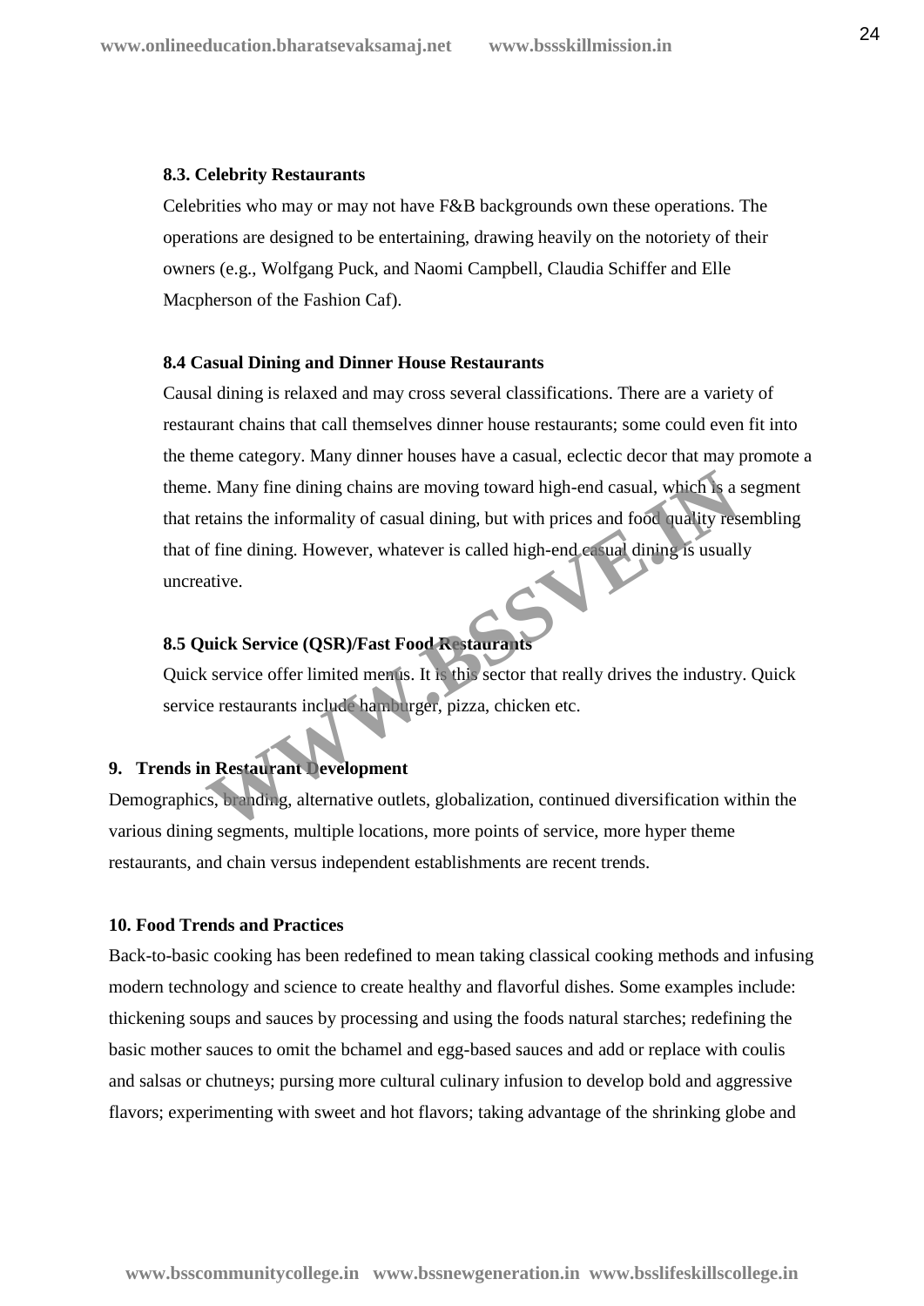### 8.3. Celebrity Restaurants

Celebrities who may or may not have F&B backgrounds own these operations. The operations are designed to be entertaining, drawing heavily on the notoriety of their owners (e.g., Wolfgang Puck, and Naomi Campbell, Claudia Schiffer and Elle Macpherson of the Fashion Caf).

### 8.4 Casual Dining and Dinner House Restaurants

Causal dining is relaxed and may cross several classifications. There are a variety of restaurant chains that call themselves dinner house restaurants; some could even fit into the theme category. Many dinner houses have a casual, eclectic decor that may promote a theme. Many fine dining chains are moving toward high-end casual, which is a segment that retains the informality of casual dining, but with prices and food quality resembling that of fine dining. However, whatever is called high-end casual dining is usually uncreative.

### 8.5 Quick Service (QSR)/Fast Food Restaurants

Quick service offer limited menus. It is this sector that really drives the industry. Quick service restaurants include hamburger, pizza, chicken etc.

## 9. Trends in Restaurant Development

Demographics, branding, alternative outlets, globalization, continued diversification within the various dining segments, multiple locations, more points of service, more hyper theme restaurants, and chain versus independent establishments are recent trends.

## 10. Food Trends and Practices

Back-to-basic cooking has been redefined to mean taking classical cooking methods and infusing modern technology and science to create healthy and flavorful dishes. Some examples include: thickening soups and sauces by processing and using the foods natural starches; redefining the basic mother sauces to omit the bchamel and egg-based sauces and add or replace with coulis and salsas or chutneys; pursing more cultural culinary infusion to develop bold and aggressive flavors; experimenting with sweet and hot flavors; taking advantage of the shrinking globe and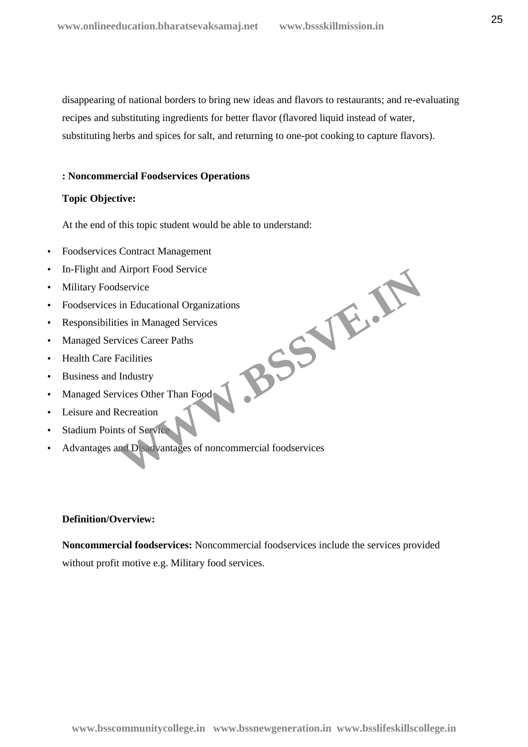disappearing of national borders to bring new ideas and flavors to restaurants; and re-evaluating recipes and substituting ingredients for better flavor (flavored liquid instead of water, substituting herbs and spices for salt, and returning to one-pot cooking to capture flavors).

**: Noncommercial Foodservices Operations**

**Topic Objective:**

At the end of this topic student would be able to understand:

- Foodservices Contract Management
- In-Flight and Airport Food Service
- Military Foodservice
- Foodservices in Educational Organizations
- Responsibilities in Managed Services
- Managed Services Career Paths
- Health Care Facilities
- Business and Industry
- Managed Services Other Than Food
- Leisure and Recreation
- Stadium Points of Service
- Advantages and Disadvantages of noncommercial foodservices

**Definition/Overview:**

**Noncommercial foodservices:** Noncommercial foodservices include the services provided without profit motive e.g. Military food services.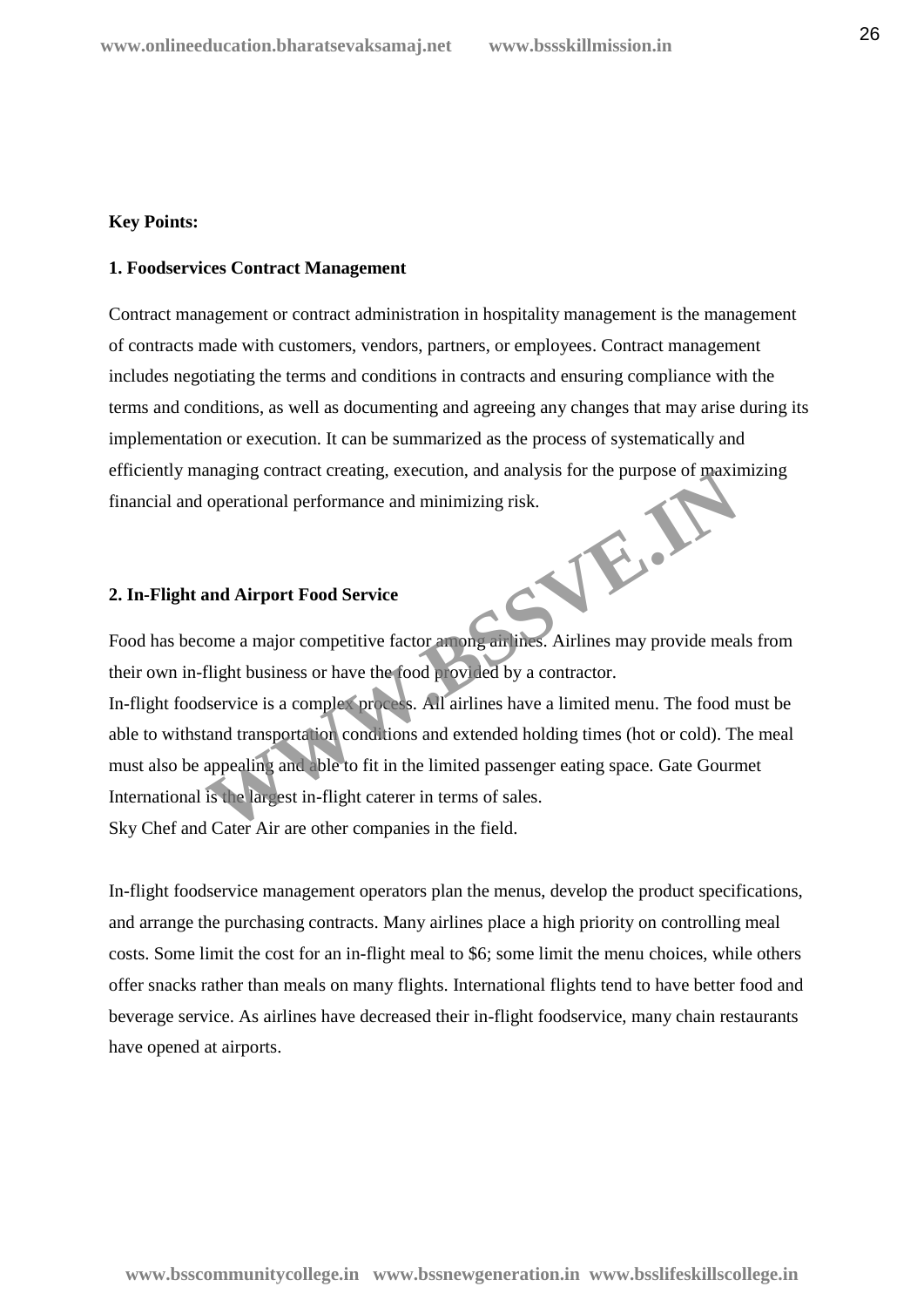**Key Points:**

**1. Foodservices Contract Management**

Contract management or contract administration in hospitality management is the management of contracts made with customers, vendors, partners, or employees. Contract management includes negotiating the terms and conditions in contracts and ensuring compliance with the terms and conditions, as well as documenting and agreeing any changes that may arise during its implementation or execution. It can be summarized as the process of systematically and efficiently managing contract creating, execution, and analysis for the purpose of maximizing financial and operational performance and minimizing risk.

**2. In-Flight and Airport Food Service**

Food has become a major competitive factor among airlines. Airlines may provide meals from their own in-flight business or have the food provided by a contractor.

In-flight foodservice is a complex process. All airlines have a limited menu. The food must be able to withstand transportation conditions and extended holding times (hot or cold). The meal must also be appealing and able to fit in the limited passenger eating space. Gate Gourmet International is the largest in-flight caterer in terms of sales.

Sky Chef and Cater Air are other companies in the field.

In-flight foodservice management operators plan the menus, develop the product specifications, and arrange the purchasing contracts. Many airlines place a high priority on controlling meal costs. Some limit the cost for an in-flight meal to $6; some limit the menu choices, while others offer snacks rather than meals on many flights. International flights tend to have better food and beverage service. As airlines have decreased their in-flight foodservice, many chain restaurants have opened at airports.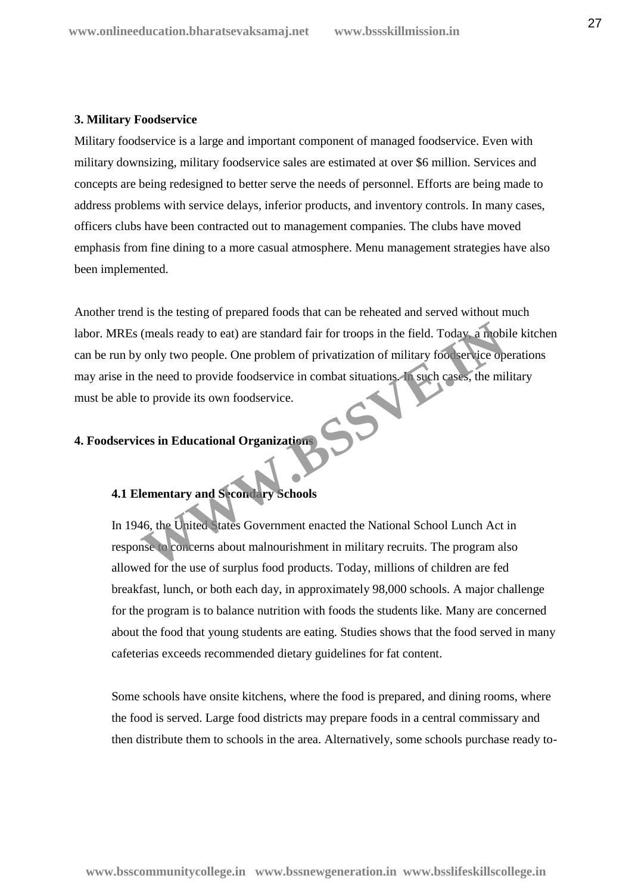**3. Military Foodservice**

Military foodservice is a large and important component of managed foodservice. Even with military downsizing, military foodservice sales are estimated at over $6 million. Services and concepts are being redesigned to better serve the needs of personnel. Efforts are being made to address problems with service delays, inferior products, and inventory controls. In many cases, officers clubs have been contracted out to management companies. The clubs have moved emphasis from fine dining to a more casual atmosphere. Menu management strategies have also been implemented.

Another trend is the testing of prepared foods that can be reheated and served without much labor. MREs (meals ready to eat) are standard fair for troops in the field. Today, a mobile kitchen can be run by only two people. One problem of privatization of military foodservice operations may arise in the need to provide foodservice in combat situations. In such cases, the military must be able to provide its own foodservice.

**4. Foodservices in Educational Organizations**

**4.1 Elementary and Secondary Schools**

In 1946, the United States Government enacted the National School Lunch Act in response to concerns about malnourishment in military recruits. The program also allowed for the use of surplus food products. Today, millions of children are fed breakfast, lunch, or both each day, in approximately 98,000 schools. A major challenge for the program is to balance nutrition with foods the students like. Many are concerned about the food that young students are eating. Studies shows that the food served in many cafeterias exceeds recommended dietary guidelines for fat content.

Some schools have onsite kitchens, where the food is prepared, and dining rooms, where the food is served. Large food districts may prepare foods in a central commissary and then distribute them to schools in the area. Alternatively, some schools purchase ready to-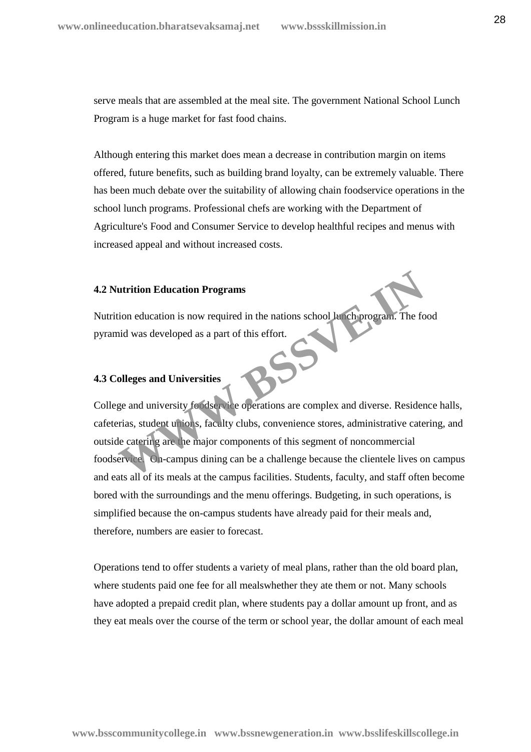serve meals that are assembled at the meal site. The government National School Lunch Program is a huge market for fast food chains.

Although entering this market does mean a decrease in contribution margin on items offered, future benefits, such as building brand loyalty, can be extremely valuable. There has been much debate over the suitability of allowing chain foodservice operations in the school lunch programs. Professional chefs are working with the Department of Agriculture's Food and Consumer Service to develop healthful recipes and menus with increased appeal and without increased costs.

### 4.2 Nutrition Education Programs

Nutrition education is now required in the nations school lunch program. The food pyramid was developed as a part of this effort.

### 4.3 Colleges and Universities

College and university foodservice operations are complex and diverse. Residence halls, cafeterias, student unions, faculty clubs, convenience stores, administrative catering, and outside catering are the major components of this segment of noncommercial foodservice. On-campus dining can be a challenge because the clientele lives on campus and eats all of its meals at the campus facilities. Students, faculty, and staff often become bored with the surroundings and the menu offerings. Budgeting, in such operations, is simplified because the on-campus students have already paid for their meals and, therefore, numbers are easier to forecast.

Operations tend to offer students a variety of meal plans, rather than the old board plan, where students paid one fee for all mealswhether they ate them or not. Many schools have adopted a prepaid credit plan, where students pay a dollar amount up front, and as they eat meals over the course of the term or school year, the dollar amount of each meal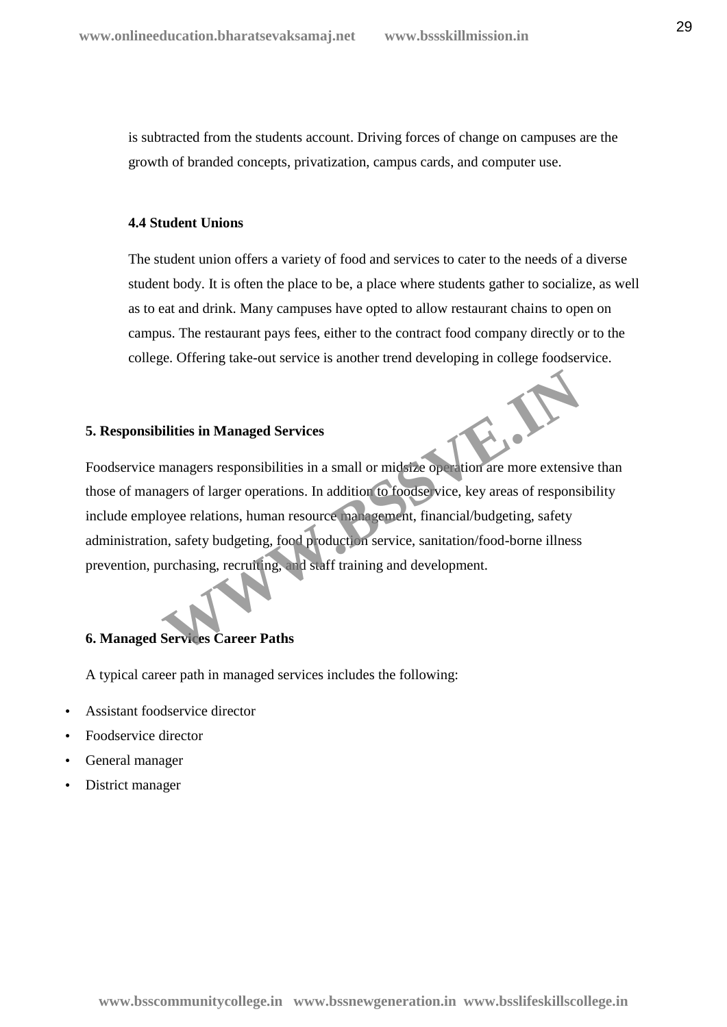is subtracted from the students account. Driving forces of change on campuses are the growth of branded concepts, privatization, campus cards, and computer use.

### 4.4 Student Unions

The student union offers a variety of food and services to cater to the needs of a diverse student body. It is often the place to be, a place where students gather to socialize, as well as to eat and drink. Many campuses have opted to allow restaurant chains to open on campus. The restaurant pays fees, either to the contract food company directly or to the college. Offering take-out service is another trend developing in college foodservice.

## 5. Responsibilities in Managed Services

Foodservice managers responsibilities in a small or midsize operation are more extensive than those of managers of larger operations. In addition to foodservice, key areas of responsibility include employee relations, human resource management, financial/budgeting, safety administration, safety budgeting, food production service, sanitation/food-borne illness prevention, purchasing, recruiting, and staff training and development.

## 6. Managed Services Career Paths

A typical career path in managed services includes the following:

- Assistant foodservice director
- Foodservice director
- General manager
- District manager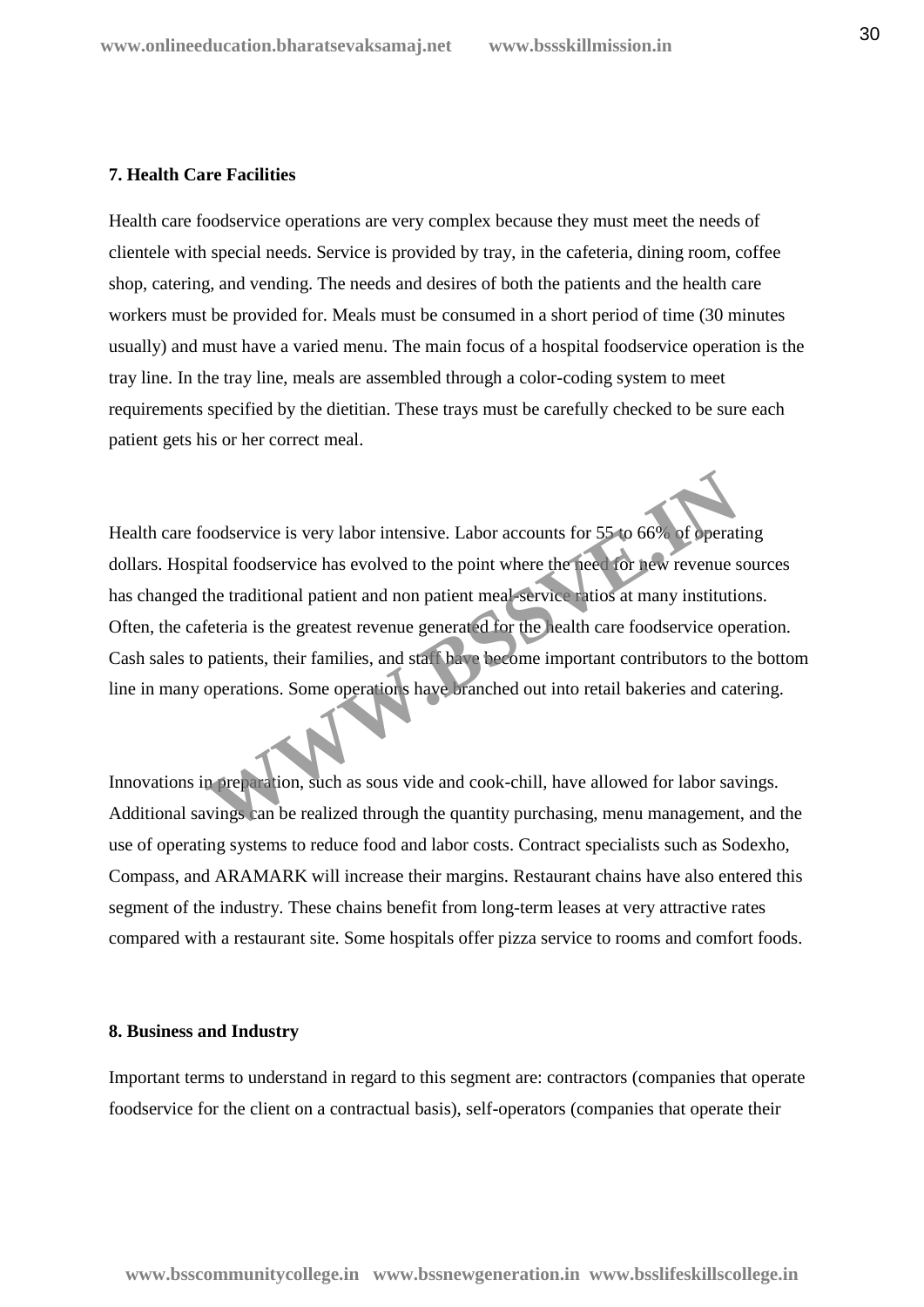**7. Health Care Facilities**

Health care foodservice operations are very complex because they must meet the needs of clientele with special needs. Service is provided by tray, in the cafeteria, dining room, coffee shop, catering, and vending. The needs and desires of both the patients and the health care workers must be provided for. Meals must be consumed in a short period of time (30 minutes usually) and must have a varied menu. The main focus of a hospital foodservice operation is the tray line. In the tray line, meals are assembled through a color-coding system to meet requirements specified by the dietitian. These trays must be carefully checked to be sure each patient gets his or her correct meal.

Health care foodservice is very labor intensive. Labor accounts for 55 to 66% of operating dollars. Hospital foodservice has evolved to the point where the need for new revenue sources has changed the traditional patient and non patient meal-service ratios at many institutions. Often, the cafeteria is the greatest revenue generated for the health care foodservice operation. Cash sales to patients, their families, and staff have become important contributors to the bottom line in many operations. Some operations have branched out into retail bakeries and catering.

Innovations in preparation, such as sous vide and cook-chill, have allowed for labor savings. Additional savings can be realized through the quantity purchasing, menu management, and the use of operating systems to reduce food and labor costs. Contract specialists such as Sodexho, Compass, and ARAMARK will increase their margins. Restaurant chains have also entered this segment of the industry. These chains benefit from long-term leases at very attractive rates compared with a restaurant site. Some hospitals offer pizza service to rooms and comfort foods.

**8. Business and Industry**

Important terms to understand in regard to this segment are: contractors (companies that operate foodservice for the client on a contractual basis), self-operators (companies that operate their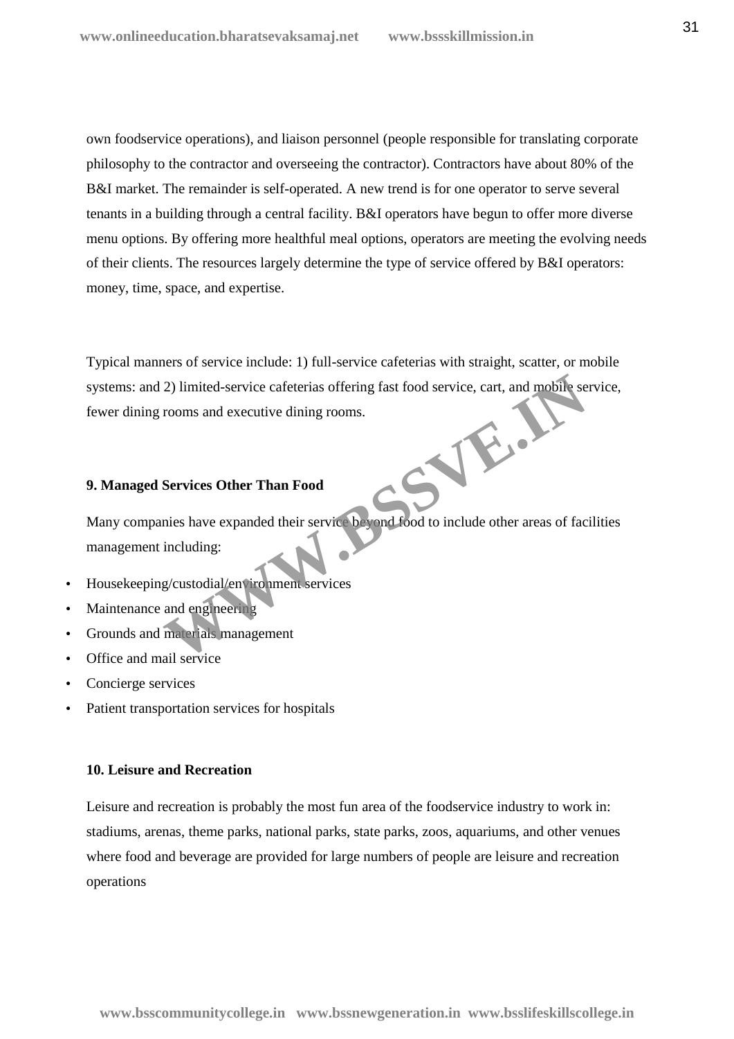own foodservice operations), and liaison personnel (people responsible for translating corporate philosophy to the contractor and overseeing the contractor). Contractors have about 80% of the B&I market. The remainder is self-operated. A new trend is for one operator to serve several tenants in a building through a central facility. B&I operators have begun to offer more diverse menu options. By offering more healthful meal options, operators are meeting the evolving needs of their clients. The resources largely determine the type of service offered by B&I operators: money, time, space, and expertise.

Typical manners of service include: 1) full-service cafeterias with straight, scatter, or mobile systems: and 2) limited-service cafeterias offering fast food service, cart, and mobile service, fewer dining rooms and executive dining rooms.

**9. Managed Services Other Than Food**

Many companies have expanded their service beyond food to include other areas of facilities management including:

- Housekeeping/custodial/environment services
- Maintenance and engineering
- Grounds and materials management
- Office and mail service
- Concierge services
- Patient transportation services for hospitals

**10. Leisure and Recreation**

Leisure and recreation is probably the most fun area of the foodservice industry to work in: stadiums, arenas, theme parks, national parks, state parks, zoos, aquariums, and other venues where food and beverage are provided for large numbers of people are leisure and recreation operations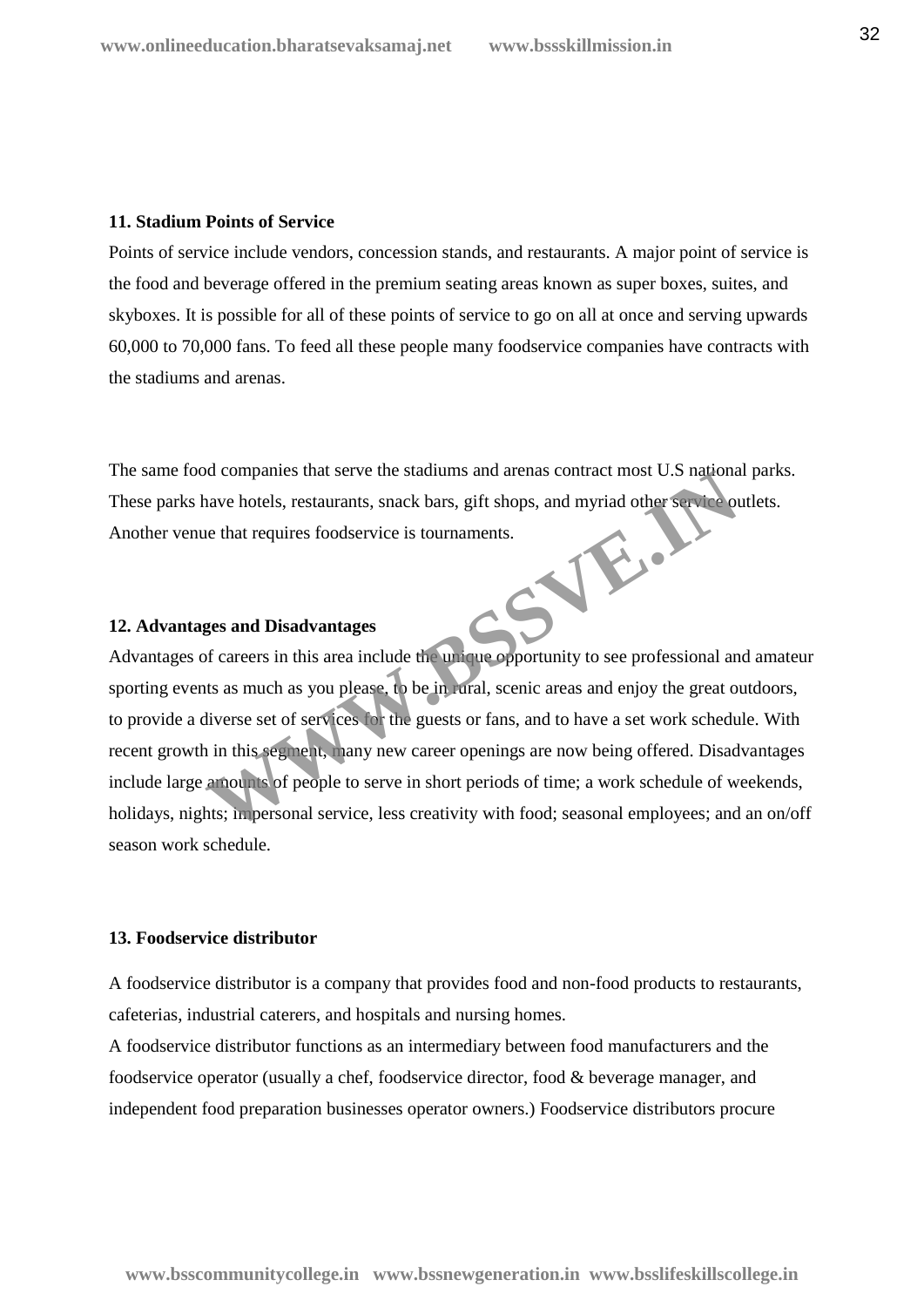**11. Stadium Points of Service**

Points of service include vendors, concession stands, and restaurants. A major point of service is the food and beverage offered in the premium seating areas known as super boxes, suites, and skyboxes. It is possible for all of these points of service to go on all at once and serving upwards 60,000 to 70,000 fans. To feed all these people many foodservice companies have contracts with the stadiums and arenas.

The same food companies that serve the stadiums and arenas contract most U.S national parks. These parks have hotels, restaurants, snack bars, gift shops, and myriad other service outlets. Another venue that requires foodservice is tournaments.

**12. Advantages and Disadvantages**

Advantages of careers in this area include the unique opportunity to see professional and amateur sporting events as much as you please, to be in rural, scenic areas and enjoy the great outdoors, to provide a diverse set of services for the guests or fans, and to have a set work schedule. With recent growth in this segment, many new career openings are now being offered. Disadvantages include large amounts of people to serve in short periods of time; a work schedule of weekends, holidays, nights; impersonal service, less creativity with food; seasonal employees; and an on/off season work schedule.

**13. Foodservice distributor**

A foodservice distributor is a company that provides food and non-food products to restaurants, cafeterias, industrial caterers, and hospitals and nursing homes.

A foodservice distributor functions as an intermediary between food manufacturers and the foodservice operator (usually a chef, foodservice director, food & beverage manager, and independent food preparation businesses operator owners.) Foodservice distributors procure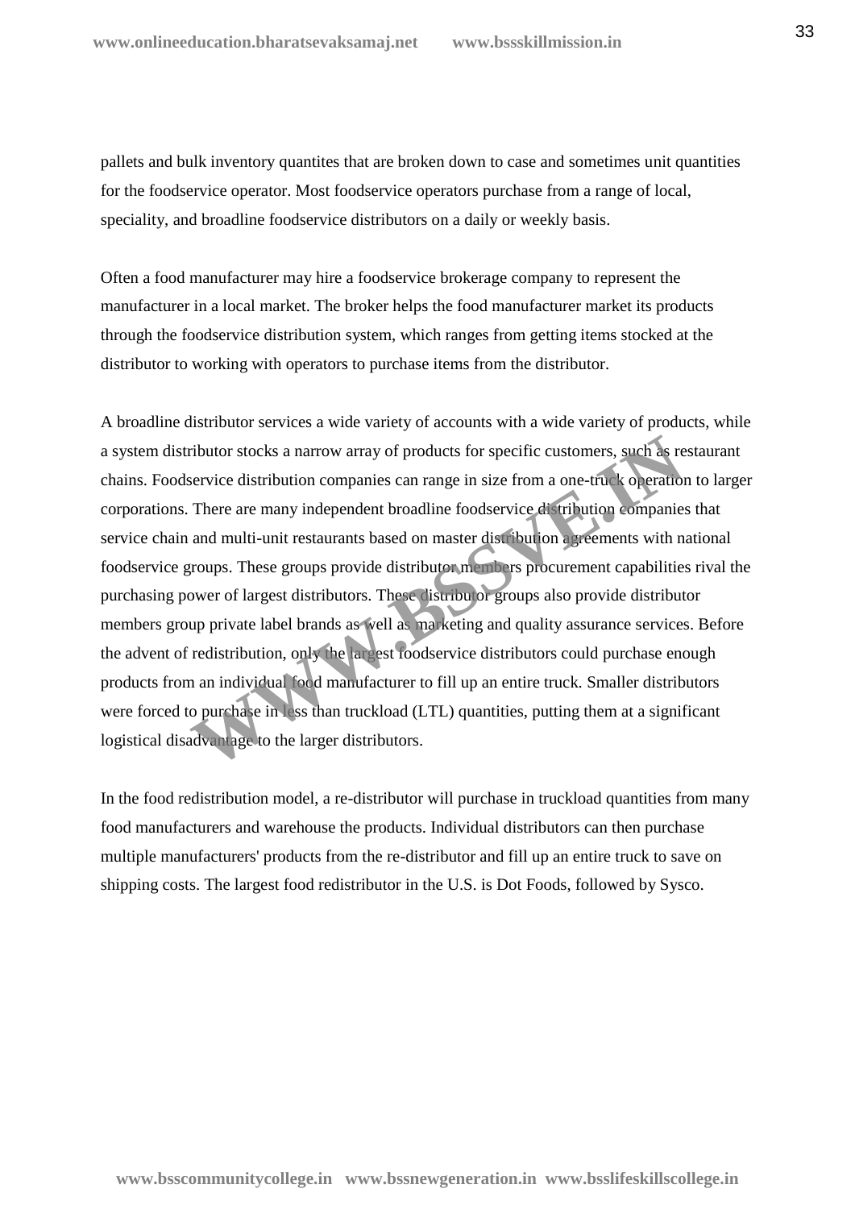pallets and bulk inventory quantites that are broken down to case and sometimes unit quantities for the foodservice operator. Most foodservice operators purchase from a range of local, speciality, and broadline foodservice distributors on a daily or weekly basis.

Often a food manufacturer may hire a foodservice brokerage company to represent the manufacturer in a local market. The broker helps the food manufacturer market its products through the foodservice distribution system, which ranges from getting items stocked at the distributor to working with operators to purchase items from the distributor.

A broadline distributor services a wide variety of accounts with a wide variety of products, while a system distributor stocks a narrow array of products for specific customers, such as restaurant chains. Foodservice distribution companies can range in size from a one-truck operation to larger corporations. There are many independent broadline foodservice distribution companies that service chain and multi-unit restaurants based on master distribution agreements with national foodservice groups. These groups provide distributor members procurement capabilities rival the purchasing power of largest distributors. These distributor groups also provide distributor members group private label brands as well as marketing and quality assurance services. Before the advent of redistribution, only the largest foodservice distributors could purchase enough products from an individual food manufacturer to fill up an entire truck. Smaller distributors were forced to purchase in less than truckload (LTL) quantities, putting them at a significant logistical disadvantage to the larger distributors.

In the food redistribution model, a re-distributor will purchase in truckload quantities from many food manufacturers and warehouse the products. Individual distributors can then purchase multiple manufacturers' products from the re-distributor and fill up an entire truck to save on shipping costs. The largest food redistributor in the U.S. is Dot Foods, followed by Sysco.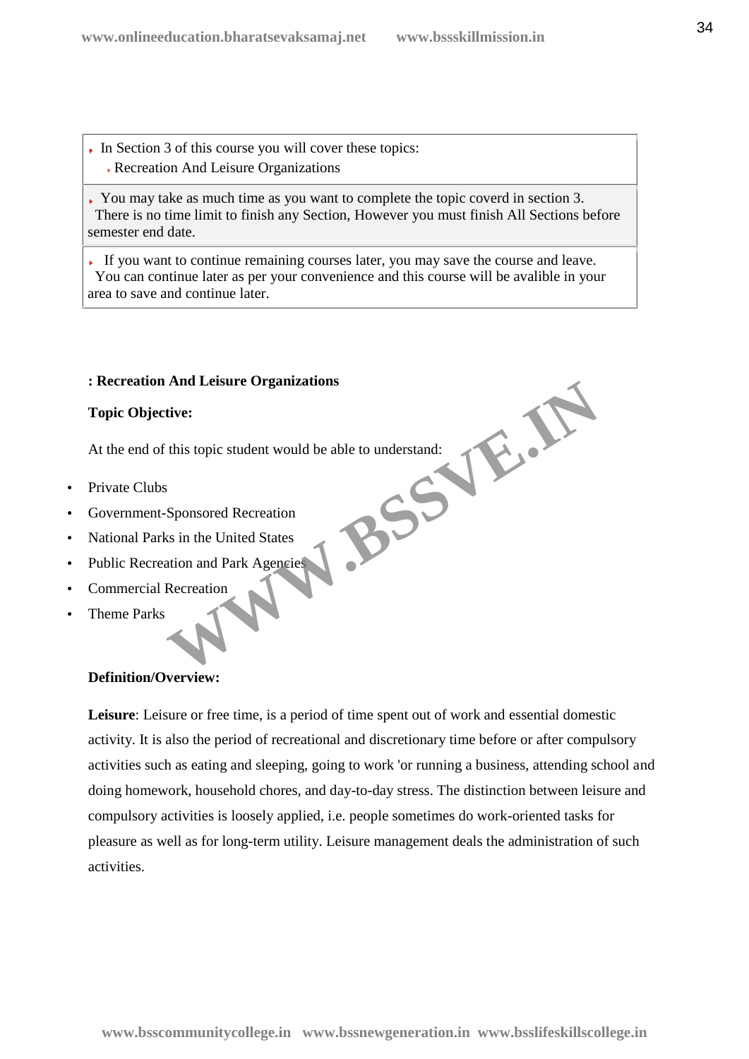- In Section 3 of this course you will cover these topics:
  - Recreation And Leisure Organizations

- You may take as much time as you want to complete the topic coverd in section 3. There is no time limit to finish any Section, However you must finish All Sections before semester end date.

- If you want to continue remaining courses later, you may save the course and leave. You can continue later as per your convenience and this course will be avalible in your area to save and continue later.

**: Recreation And Leisure Organizations**

**Topic Objective:**

At the end of this topic student would be able to understand:

- Private Clubs
- Government-Sponsored Recreation
- National Parks in the United States
- Public Recreation and Park Agencies
- Commercial Recreation
- Theme Parks

**Definition/Overview:**

**Leisure**: Leisure or free time, is a period of time spent out of work and essential domestic activity. It is also the period of recreational and discretionary time before or after compulsory activities such as eating and sleeping, going to work 'or running a business, attending school and doing homework, household chores, and day-to-day stress. The distinction between leisure and compulsory activities is loosely applied, i.e. people sometimes do work-oriented tasks for pleasure as well as for long-term utility. Leisure management deals the administration of such activities.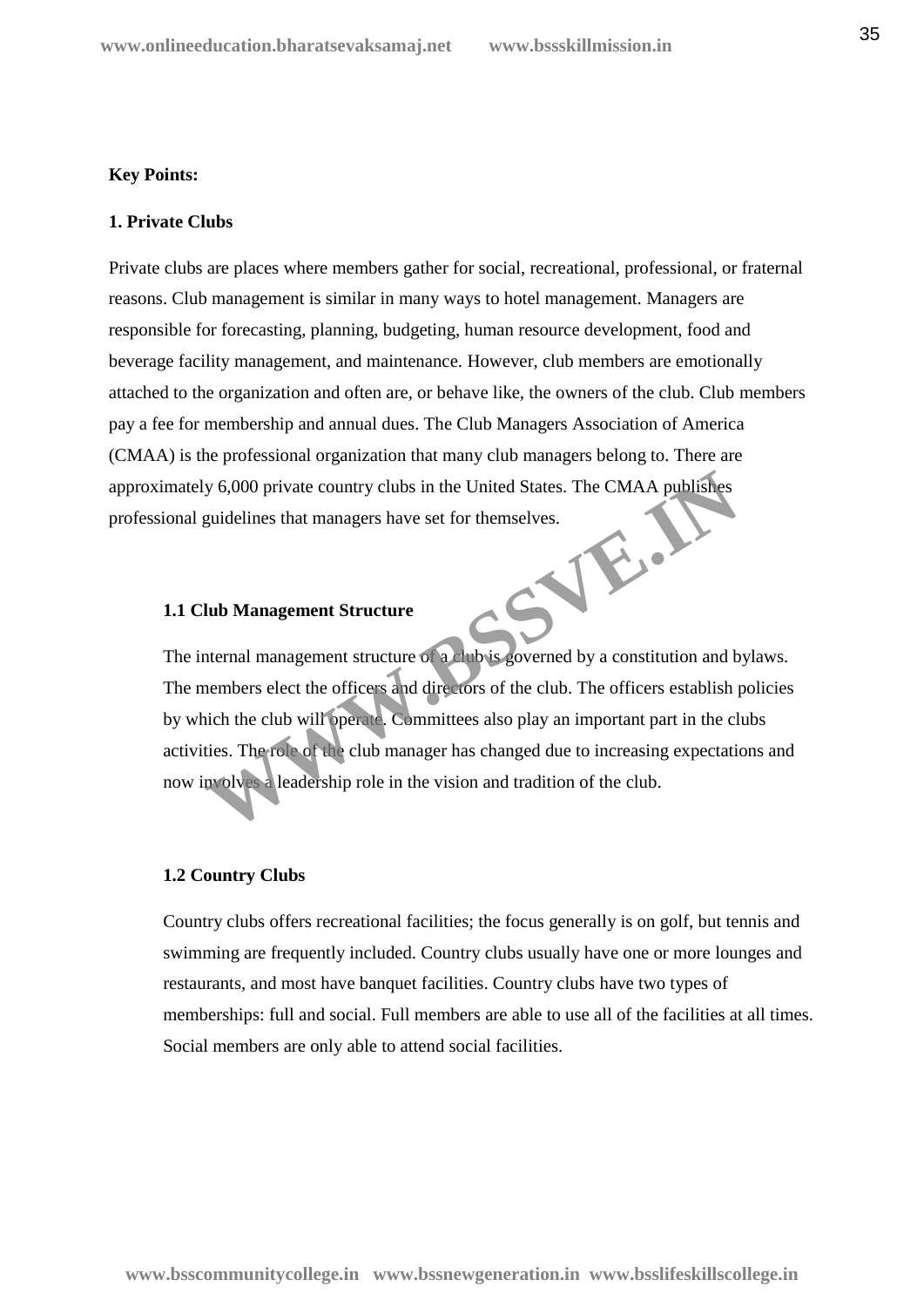**Key Points:**

## 1. Private Clubs

Private clubs are places where members gather for social, recreational, professional, or fraternal reasons. Club management is similar in many ways to hotel management. Managers are responsible for forecasting, planning, budgeting, human resource development, food and beverage facility management, and maintenance. However, club members are emotionally attached to the organization and often are, or behave like, the owners of the club. Club members pay a fee for membership and annual dues. The Club Managers Association of America (CMAA) is the professional organization that many club managers belong to. There are approximately 6,000 private country clubs in the United States. The CMAA publishes professional guidelines that managers have set for themselves.

### 1.1 Club Management Structure

The internal management structure of a club is governed by a constitution and bylaws. The members elect the officers and directors of the club. The officers establish policies by which the club will operate. Committees also play an important part in the clubs activities. The role of the club manager has changed due to increasing expectations and now involves a leadership role in the vision and tradition of the club.

### 1.2 Country Clubs

Country clubs offers recreational facilities; the focus generally is on golf, but tennis and swimming are frequently included. Country clubs usually have one or more lounges and restaurants, and most have banquet facilities. Country clubs have two types of memberships: full and social. Full members are able to use all of the facilities at all times. Social members are only able to attend social facilities.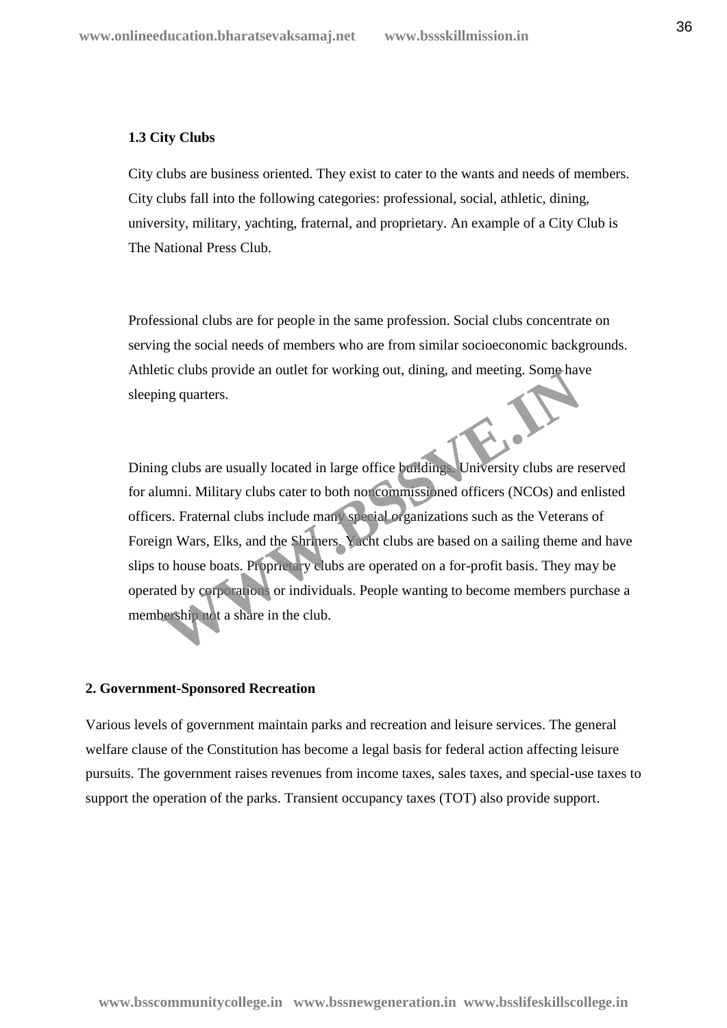### 1.3 City Clubs

City clubs are business oriented. They exist to cater to the wants and needs of members. City clubs fall into the following categories: professional, social, athletic, dining, university, military, yachting, fraternal, and proprietary. An example of a City Club is The National Press Club.

Professional clubs are for people in the same profession. Social clubs concentrate on serving the social needs of members who are from similar socioeconomic backgrounds. Athletic clubs provide an outlet for working out, dining, and meeting. Some have sleeping quarters.

Dining clubs are usually located in large office buildings. University clubs are reserved for alumni. Military clubs cater to both noncommissioned officers (NCOs) and enlisted officers. Fraternal clubs include many special organizations such as the Veterans of Foreign Wars, Elks, and the Shriners. Yacht clubs are based on a sailing theme and have slips to house boats. Proprietary clubs are operated on a for-profit basis. They may be operated by corporations or individuals. People wanting to become members purchase a membership not a share in the club.

## 2. Government-Sponsored Recreation

Various levels of government maintain parks and recreation and leisure services. The general welfare clause of the Constitution has become a legal basis for federal action affecting leisure pursuits. The government raises revenues from income taxes, sales taxes, and special-use taxes to support the operation of the parks. Transient occupancy taxes (TOT) also provide support.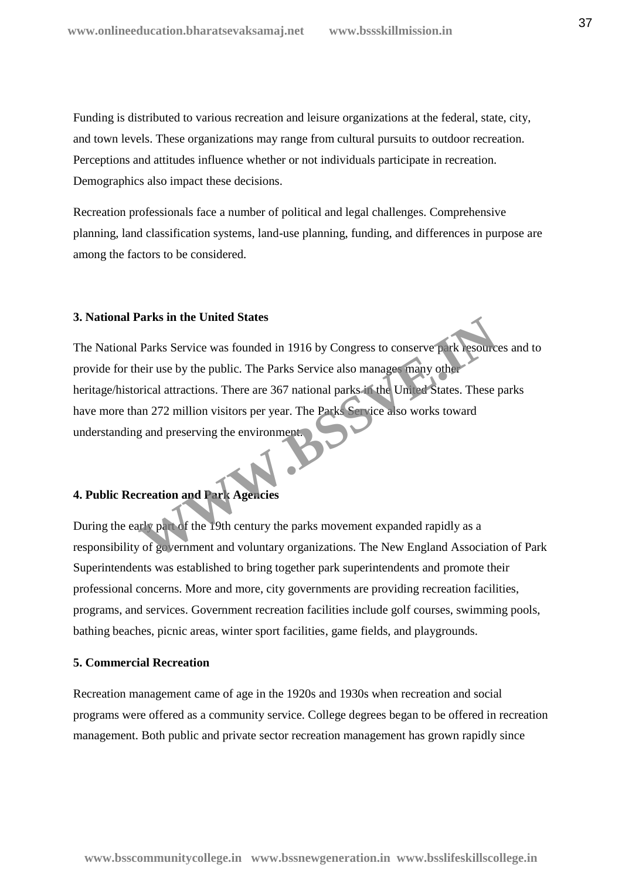Funding is distributed to various recreation and leisure organizations at the federal, state, city, and town levels. These organizations may range from cultural pursuits to outdoor recreation. Perceptions and attitudes influence whether or not individuals participate in recreation. Demographics also impact these decisions.

Recreation professionals face a number of political and legal challenges. Comprehensive planning, land classification systems, land-use planning, funding, and differences in purpose are among the factors to be considered.

### 3. National Parks in the United States

The National Parks Service was founded in 1916 by Congress to conserve park resources and to provide for their use by the public. The Parks Service also manages many other heritage/historical attractions. There are 367 national parks in the United States. These parks have more than 272 million visitors per year. The Parks Service also works toward understanding and preserving the environment.

### 4. Public Recreation and Park Agencies

During the early part of the 19th century the parks movement expanded rapidly as a responsibility of government and voluntary organizations. The New England Association of Park Superintendents was established to bring together park superintendents and promote their professional concerns. More and more, city governments are providing recreation facilities, programs, and services. Government recreation facilities include golf courses, swimming pools, bathing beaches, picnic areas, winter sport facilities, game fields, and playgrounds.

### 5. Commercial Recreation

Recreation management came of age in the 1920s and 1930s when recreation and social programs were offered as a community service. College degrees began to be offered in recreation management. Both public and private sector recreation management has grown rapidly since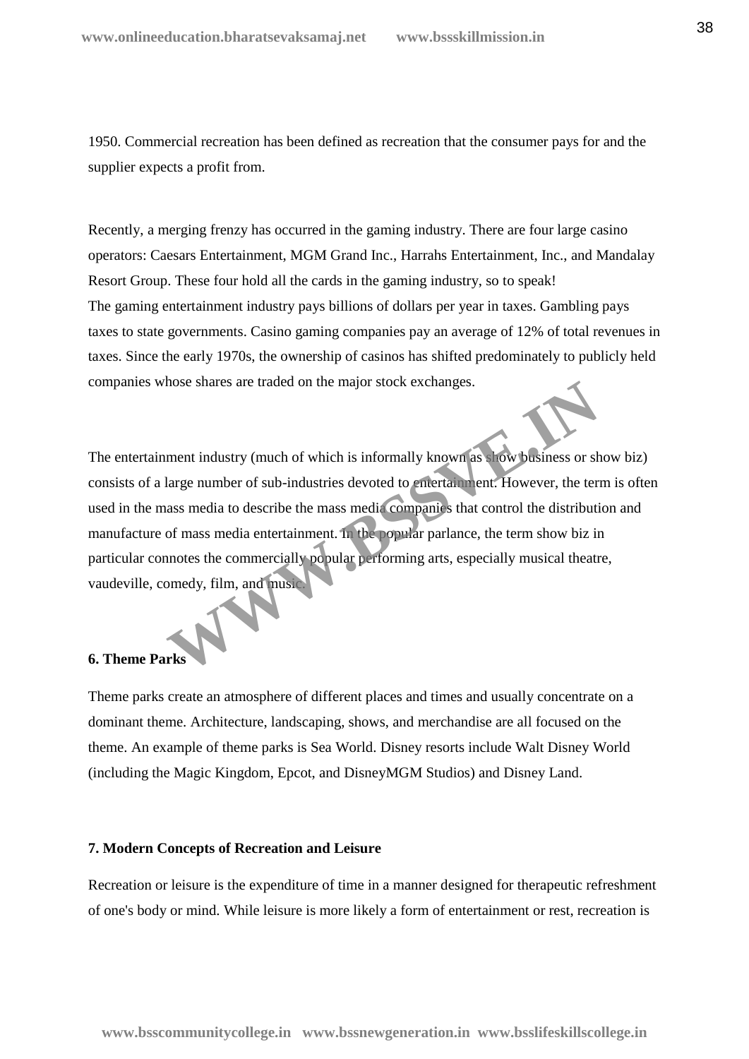1950. Commercial recreation has been defined as recreation that the consumer pays for and the supplier expects a profit from.

Recently, a merging frenzy has occurred in the gaming industry. There are four large casino operators: Caesars Entertainment, MGM Grand Inc., Harrahs Entertainment, Inc., and Mandalay Resort Group. These four hold all the cards in the gaming industry, so to speak!
The gaming entertainment industry pays billions of dollars per year in taxes. Gambling pays taxes to state governments. Casino gaming companies pay an average of 12% of total revenues in taxes. Since the early 1970s, the ownership of casinos has shifted predominately to publicly held companies whose shares are traded on the major stock exchanges.

The entertainment industry (much of which is informally known as show business or show biz) consists of a large number of sub-industries devoted to entertainment. However, the term is often used in the mass media to describe the mass media companies that control the distribution and manufacture of mass media entertainment. In the popular parlance, the term show biz in particular connotes the commercially popular performing arts, especially musical theatre, vaudeville, comedy, film, and music.

**6. Theme Parks**

Theme parks create an atmosphere of different places and times and usually concentrate on a dominant theme. Architecture, landscaping, shows, and merchandise are all focused on the theme. An example of theme parks is Sea World. Disney resorts include Walt Disney World (including the Magic Kingdom, Epcot, and DisneyMGM Studios) and Disney Land.

**7. Modern Concepts of Recreation and Leisure**

Recreation or leisure is the expenditure of time in a manner designed for therapeutic refreshment of one's body or mind. While leisure is more likely a form of entertainment or rest, recreation is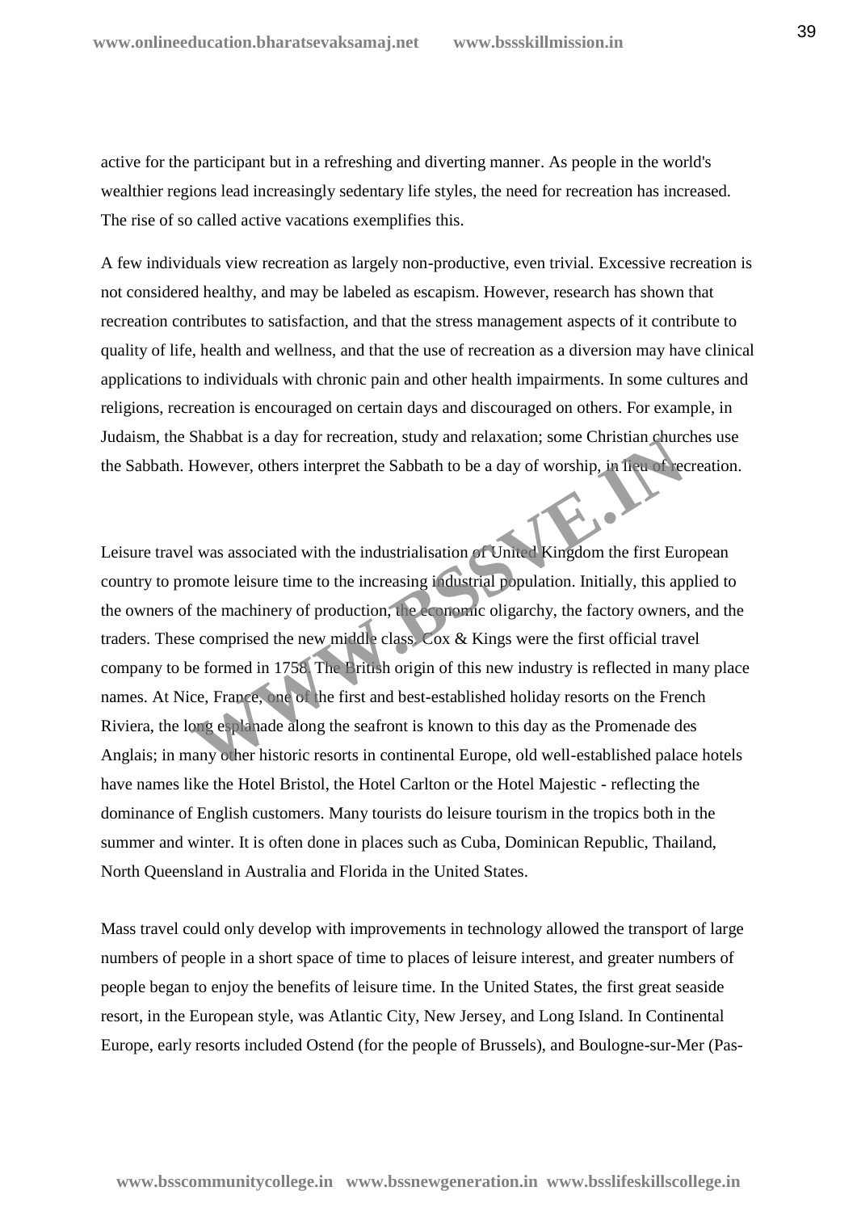active for the participant but in a refreshing and diverting manner. As people in the world's wealthier regions lead increasingly sedentary life styles, the need for recreation has increased. The rise of so called active vacations exemplifies this.

A few individuals view recreation as largely non-productive, even trivial. Excessive recreation is not considered healthy, and may be labeled as escapism. However, research has shown that recreation contributes to satisfaction, and that the stress management aspects of it contribute to quality of life, health and wellness, and that the use of recreation as a diversion may have clinical applications to individuals with chronic pain and other health impairments. In some cultures and religions, recreation is encouraged on certain days and discouraged on others. For example, in Judaism, the Shabbat is a day for recreation, study and relaxation; some Christian churches use the Sabbath. However, others interpret the Sabbath to be a day of worship, in lieu of recreation.

Leisure travel was associated with the industrialisation of United Kingdom the first European country to promote leisure time to the increasing industrial population. Initially, this applied to the owners of the machinery of production, the economic oligarchy, the factory owners, and the traders. These comprised the new middle class. Cox & Kings were the first official travel company to be formed in 1758. The British origin of this new industry is reflected in many place names. At Nice, France, one of the first and best-established holiday resorts on the French Riviera, the long esplanade along the seafront is known to this day as the Promenade des Anglais; in many other historic resorts in continental Europe, old well-established palace hotels have names like the Hotel Bristol, the Hotel Carlton or the Hotel Majestic - reflecting the dominance of English customers. Many tourists do leisure tourism in the tropics both in the summer and winter. It is often done in places such as Cuba, Dominican Republic, Thailand, North Queensland in Australia and Florida in the United States.

Mass travel could only develop with improvements in technology allowed the transport of large numbers of people in a short space of time to places of leisure interest, and greater numbers of people began to enjoy the benefits of leisure time. In the United States, the first great seaside resort, in the European style, was Atlantic City, New Jersey, and Long Island. In Continental Europe, early resorts included Ostend (for the people of Brussels), and Boulogne-sur-Mer (Pas-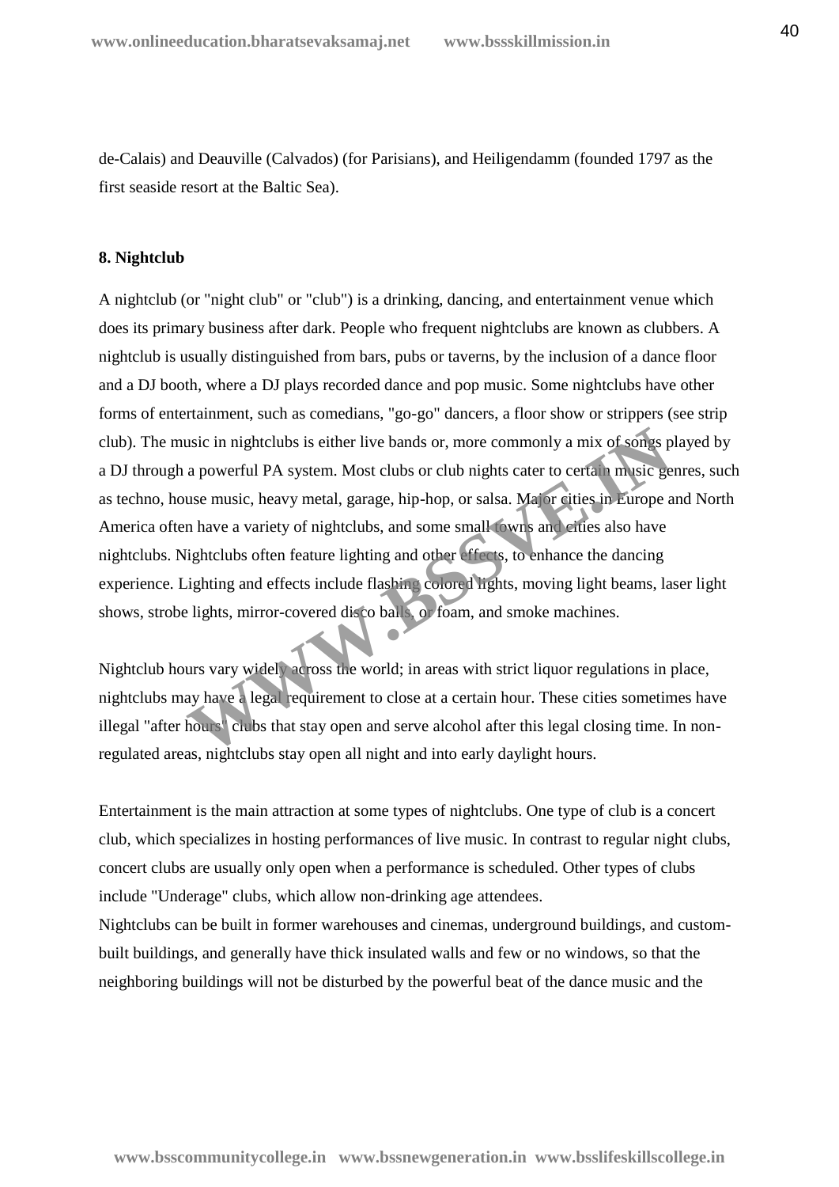de-Calais) and Deauville (Calvados) (for Parisians), and Heiligendamm (founded 1797 as the first seaside resort at the Baltic Sea).

**8. Nightclub**

A nightclub (or "night club" or "club") is a drinking, dancing, and entertainment venue which does its primary business after dark. People who frequent nightclubs are known as clubbers. A nightclub is usually distinguished from bars, pubs or taverns, by the inclusion of a dance floor and a DJ booth, where a DJ plays recorded dance and pop music. Some nightclubs have other forms of entertainment, such as comedians, "go-go" dancers, a floor show or strippers (see strip club). The music in nightclubs is either live bands or, more commonly a mix of songs played by a DJ through a powerful PA system. Most clubs or club nights cater to certain music genres, such as techno, house music, heavy metal, garage, hip-hop, or salsa. Major cities in Europe and North America often have a variety of nightclubs, and some small towns and cities also have nightclubs. Nightclubs often feature lighting and other effects, to enhance the dancing experience. Lighting and effects include flashing colored lights, moving light beams, laser light shows, strobe lights, mirror-covered disco balls, or foam, and smoke machines.

Nightclub hours vary widely across the world; in areas with strict liquor regulations in place, nightclubs may have a legal requirement to close at a certain hour. These cities sometimes have illegal "after hours" clubs that stay open and serve alcohol after this legal closing time. In non-regulated areas, nightclubs stay open all night and into early daylight hours.

Entertainment is the main attraction at some types of nightclubs. One type of club is a concert club, which specializes in hosting performances of live music. In contrast to regular night clubs, concert clubs are usually only open when a performance is scheduled. Other types of clubs include "Underage" clubs, which allow non-drinking age attendees.
Nightclubs can be built in former warehouses and cinemas, underground buildings, and custom-built buildings, and generally have thick insulated walls and few or no windows, so that the neighboring buildings will not be disturbed by the powerful beat of the dance music and the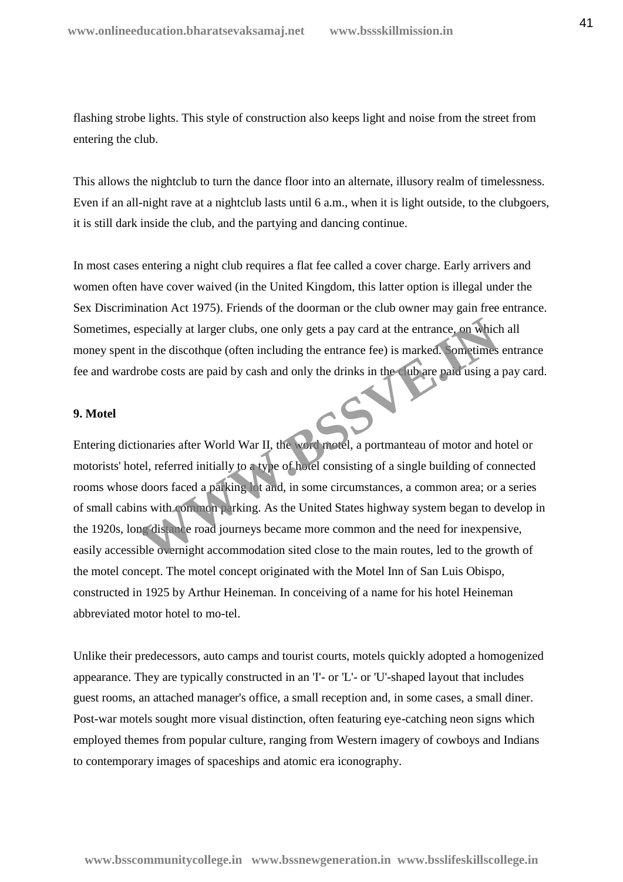flashing strobe lights. This style of construction also keeps light and noise from the street from entering the club.

This allows the nightclub to turn the dance floor into an alternate, illusory realm of timelessness. Even if an all-night rave at a nightclub lasts until 6 a.m., when it is light outside, to the clubgoers, it is still dark inside the club, and the partying and dancing continue.

In most cases entering a night club requires a flat fee called a cover charge. Early arrivers and women often have cover waived (in the United Kingdom, this latter option is illegal under the Sex Discrimination Act 1975). Friends of the doorman or the club owner may gain free entrance. Sometimes, especially at larger clubs, one only gets a pay card at the entrance, on which all money spent in the discothque (often including the entrance fee) is marked. Sometimes entrance fee and wardrobe costs are paid by cash and only the drinks in the club are paid using a pay card.

**9. Motel**

Entering dictionaries after World War II, the word motel, a portmanteau of motor and hotel or motorists' hotel, referred initially to a type of hotel consisting of a single building of connected rooms whose doors faced a parking lot and, in some circumstances, a common area; or a series of small cabins with common parking. As the United States highway system began to develop in the 1920s, long distance road journeys became more common and the need for inexpensive, easily accessible overnight accommodation sited close to the main routes, led to the growth of the motel concept. The motel concept originated with the Motel Inn of San Luis Obispo, constructed in 1925 by Arthur Heineman. In conceiving of a name for his hotel Heineman abbreviated motor hotel to mo-tel.

Unlike their predecessors, auto camps and tourist courts, motels quickly adopted a homogenized appearance. They are typically constructed in an 'I'- or 'L'- or 'U'-shaped layout that includes guest rooms, an attached manager's office, a small reception and, in some cases, a small diner. Post-war motels sought more visual distinction, often featuring eye-catching neon signs which employed themes from popular culture, ranging from Western imagery of cowboys and Indians to contemporary images of spaceships and atomic era iconography.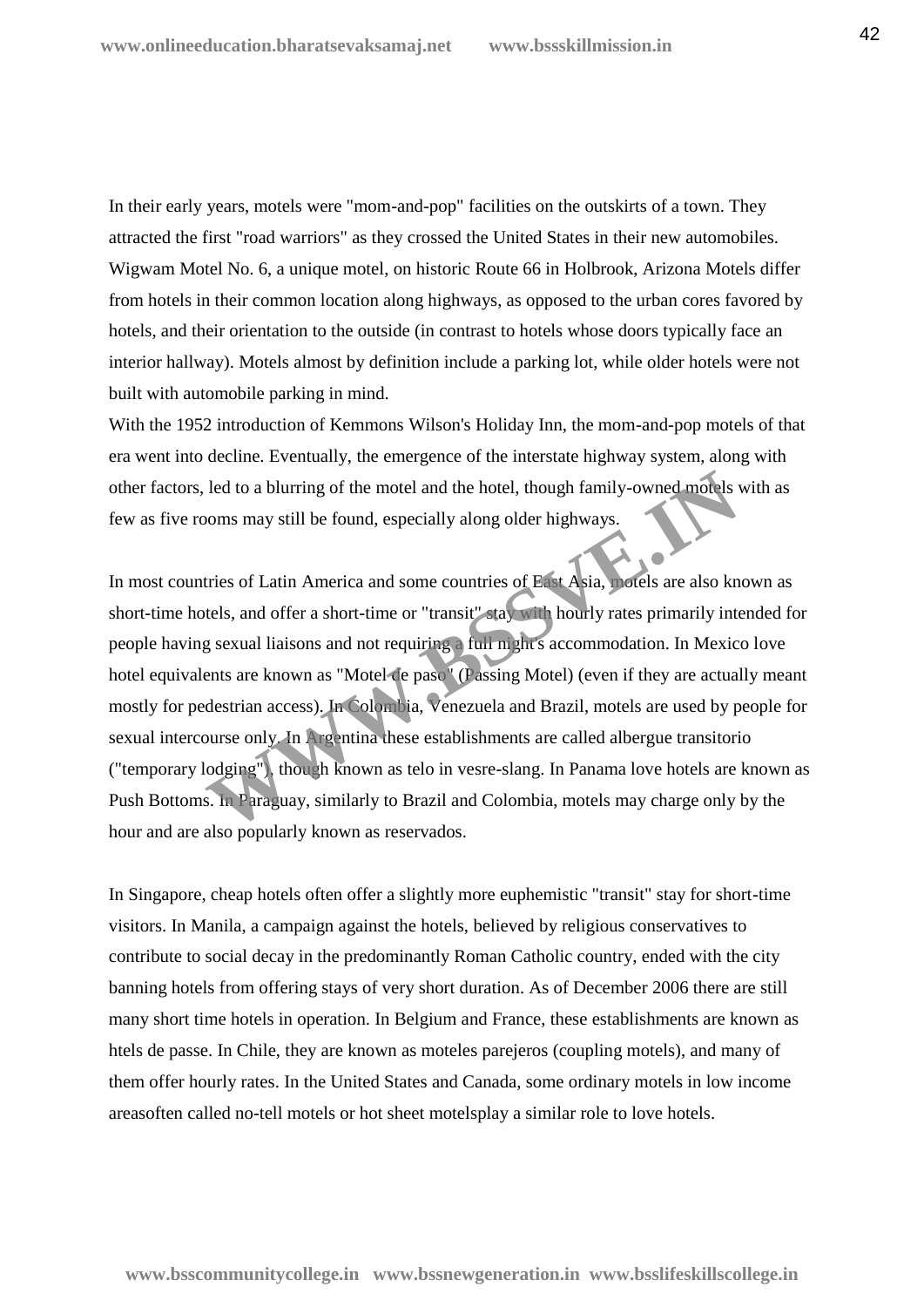In their early years, motels were "mom-and-pop" facilities on the outskirts of a town. They attracted the first "road warriors" as they crossed the United States in their new automobiles. Wigwam Motel No. 6, a unique motel, on historic Route 66 in Holbrook, Arizona Motels differ from hotels in their common location along highways, as opposed to the urban cores favored by hotels, and their orientation to the outside (in contrast to hotels whose doors typically face an interior hallway). Motels almost by definition include a parking lot, while older hotels were not built with automobile parking in mind.

With the 1952 introduction of Kemmons Wilson's Holiday Inn, the mom-and-pop motels of that era went into decline. Eventually, the emergence of the interstate highway system, along with other factors, led to a blurring of the motel and the hotel, though family-owned motels with as few as five rooms may still be found, especially along older highways.

In most countries of Latin America and some countries of East Asia, motels are also known as short-time hotels, and offer a short-time or "transit" stay with hourly rates primarily intended for people having sexual liaisons and not requiring a full night's accommodation. In Mexico love hotel equivalents are known as "Motel de paso" (Passing Motel) (even if they are actually meant mostly for pedestrian access). In Colombia, Venezuela and Brazil, motels are used by people for sexual intercourse only. In Argentina these establishments are called albergue transitorio ("temporary lodging"), though known as telo in vesre-slang. In Panama love hotels are known as Push Bottoms. In Paraguay, similarly to Brazil and Colombia, motels may charge only by the hour and are also popularly known as reservados.

In Singapore, cheap hotels often offer a slightly more euphemistic "transit" stay for short-time visitors. In Manila, a campaign against the hotels, believed by religious conservatives to contribute to social decay in the predominantly Roman Catholic country, ended with the city banning hotels from offering stays of very short duration. As of December 2006 there are still many short time hotels in operation. In Belgium and France, these establishments are known as htels de passe. In Chile, they are known as moteles parejeros (coupling motels), and many of them offer hourly rates. In the United States and Canada, some ordinary motels in low income areasoften called no-tell motels or hot sheet motelsplay a similar role to love hotels.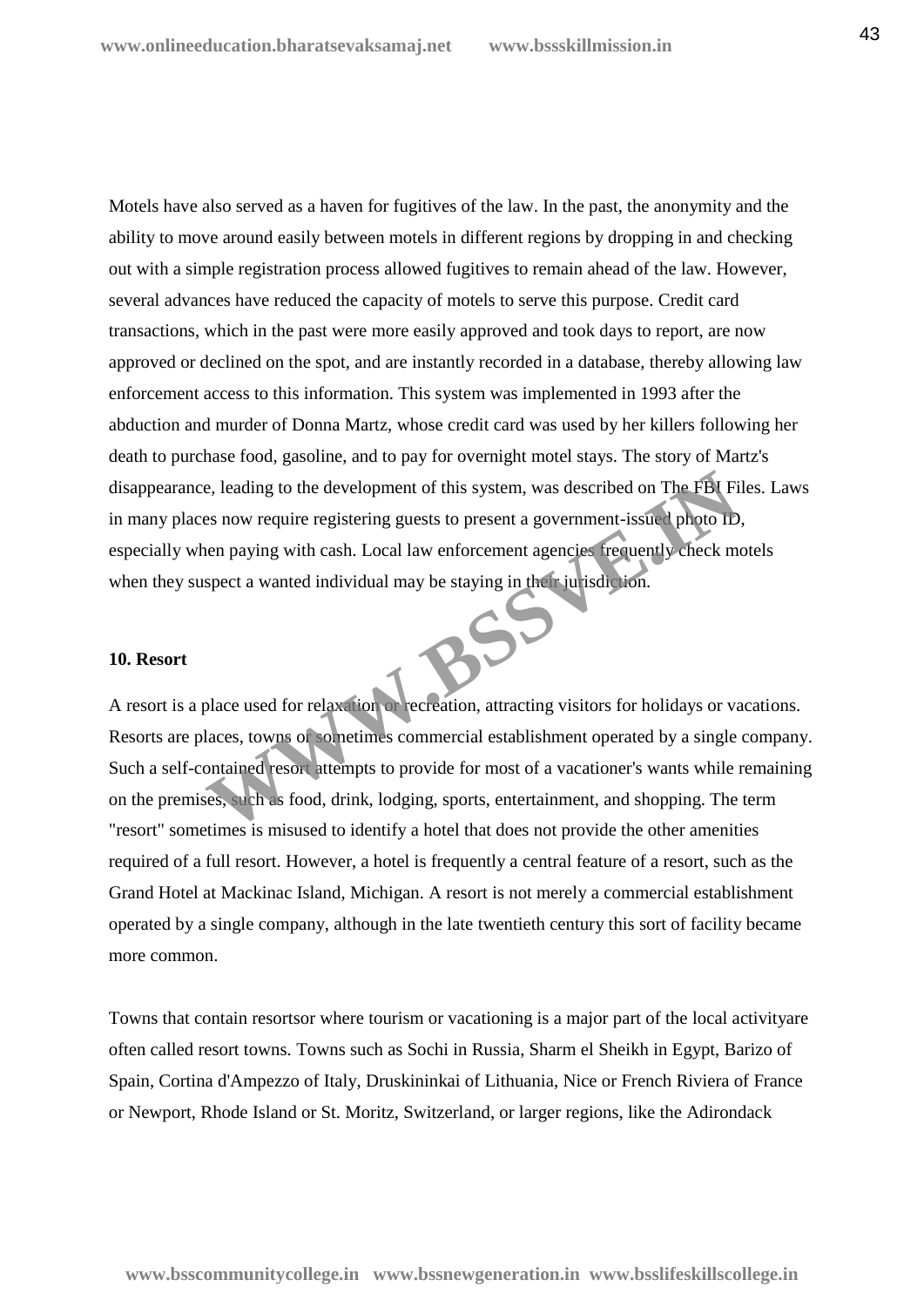Motels have also served as a haven for fugitives of the law. In the past, the anonymity and the ability to move around easily between motels in different regions by dropping in and checking out with a simple registration process allowed fugitives to remain ahead of the law. However, several advances have reduced the capacity of motels to serve this purpose. Credit card transactions, which in the past were more easily approved and took days to report, are now approved or declined on the spot, and are instantly recorded in a database, thereby allowing law enforcement access to this information. This system was implemented in 1993 after the abduction and murder of Donna Martz, whose credit card was used by her killers following her death to purchase food, gasoline, and to pay for overnight motel stays. The story of Martz's disappearance, leading to the development of this system, was described on The FBI Files. Laws in many places now require registering guests to present a government-issued photo ID, especially when paying with cash. Local law enforcement agencies frequently check motels when they suspect a wanted individual may be staying in their jurisdiction.

**10. Resort**

A resort is a place used for relaxation or recreation, attracting visitors for holidays or vacations. Resorts are places, towns or sometimes commercial establishment operated by a single company. Such a self-contained resort attempts to provide for most of a vacationer's wants while remaining on the premises, such as food, drink, lodging, sports, entertainment, and shopping. The term "resort" sometimes is misused to identify a hotel that does not provide the other amenities required of a full resort. However, a hotel is frequently a central feature of a resort, such as the Grand Hotel at Mackinac Island, Michigan. A resort is not merely a commercial establishment operated by a single company, although in the late twentieth century this sort of facility became more common.

Towns that contain resortsor where tourism or vacationing is a major part of the local activityare often called resort towns. Towns such as Sochi in Russia, Sharm el Sheikh in Egypt, Barizo of Spain, Cortina d'Ampezzo of Italy, Druskininkai of Lithuania, Nice or French Riviera of France or Newport, Rhode Island or St. Moritz, Switzerland, or larger regions, like the Adirondack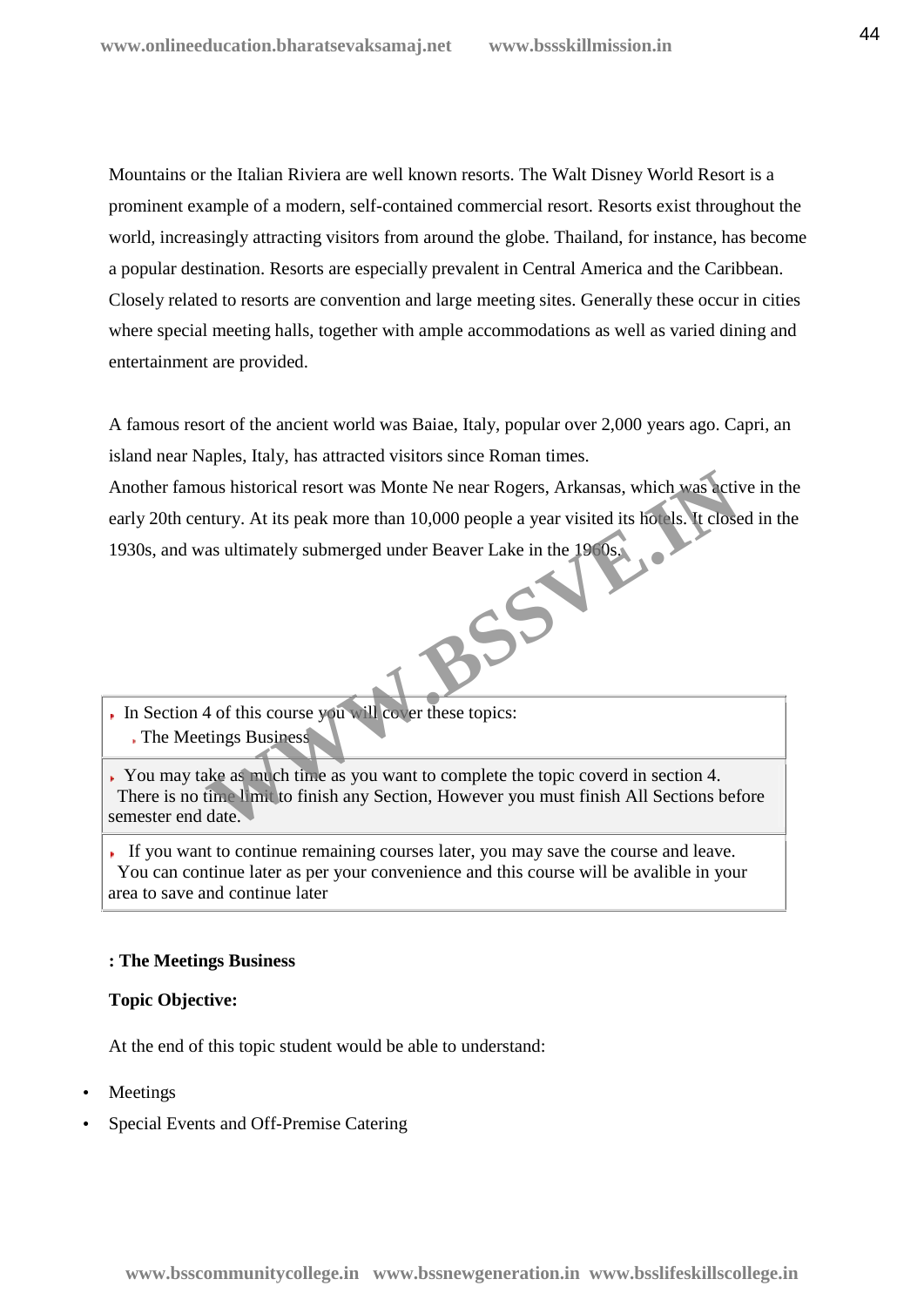Mountains or the Italian Riviera are well known resorts. The Walt Disney World Resort is a prominent example of a modern, self-contained commercial resort. Resorts exist throughout the world, increasingly attracting visitors from around the globe. Thailand, for instance, has become a popular destination. Resorts are especially prevalent in Central America and the Caribbean. Closely related to resorts are convention and large meeting sites. Generally these occur in cities where special meeting halls, together with ample accommodations as well as varied dining and entertainment are provided.

A famous resort of the ancient world was Baiae, Italy, popular over 2,000 years ago. Capri, an island near Naples, Italy, has attracted visitors since Roman times.
Another famous historical resort was Monte Ne near Rogers, Arkansas, which was active in the early 20th century. At its peak more than 10,000 people a year visited its hotels. It closed in the 1930s, and was ultimately submerged under Beaver Lake in the 1960s.

- In Section 4 of this course you will cover these topics:
  - The Meetings Business

- You may take as much time as you want to complete the topic coverd in section 4. There is no time limit to finish any Section, However you must finish All Sections before semester end date.

- If you want to continue remaining courses later, you may save the course and leave. You can continue later as per your convenience and this course will be avalible in your area to save and continue later

**: The Meetings Business**

**Topic Objective:**

At the end of this topic student would be able to understand:

- Meetings
- Special Events and Off-Premise Catering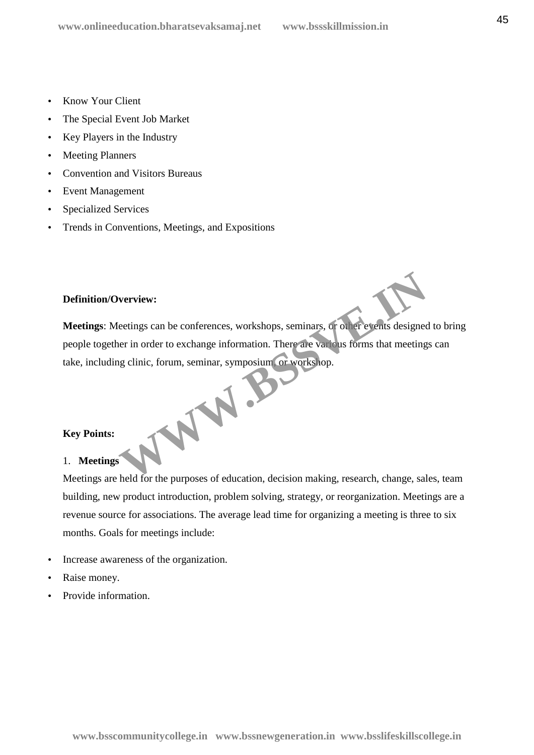- Know Your Client
- The Special Event Job Market
- Key Players in the Industry
- Meeting Planners
- Convention and Visitors Bureaus
- Event Management
- Specialized Services
- Trends in Conventions, Meetings, and Expositions

**Definition/Overview:**

**Meetings**: Meetings can be conferences, workshops, seminars, or other events designed to bring people together in order to exchange information. There are various forms that meetings can take, including clinic, forum, seminar, symposium, or workshop.

**Key Points:**

1. **Meetings**

Meetings are held for the purposes of education, decision making, research, change, sales, team building, new product introduction, problem solving, strategy, or reorganization. Meetings are a revenue source for associations. The average lead time for organizing a meeting is three to six months. Goals for meetings include:

- Increase awareness of the organization.
- Raise money.
- Provide information.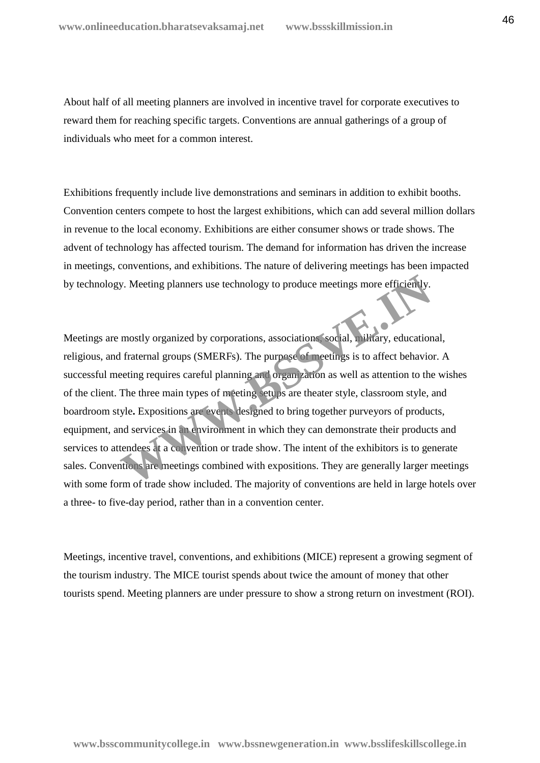About half of all meeting planners are involved in incentive travel for corporate executives to reward them for reaching specific targets. Conventions are annual gatherings of a group of individuals who meet for a common interest.

Exhibitions frequently include live demonstrations and seminars in addition to exhibit booths. Convention centers compete to host the largest exhibitions, which can add several million dollars in revenue to the local economy. Exhibitions are either consumer shows or trade shows. The advent of technology has affected tourism. The demand for information has driven the increase in meetings, conventions, and exhibitions. The nature of delivering meetings has been impacted by technology. Meeting planners use technology to produce meetings more efficiently.

Meetings are mostly organized by corporations, associations, social, military, educational, religious, and fraternal groups (SMERFs). The purpose of meetings is to affect behavior. A successful meeting requires careful planning and organization as well as attention to the wishes of the client. The three main types of meeting setups are theater style, classroom style, and boardroom style**.** Expositions are events designed to bring together purveyors of products, equipment, and services in an environment in which they can demonstrate their products and services to attendees at a convention or trade show. The intent of the exhibitors is to generate sales. Conventions are meetings combined with expositions. They are generally larger meetings with some form of trade show included. The majority of conventions are held in large hotels over a three- to five-day period, rather than in a convention center.

Meetings, incentive travel, conventions, and exhibitions (MICE) represent a growing segment of the tourism industry. The MICE tourist spends about twice the amount of money that other tourists spend. Meeting planners are under pressure to show a strong return on investment (ROI).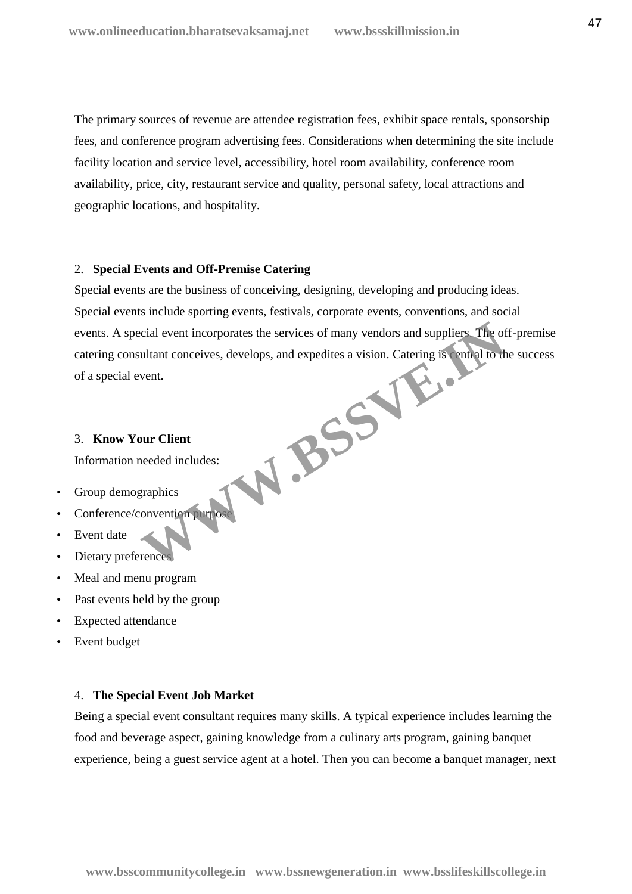The primary sources of revenue are attendee registration fees, exhibit space rentals, sponsorship fees, and conference program advertising fees. Considerations when determining the site include facility location and service level, accessibility, hotel room availability, conference room availability, price, city, restaurant service and quality, personal safety, local attractions and geographic locations, and hospitality.

2. **Special Events and Off-Premise Catering**

Special events are the business of conceiving, designing, developing and producing ideas. Special events include sporting events, festivals, corporate events, conventions, and social events. A special event incorporates the services of many vendors and suppliers. The off-premise catering consultant conceives, develops, and expedites a vision. Catering is central to the success of a special event.

3. **Know Your Client**

Information needed includes:

- Group demographics
- Conference/convention purpose
- Event date
- Dietary preferences
- Meal and menu program
- Past events held by the group
- Expected attendance
- Event budget

4. **The Special Event Job Market**

Being a special event consultant requires many skills. A typical experience includes learning the food and beverage aspect, gaining knowledge from a culinary arts program, gaining banquet experience, being a guest service agent at a hotel. Then you can become a banquet manager, next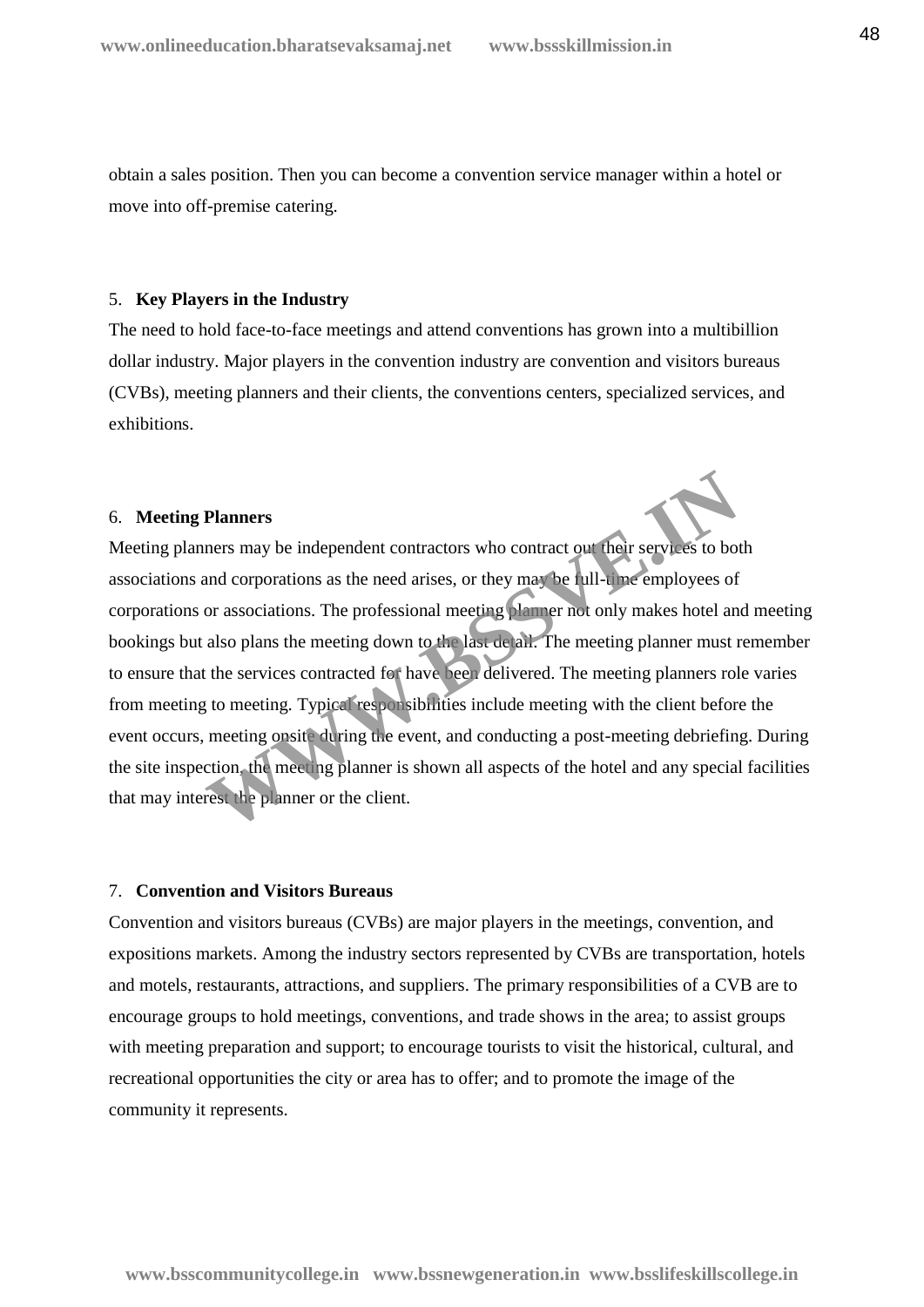obtain a sales position. Then you can become a convention service manager within a hotel or move into off-premise catering.

5. **Key Players in the Industry**

The need to hold face-to-face meetings and attend conventions has grown into a multibillion dollar industry. Major players in the convention industry are convention and visitors bureaus (CVBs), meeting planners and their clients, the conventions centers, specialized services, and exhibitions.

6. **Meeting Planners**

Meeting planners may be independent contractors who contract out their services to both associations and corporations as the need arises, or they may be full-time employees of corporations or associations. The professional meeting planner not only makes hotel and meeting bookings but also plans the meeting down to the last detail. The meeting planner must remember to ensure that the services contracted for have been delivered. The meeting planners role varies from meeting to meeting. Typical responsibilities include meeting with the client before the event occurs, meeting onsite during the event, and conducting a post-meeting debriefing. During the site inspection, the meeting planner is shown all aspects of the hotel and any special facilities that may interest the planner or the client.

7. **Convention and Visitors Bureaus**

Convention and visitors bureaus (CVBs) are major players in the meetings, convention, and expositions markets. Among the industry sectors represented by CVBs are transportation, hotels and motels, restaurants, attractions, and suppliers. The primary responsibilities of a CVB are to encourage groups to hold meetings, conventions, and trade shows in the area; to assist groups with meeting preparation and support; to encourage tourists to visit the historical, cultural, and recreational opportunities the city or area has to offer; and to promote the image of the community it represents.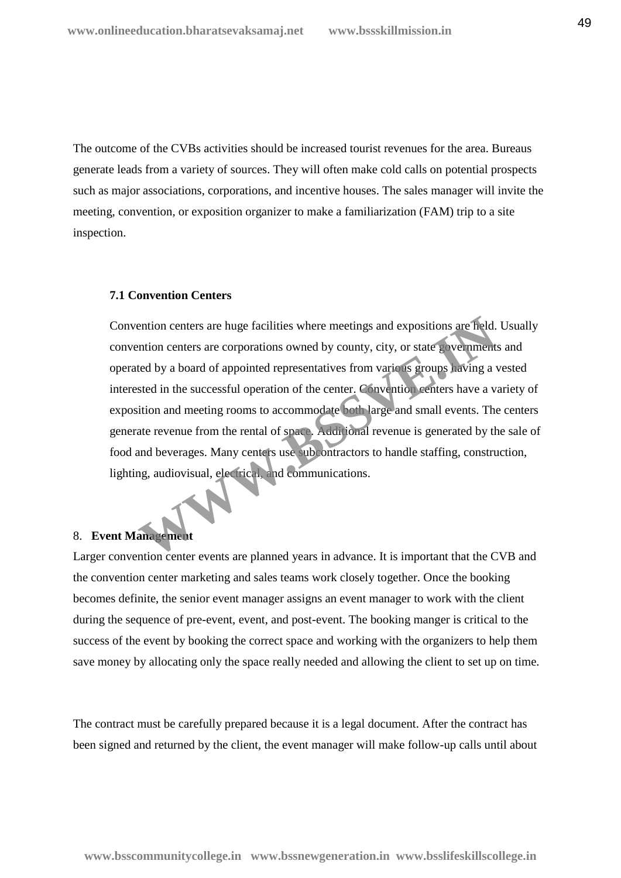The outcome of the CVBs activities should be increased tourist revenues for the area. Bureaus generate leads from a variety of sources. They will often make cold calls on potential prospects such as major associations, corporations, and incentive houses. The sales manager will invite the meeting, convention, or exposition organizer to make a familiarization (FAM) trip to a site inspection.

### 7.1 Convention Centers

Convention centers are huge facilities where meetings and expositions are held. Usually convention centers are corporations owned by county, city, or state governments and operated by a board of appointed representatives from various groups having a vested interested in the successful operation of the center. Convention centers have a variety of exposition and meeting rooms to accommodate both large and small events. The centers generate revenue from the rental of space. Additional revenue is generated by the sale of food and beverages. Many centers use subcontractors to handle staffing, construction, lighting, audiovisual, electrical, and communications.

## 8. Event Management

Larger convention center events are planned years in advance. It is important that the CVB and the convention center marketing and sales teams work closely together. Once the booking becomes definite, the senior event manager assigns an event manager to work with the client during the sequence of pre-event, event, and post-event. The booking manger is critical to the success of the event by booking the correct space and working with the organizers to help them save money by allocating only the space really needed and allowing the client to set up on time.

The contract must be carefully prepared because it is a legal document. After the contract has been signed and returned by the client, the event manager will make follow-up calls until about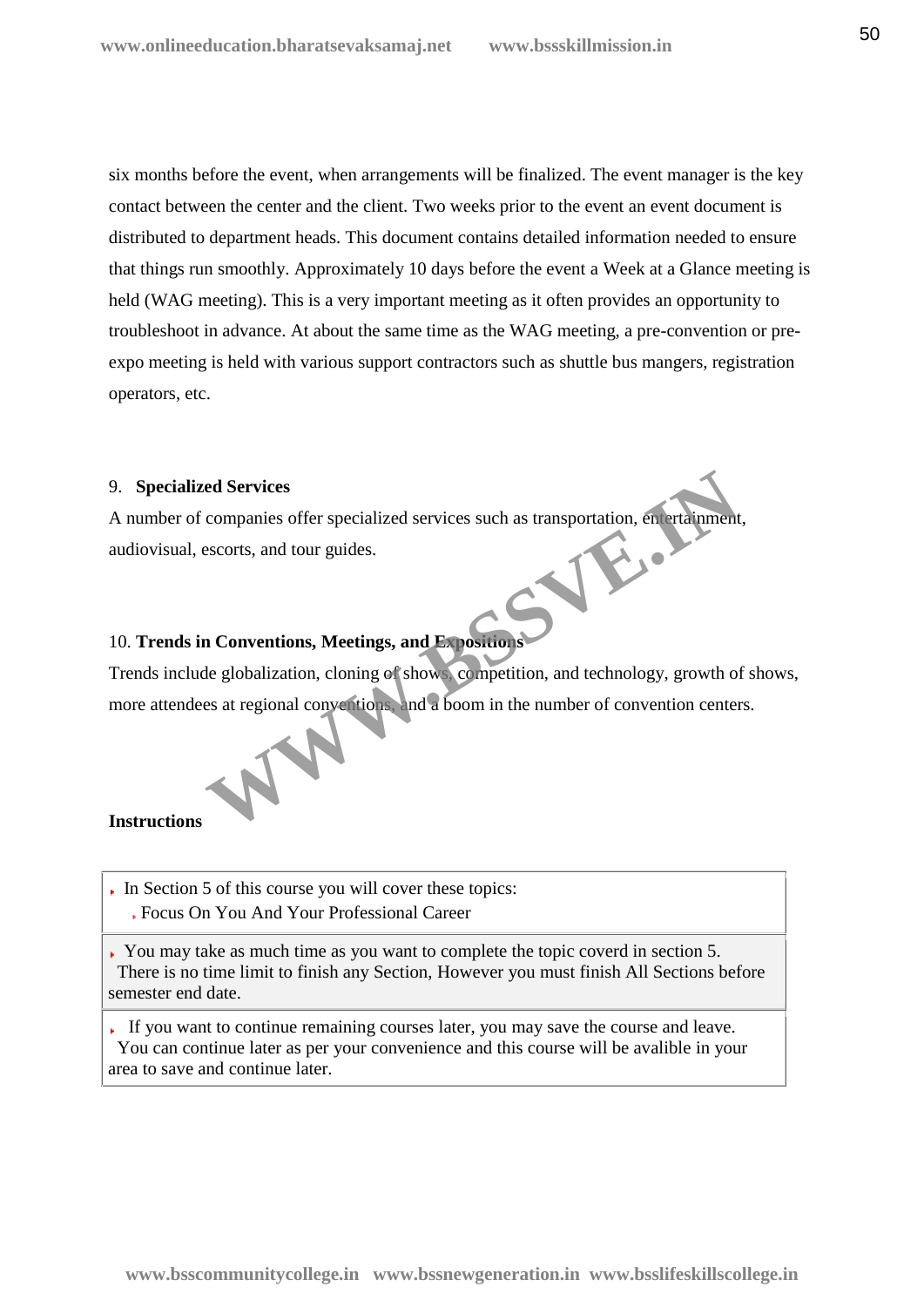six months before the event, when arrangements will be finalized. The event manager is the key contact between the center and the client. Two weeks prior to the event an event document is distributed to department heads. This document contains detailed information needed to ensure that things run smoothly. Approximately 10 days before the event a Week at a Glance meeting is held (WAG meeting). This is a very important meeting as it often provides an opportunity to troubleshoot in advance. At about the same time as the WAG meeting, a pre-convention or pre-expo meeting is held with various support contractors such as shuttle bus mangers, registration operators, etc.

9. **Specialized Services**

A number of companies offer specialized services such as transportation, entertainment, audiovisual, escorts, and tour guides.

10. **Trends in Conventions, Meetings, and Expositions**

Trends include globalization, cloning of shows, competition, and technology, growth of shows, more attendees at regional conventions, and a boom in the number of convention centers.

**Instructions**

| |
|---|
| In Section 5 of this course you will cover these topics:<br>Focus On You And Your Professional Career |
| You may take as much time as you want to complete the topic coverd in section 5. There is no time limit to finish any Section, However you must finish All Sections before semester end date. |
| If you want to continue remaining courses later, you may save the course and leave. You can continue later as per your convenience and this course will be avalible in your area to save and continue later. |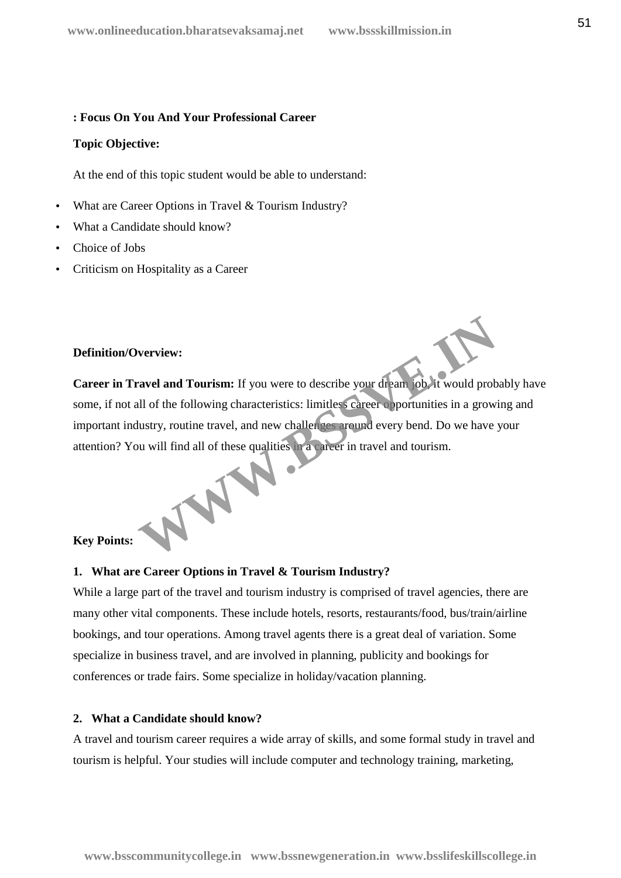**: Focus On You And Your Professional Career**

**Topic Objective:**

At the end of this topic student would be able to understand:

- What are Career Options in Travel & Tourism Industry?
- What a Candidate should know?
- Choice of Jobs
- Criticism on Hospitality as a Career

**Definition/Overview:**

**Career in Travel and Tourism:** If you were to describe your dream job, it would probably have some, if not all of the following characteristics: limitless career opportunities in a growing and important industry, routine travel, and new challenges around every bend. Do we have your attention? You will find all of these qualities in a career in travel and tourism.

**Key Points:**

**1. What are Career Options in Travel & Tourism Industry?**

While a large part of the travel and tourism industry is comprised of travel agencies, there are many other vital components. These include hotels, resorts, restaurants/food, bus/train/airline bookings, and tour operations. Among travel agents there is a great deal of variation. Some specialize in business travel, and are involved in planning, publicity and bookings for conferences or trade fairs. Some specialize in holiday/vacation planning.

**2. What a Candidate should know?**

A travel and tourism career requires a wide array of skills, and some formal study in travel and tourism is helpful. Your studies will include computer and technology training, marketing,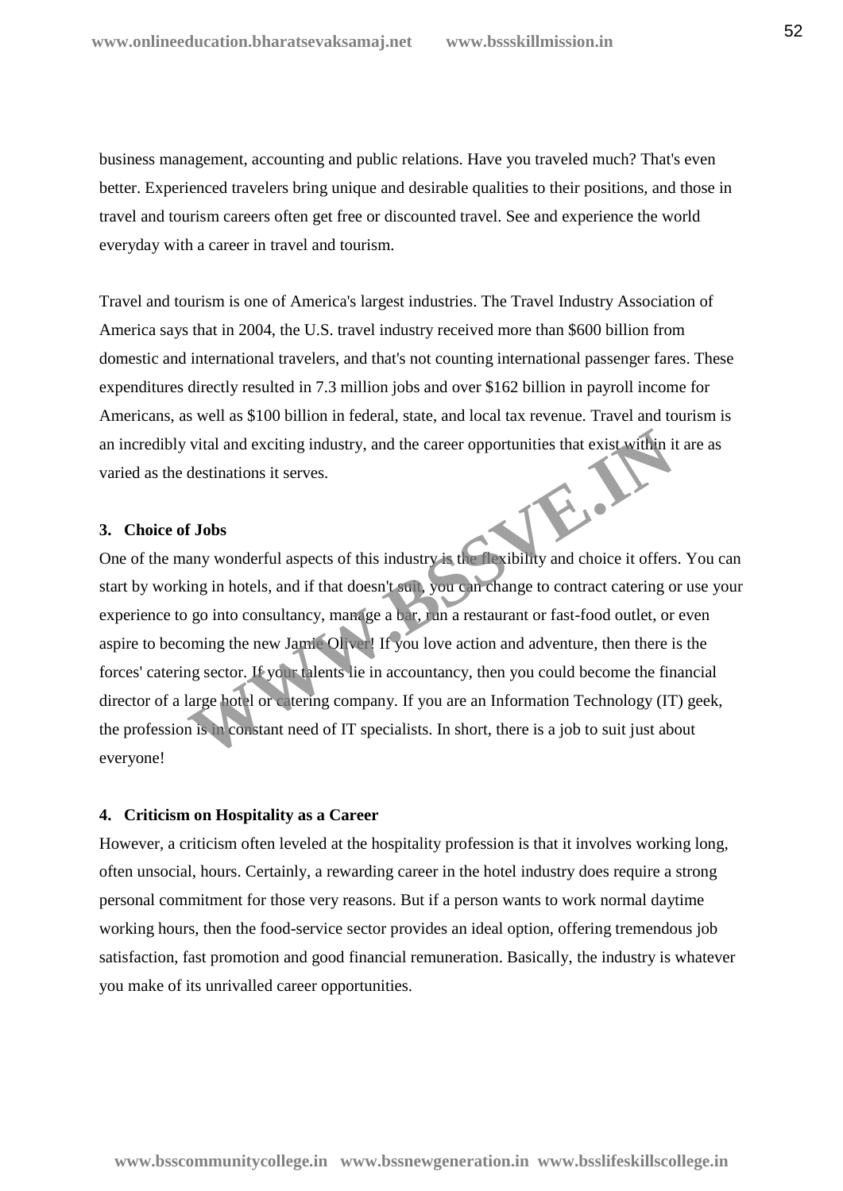business management, accounting and public relations. Have you traveled much? That's even better. Experienced travelers bring unique and desirable qualities to their positions, and those in travel and tourism careers often get free or discounted travel. See and experience the world everyday with a career in travel and tourism.

Travel and tourism is one of America's largest industries. The Travel Industry Association of America says that in 2004, the U.S. travel industry received more than $600 billion from domestic and international travelers, and that's not counting international passenger fares. These expenditures directly resulted in 7.3 million jobs and over $162 billion in payroll income for Americans, as well as $100 billion in federal, state, and local tax revenue. Travel and tourism is an incredibly vital and exciting industry, and the career opportunities that exist within it are as varied as the destinations it serves.

**3. Choice of Jobs**

One of the many wonderful aspects of this industry is the flexibility and choice it offers. You can start by working in hotels, and if that doesn't suit, you can change to contract catering or use your experience to go into consultancy, manage a bar, run a restaurant or fast-food outlet, or even aspire to becoming the new Jamie Oliver! If you love action and adventure, then there is the forces' catering sector. If your talents lie in accountancy, then you could become the financial director of a large hotel or catering company. If you are an Information Technology (IT) geek, the profession is in constant need of IT specialists. In short, there is a job to suit just about everyone!

**4. Criticism on Hospitality as a Career**

However, a criticism often leveled at the hospitality profession is that it involves working long, often unsocial, hours. Certainly, a rewarding career in the hotel industry does require a strong personal commitment for those very reasons. But if a person wants to work normal daytime working hours, then the food-service sector provides an ideal option, offering tremendous job satisfaction, fast promotion and good financial remuneration. Basically, the industry is whatever you make of its unrivalled career opportunities.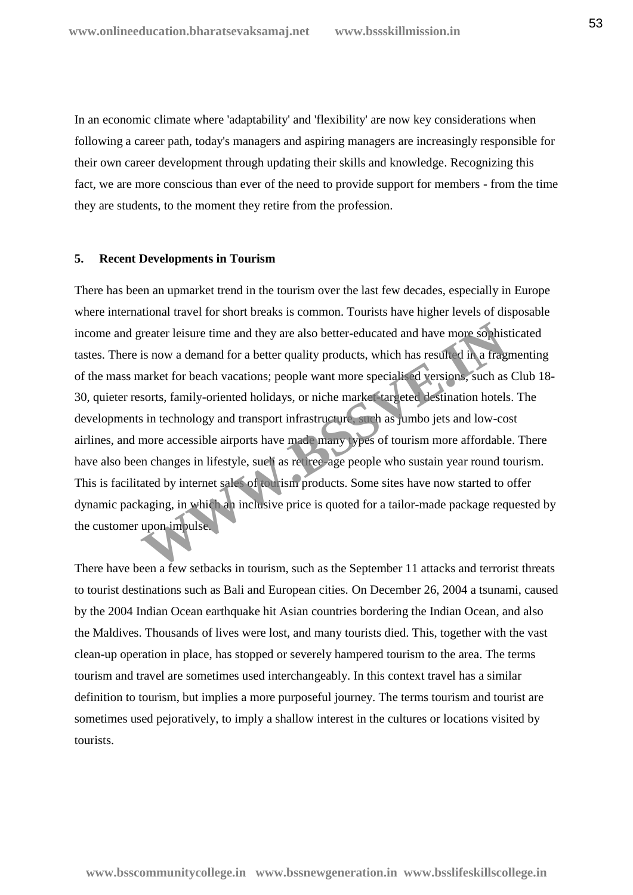In an economic climate where 'adaptability' and 'flexibility' are now key considerations when following a career path, today's managers and aspiring managers are increasingly responsible for their own career development through updating their skills and knowledge. Recognizing this fact, we are more conscious than ever of the need to provide support for members - from the time they are students, to the moment they retire from the profession.

## 5. Recent Developments in Tourism

There has been an upmarket trend in the tourism over the last few decades, especially in Europe where international travel for short breaks is common. Tourists have higher levels of disposable income and greater leisure time and they are also better-educated and have more sophisticated tastes. There is now a demand for a better quality products, which has resulted in a fragmenting of the mass market for beach vacations; people want more specialised versions, such as Club 18-30, quieter resorts, family-oriented holidays, or niche market-targeted destination hotels. The developments in technology and transport infrastructure, such as jumbo jets and low-cost airlines, and more accessible airports have made many types of tourism more affordable. There have also been changes in lifestyle, such as retiree-age people who sustain year round tourism. This is facilitated by internet sales of tourism products. Some sites have now started to offer dynamic packaging, in which an inclusive price is quoted for a tailor-made package requested by the customer upon impulse.

There have been a few setbacks in tourism, such as the September 11 attacks and terrorist threats to tourist destinations such as Bali and European cities. On December 26, 2004 a tsunami, caused by the 2004 Indian Ocean earthquake hit Asian countries bordering the Indian Ocean, and also the Maldives. Thousands of lives were lost, and many tourists died. This, together with the vast clean-up operation in place, has stopped or severely hampered tourism to the area. The terms tourism and travel are sometimes used interchangeably. In this context travel has a similar definition to tourism, but implies a more purposeful journey. The terms tourism and tourist are sometimes used pejoratively, to imply a shallow interest in the cultures or locations visited by tourists.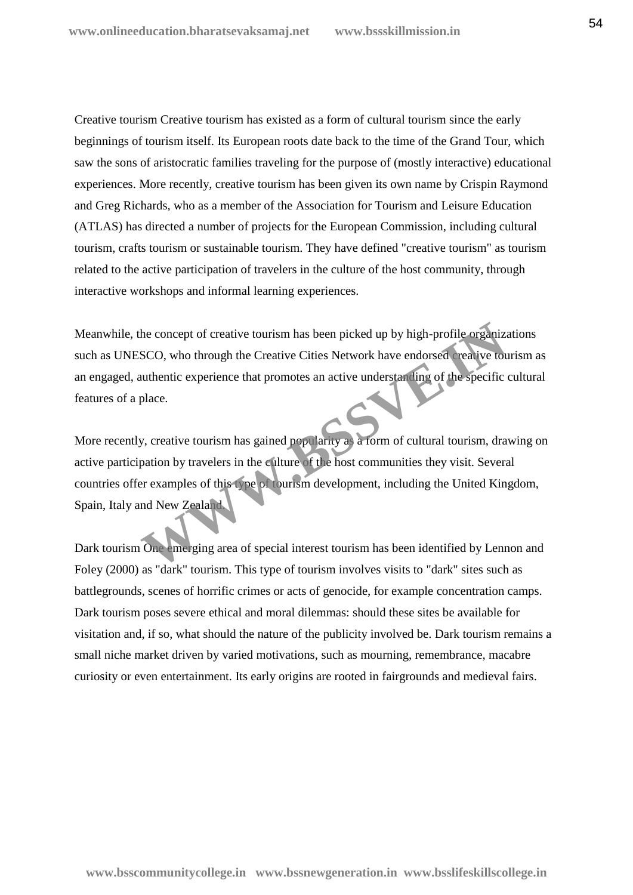Creative tourism Creative tourism has existed as a form of cultural tourism since the early beginnings of tourism itself. Its European roots date back to the time of the Grand Tour, which saw the sons of aristocratic families traveling for the purpose of (mostly interactive) educational experiences. More recently, creative tourism has been given its own name by Crispin Raymond and Greg Richards, who as a member of the Association for Tourism and Leisure Education (ATLAS) has directed a number of projects for the European Commission, including cultural tourism, crafts tourism or sustainable tourism. They have defined "creative tourism" as tourism related to the active participation of travelers in the culture of the host community, through interactive workshops and informal learning experiences.

Meanwhile, the concept of creative tourism has been picked up by high-profile organizations such as UNESCO, who through the Creative Cities Network have endorsed creative tourism as an engaged, authentic experience that promotes an active understanding of the specific cultural features of a place.

More recently, creative tourism has gained popularity as a form of cultural tourism, drawing on active participation by travelers in the culture of the host communities they visit. Several countries offer examples of this type of tourism development, including the United Kingdom, Spain, Italy and New Zealand.

Dark tourism One emerging area of special interest tourism has been identified by Lennon and Foley (2000) as "dark" tourism. This type of tourism involves visits to "dark" sites such as battlegrounds, scenes of horrific crimes or acts of genocide, for example concentration camps. Dark tourism poses severe ethical and moral dilemmas: should these sites be available for visitation and, if so, what should the nature of the publicity involved be. Dark tourism remains a small niche market driven by varied motivations, such as mourning, remembrance, macabre curiosity or even entertainment. Its early origins are rooted in fairgrounds and medieval fairs.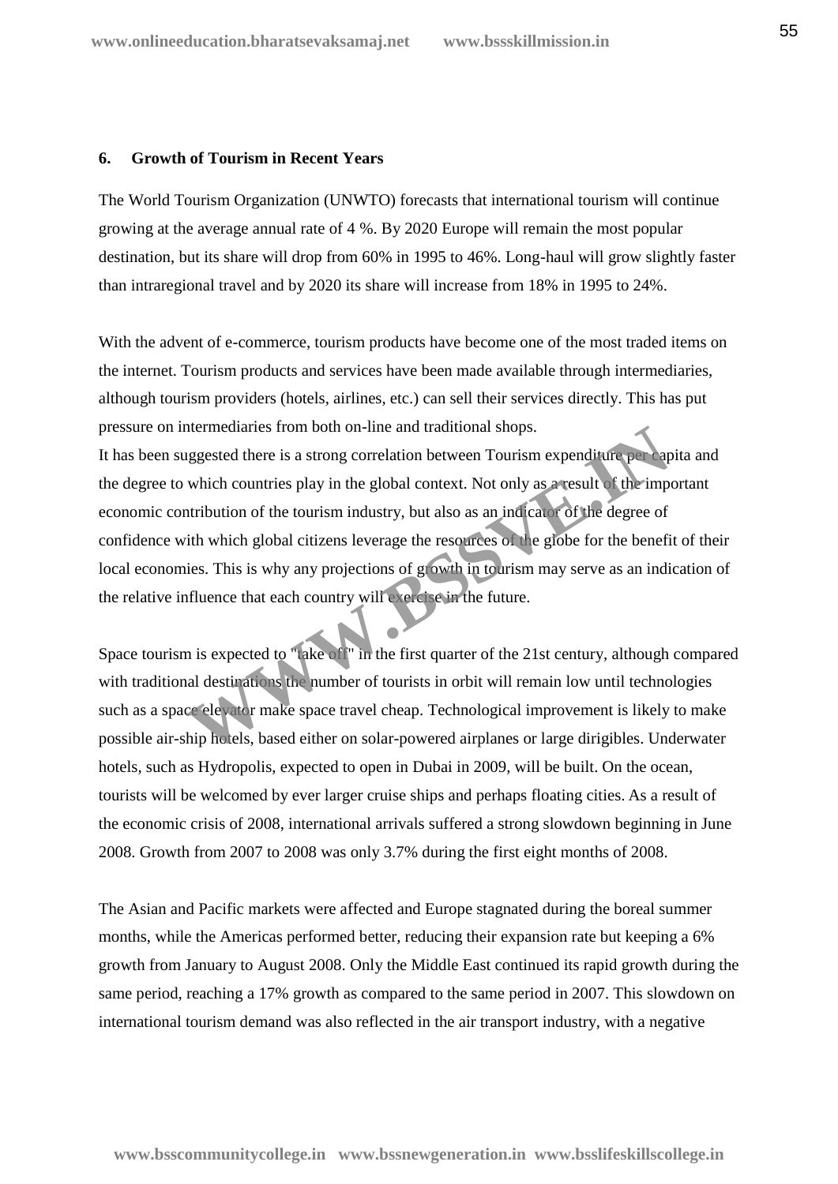### 6. Growth of Tourism in Recent Years

The World Tourism Organization (UNWTO) forecasts that international tourism will continue growing at the average annual rate of 4 %. By 2020 Europe will remain the most popular destination, but its share will drop from 60% in 1995 to 46%. Long-haul will grow slightly faster than intraregional travel and by 2020 its share will increase from 18% in 1995 to 24%.

With the advent of e-commerce, tourism products have become one of the most traded items on the internet. Tourism products and services have been made available through intermediaries, although tourism providers (hotels, airlines, etc.) can sell their services directly. This has put pressure on intermediaries from both on-line and traditional shops.
It has been suggested there is a strong correlation between Tourism expenditure per capita and the degree to which countries play in the global context. Not only as a result of the important economic contribution of the tourism industry, but also as an indicator of the degree of confidence with which global citizens leverage the resources of the globe for the benefit of their local economies. This is why any projections of growth in tourism may serve as an indication of the relative influence that each country will exercise in the future.

Space tourism is expected to "take off" in the first quarter of the 21st century, although compared with traditional destinations the number of tourists in orbit will remain low until technologies such as a space elevator make space travel cheap. Technological improvement is likely to make possible air-ship hotels, based either on solar-powered airplanes or large dirigibles. Underwater hotels, such as Hydropolis, expected to open in Dubai in 2009, will be built. On the ocean, tourists will be welcomed by ever larger cruise ships and perhaps floating cities. As a result of the economic crisis of 2008, international arrivals suffered a strong slowdown beginning in June 2008. Growth from 2007 to 2008 was only 3.7% during the first eight months of 2008.

The Asian and Pacific markets were affected and Europe stagnated during the boreal summer months, while the Americas performed better, reducing their expansion rate but keeping a 6% growth from January to August 2008. Only the Middle East continued its rapid growth during the same period, reaching a 17% growth as compared to the same period in 2007. This slowdown on international tourism demand was also reflected in the air transport industry, with a negative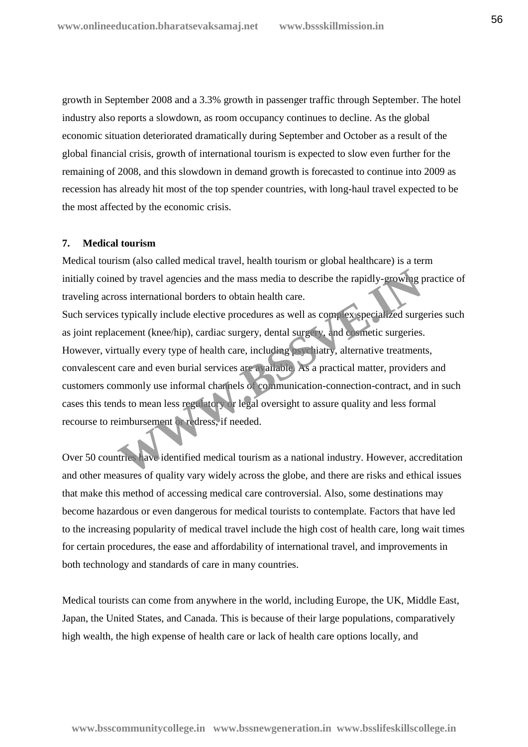growth in September 2008 and a 3.3% growth in passenger traffic through September. The hotel industry also reports a slowdown, as room occupancy continues to decline. As the global economic situation deteriorated dramatically during September and October as a result of the global financial crisis, growth of international tourism is expected to slow even further for the remaining of 2008, and this slowdown in demand growth is forecasted to continue into 2009 as recession has already hit most of the top spender countries, with long-haul travel expected to be the most affected by the economic crisis.

## 7. Medical tourism

Medical tourism (also called medical travel, health tourism or global healthcare) is a term initially coined by travel agencies and the mass media to describe the rapidly-growing practice of traveling across international borders to obtain health care.
Such services typically include elective procedures as well as complex specialized surgeries such as joint replacement (knee/hip), cardiac surgery, dental surgery, and cosmetic surgeries. However, virtually every type of health care, including psychiatry, alternative treatments, convalescent care and even burial services are available. As a practical matter, providers and customers commonly use informal channels of communication-connection-contract, and in such cases this tends to mean less regulatory or legal oversight to assure quality and less formal recourse to reimbursement or redress, if needed.

Over 50 countries have identified medical tourism as a national industry. However, accreditation and other measures of quality vary widely across the globe, and there are risks and ethical issues that make this method of accessing medical care controversial. Also, some destinations may become hazardous or even dangerous for medical tourists to contemplate. Factors that have led to the increasing popularity of medical travel include the high cost of health care, long wait times for certain procedures, the ease and affordability of international travel, and improvements in both technology and standards of care in many countries.

Medical tourists can come from anywhere in the world, including Europe, the UK, Middle East, Japan, the United States, and Canada. This is because of their large populations, comparatively high wealth, the high expense of health care or lack of health care options locally, and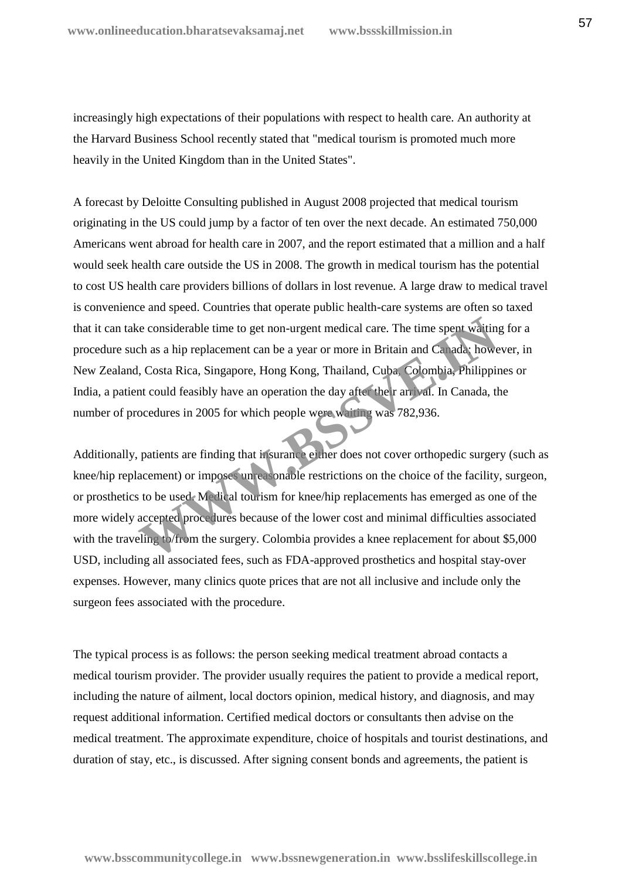increasingly high expectations of their populations with respect to health care. An authority at the Harvard Business School recently stated that "medical tourism is promoted much more heavily in the United Kingdom than in the United States".

A forecast by Deloitte Consulting published in August 2008 projected that medical tourism originating in the US could jump by a factor of ten over the next decade. An estimated 750,000 Americans went abroad for health care in 2007, and the report estimated that a million and a half would seek health care outside the US in 2008. The growth in medical tourism has the potential to cost US health care providers billions of dollars in lost revenue. A large draw to medical travel is convenience and speed. Countries that operate public health-care systems are often so taxed that it can take considerable time to get non-urgent medical care. The time spent waiting for a procedure such as a hip replacement can be a year or more in Britain and Canada; however, in New Zealand, Costa Rica, Singapore, Hong Kong, Thailand, Cuba, Colombia, Philippines or India, a patient could feasibly have an operation the day after their arrival. In Canada, the number of procedures in 2005 for which people were waiting was 782,936.

Additionally, patients are finding that insurance either does not cover orthopedic surgery (such as knee/hip replacement) or imposes unreasonable restrictions on the choice of the facility, surgeon, or prosthetics to be used. Medical tourism for knee/hip replacements has emerged as one of the more widely accepted procedures because of the lower cost and minimal difficulties associated with the traveling to/from the surgery. Colombia provides a knee replacement for about $5,000 USD, including all associated fees, such as FDA-approved prosthetics and hospital stay-over expenses. However, many clinics quote prices that are not all inclusive and include only the surgeon fees associated with the procedure.

The typical process is as follows: the person seeking medical treatment abroad contacts a medical tourism provider. The provider usually requires the patient to provide a medical report, including the nature of ailment, local doctors opinion, medical history, and diagnosis, and may request additional information. Certified medical doctors or consultants then advise on the medical treatment. The approximate expenditure, choice of hospitals and tourist destinations, and duration of stay, etc., is discussed. After signing consent bonds and agreements, the patient is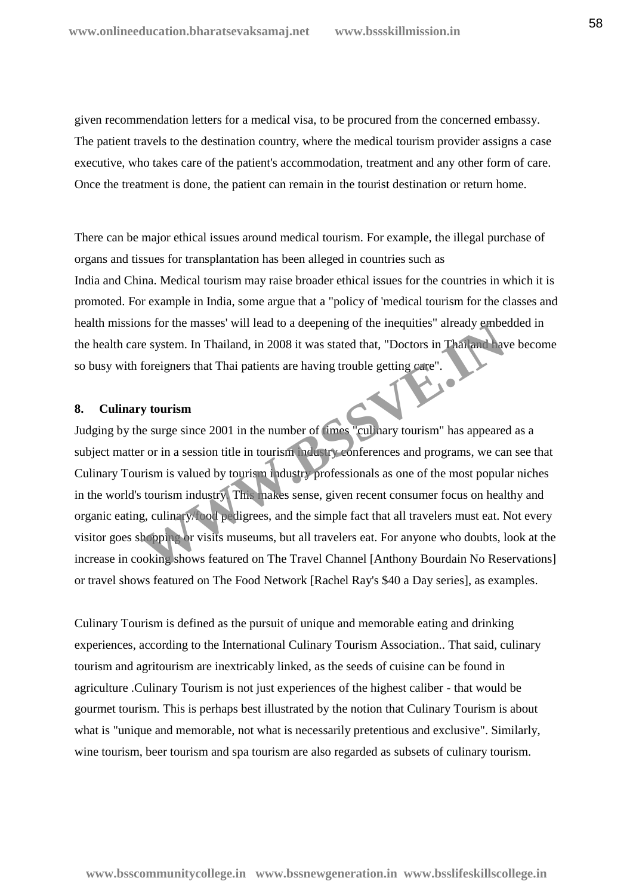given recommendation letters for a medical visa, to be procured from the concerned embassy. The patient travels to the destination country, where the medical tourism provider assigns a case executive, who takes care of the patient's accommodation, treatment and any other form of care. Once the treatment is done, the patient can remain in the tourist destination or return home.

There can be major ethical issues around medical tourism. For example, the illegal purchase of organs and tissues for transplantation has been alleged in countries such as India and China. Medical tourism may raise broader ethical issues for the countries in which it is promoted. For example in India, some argue that a "policy of 'medical tourism for the classes and health missions for the masses' will lead to a deepening of the inequities" already embedded in the health care system. In Thailand, in 2008 it was stated that, "Doctors in Thailand have become so busy with foreigners that Thai patients are having trouble getting care".

**8. Culinary tourism**

Judging by the surge since 2001 in the number of times "culinary tourism" has appeared as a subject matter or in a session title in tourism industry conferences and programs, we can see that Culinary Tourism is valued by tourism industry professionals as one of the most popular niches in the world's tourism industry. This makes sense, given recent consumer focus on healthy and organic eating, culinary/food pedigrees, and the simple fact that all travelers must eat. Not every visitor goes shopping or visits museums, but all travelers eat. For anyone who doubts, look at the increase in cooking shows featured on The Travel Channel [Anthony Bourdain No Reservations] or travel shows featured on The Food Network [Rachel Ray's $40 a Day series], as examples.

Culinary Tourism is defined as the pursuit of unique and memorable eating and drinking experiences, according to the International Culinary Tourism Association.. That said, culinary tourism and agritourism are inextricably linked, as the seeds of cuisine can be found in agriculture .Culinary Tourism is not just experiences of the highest caliber - that would be gourmet tourism. This is perhaps best illustrated by the notion that Culinary Tourism is about what is "unique and memorable, not what is necessarily pretentious and exclusive". Similarly, wine tourism, beer tourism and spa tourism are also regarded as subsets of culinary tourism.